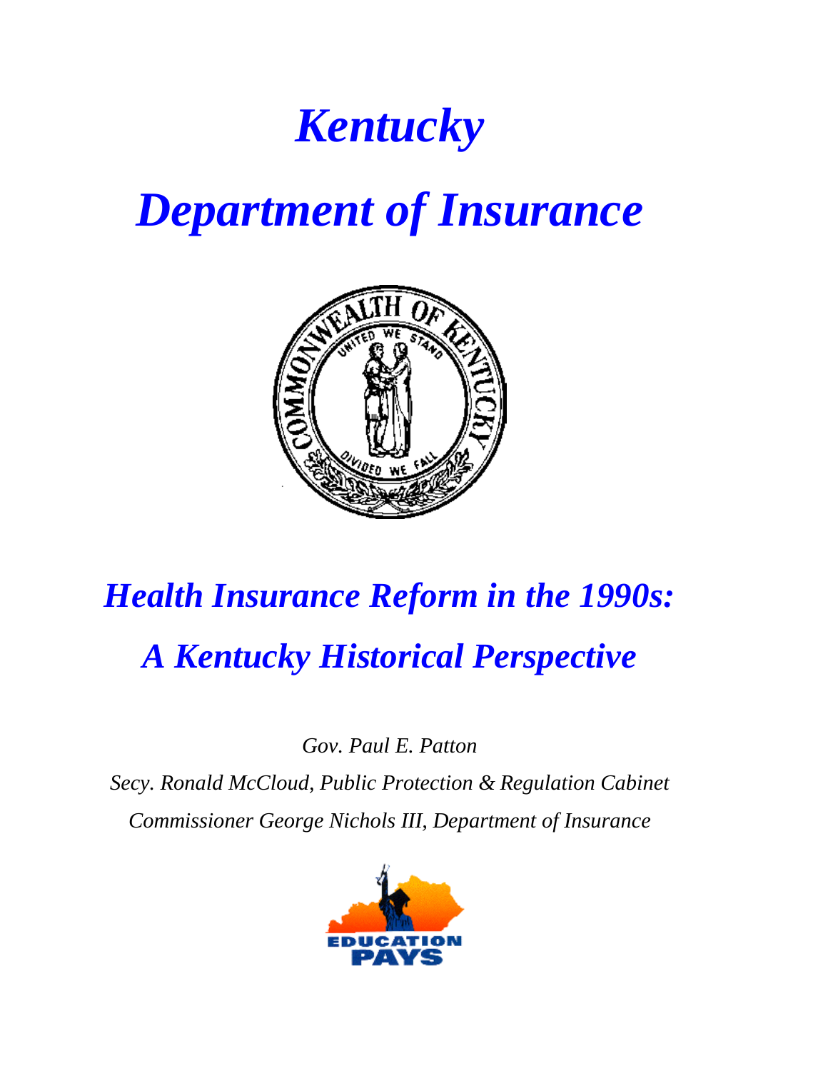# *Kentucky*

# *Department of Insurance*

## *Health Insurance Reform in the 1990s:*

## *A Kentucky Historical Perspective*

*Gov. Paul E. Patton*

*Secy. Ronald McCloud, Public Protection & Regulation Cabinet*

*Commissioner George Nichols III, Department of Insurance*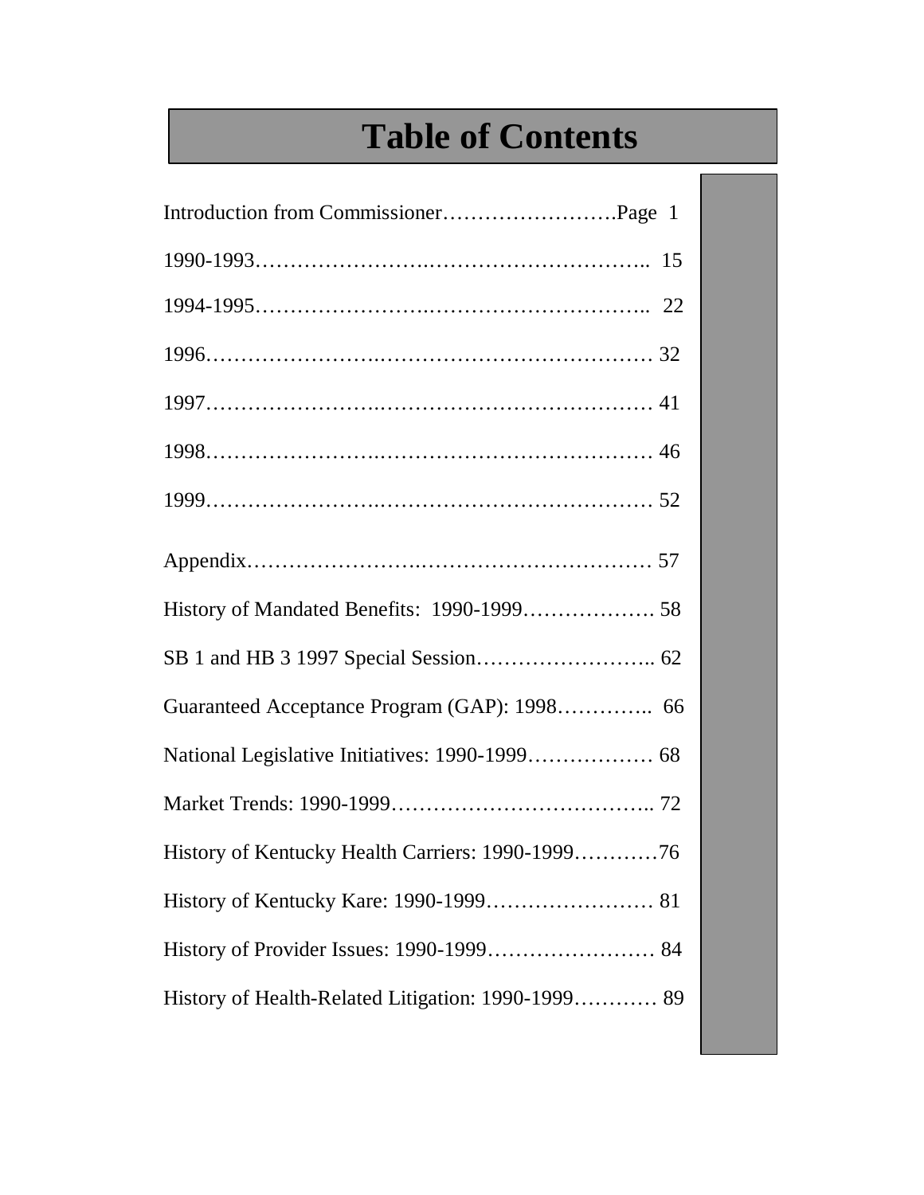# Table of Contents

Introduction from Commissioner……………………….Page 1

1990-1993…………………….……………………….. 15

1994-1995…………………….……………………….. 22

1996…………………….………………………………… 32

1997…………………….………………………………… 41

1998…………………….………………………………… 46

1999…………………….………………………………… 52

Appendix…………………….…………………………… 57

History of Mandated Benefits: 1990-1999………………. 58

SB 1 and HB 3 1997 Special Session…………………….. 62

Guaranteed Acceptance Program (GAP): 1998………….. 66

National Legislative Initiatives: 1990-1999……………… 68

Market Trends: 1990-1999……………………………….. 72

History of Kentucky Health Carriers: 1990-1999…………76

History of Kentucky Kare: 1990-1999…………………… 81

History of Provider Issues: 1990-1999…………………… 84

History of Health-Related Litigation: 1990-1999………… 89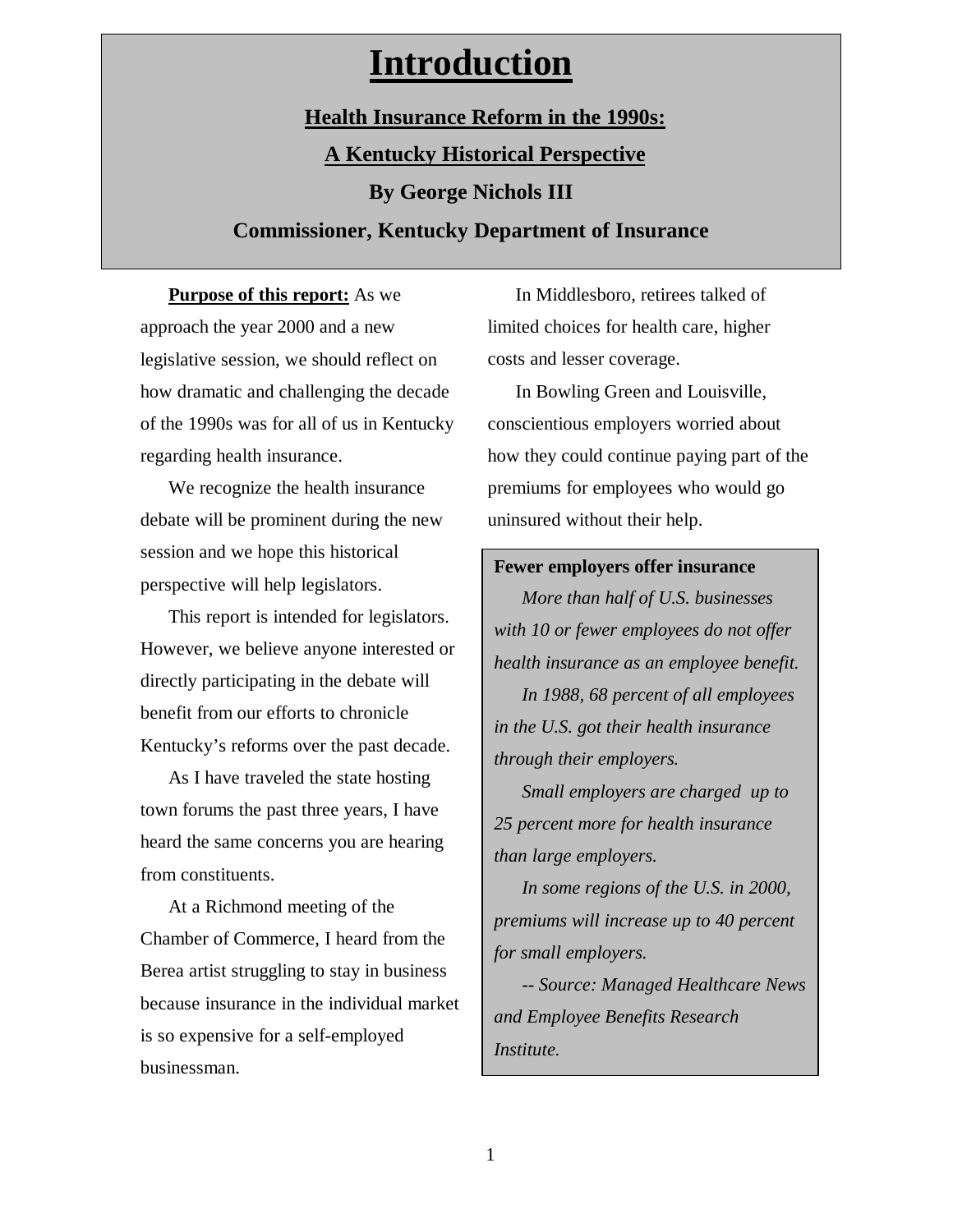# Introduction

## Health Insurance Reform in the 1990s:

## A Kentucky Historical Perspective

**By George Nichols III**

**Commissioner, Kentucky Department of Insurance**

**Purpose of this report:** As we approach the year 2000 and a new legislative session, we should reflect on how dramatic and challenging the decade of the 1990s was for all of us in Kentucky regarding health insurance.

We recognize the health insurance debate will be prominent during the new session and we hope this historical perspective will help legislators.

This report is intended for legislators. However, we believe anyone interested or directly participating in the debate will benefit from our efforts to chronicle Kentucky's reforms over the past decade.

As I have traveled the state hosting town forums the past three years, I have heard the same concerns you are hearing from constituents.

At a Richmond meeting of the Chamber of Commerce, I heard from the Berea artist struggling to stay in business because insurance in the individual market is so expensive for a self-employed businessman.

In Middlesboro, retirees talked of limited choices for health care, higher costs and lesser coverage.

In Bowling Green and Louisville, conscientious employers worried about how they could continue paying part of the premiums for employees who would go uninsured without their help.

**Fewer employers offer insurance**

*More than half of U.S. businesses with 10 or fewer employees do not offer health insurance as an employee benefit.*

*In 1988, 68 percent of all employees in the U.S. got their health insurance through their employers.*

*Small employers are charged up to 25 percent more for health insurance than large employers.*

*In some regions of the U.S. in 2000, premiums will increase up to 40 percent for small employers.*

*-- Source: Managed Healthcare News and Employee Benefits Research Institute.*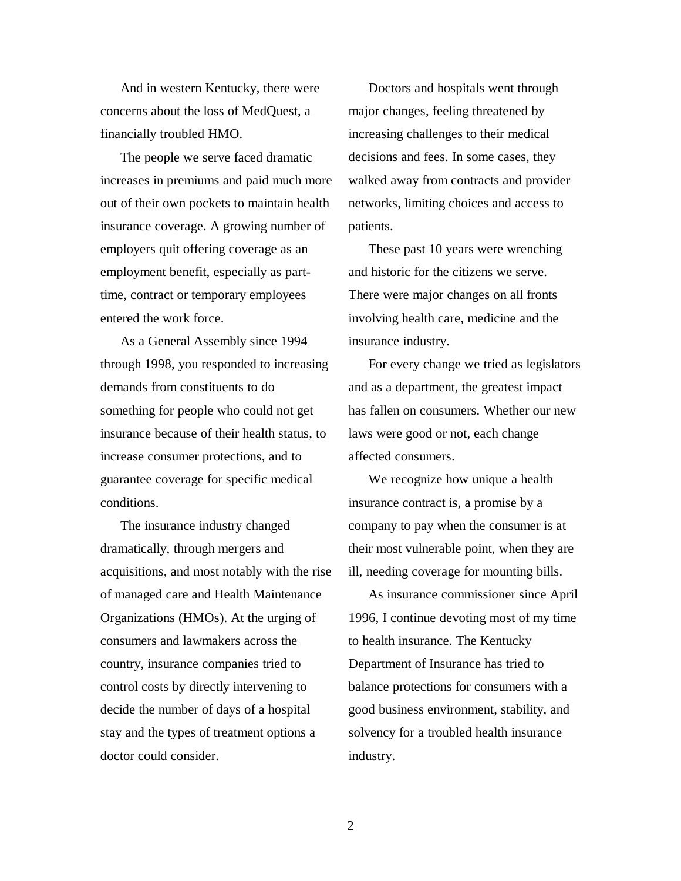And in western Kentucky, there were concerns about the loss of MedQuest, a financially troubled HMO.

The people we serve faced dramatic increases in premiums and paid much more out of their own pockets to maintain health insurance coverage. A growing number of employers quit offering coverage as an employment benefit, especially as part-time, contract or temporary employees entered the work force.

As a General Assembly since 1994 through 1998, you responded to increasing demands from constituents to do something for people who could not get insurance because of their health status, to increase consumer protections, and to guarantee coverage for specific medical conditions.

The insurance industry changed dramatically, through mergers and acquisitions, and most notably with the rise of managed care and Health Maintenance Organizations (HMOs). At the urging of consumers and lawmakers across the country, insurance companies tried to control costs by directly intervening to decide the number of days of a hospital stay and the types of treatment options a doctor could consider.

Doctors and hospitals went through major changes, feeling threatened by increasing challenges to their medical decisions and fees. In some cases, they walked away from contracts and provider networks, limiting choices and access to patients.

These past 10 years were wrenching and historic for the citizens we serve. There were major changes on all fronts involving health care, medicine and the insurance industry.

For every change we tried as legislators and as a department, the greatest impact has fallen on consumers. Whether our new laws were good or not, each change affected consumers.

We recognize how unique a health insurance contract is, a promise by a company to pay when the consumer is at their most vulnerable point, when they are ill, needing coverage for mounting bills.

As insurance commissioner since April 1996, I continue devoting most of my time to health insurance. The Kentucky Department of Insurance has tried to balance protections for consumers with a good business environment, stability, and solvency for a troubled health insurance industry.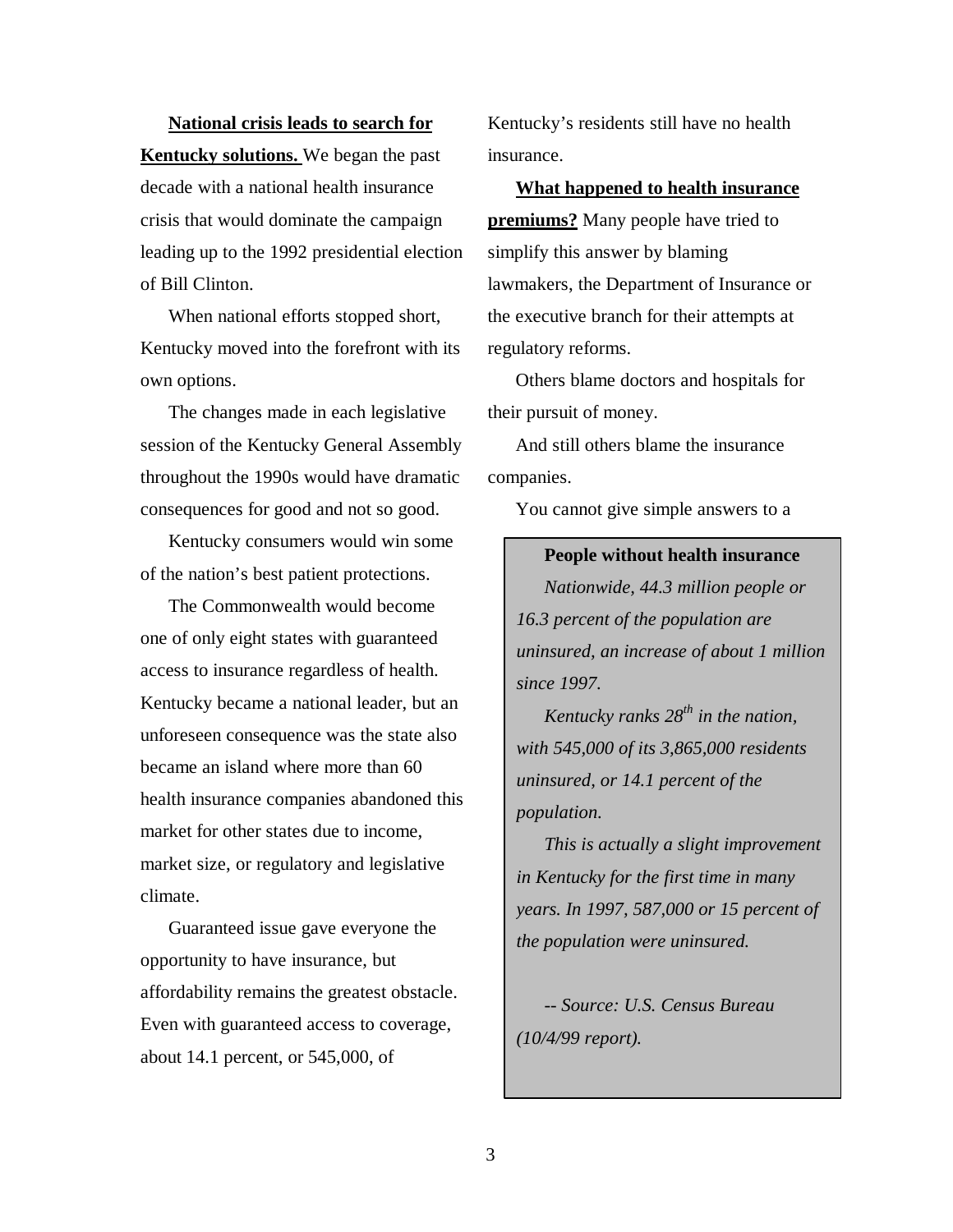**National crisis leads to search for Kentucky solutions.** We began the past decade with a national health insurance crisis that would dominate the campaign leading up to the 1992 presidential election of Bill Clinton.

When national efforts stopped short, Kentucky moved into the forefront with its own options.

The changes made in each legislative session of the Kentucky General Assembly throughout the 1990s would have dramatic consequences for good and not so good.

Kentucky consumers would win some of the nation's best patient protections.

The Commonwealth would become one of only eight states with guaranteed access to insurance regardless of health. Kentucky became a national leader, but an unforeseen consequence was the state also became an island where more than 60 health insurance companies abandoned this market for other states due to income, market size, or regulatory and legislative climate.

Guaranteed issue gave everyone the opportunity to have insurance, but affordability remains the greatest obstacle. Even with guaranteed access to coverage, about 14.1 percent, or 545,000, of Kentucky's residents still have no health insurance.

**What happened to health insurance premiums?** Many people have tried to simplify this answer by blaming lawmakers, the Department of Insurance or the executive branch for their attempts at regulatory reforms.

Others blame doctors and hospitals for their pursuit of money.

And still others blame the insurance companies.

You cannot give simple answers to a

> **People without health insurance**
>
> *Nationwide, 44.3 million people or 16.3 percent of the population are uninsured, an increase of about 1 million since 1997.*
>
> *Kentucky ranks 28th in the nation, with 545,000 of its 3,865,000 residents uninsured, or 14.1 percent of the population.*
>
> *This is actually a slight improvement in Kentucky for the first time in many years. In 1997, 587,000 or 15 percent of the population were uninsured.*
>
> *-- Source: U.S. Census Bureau (10/4/99 report).*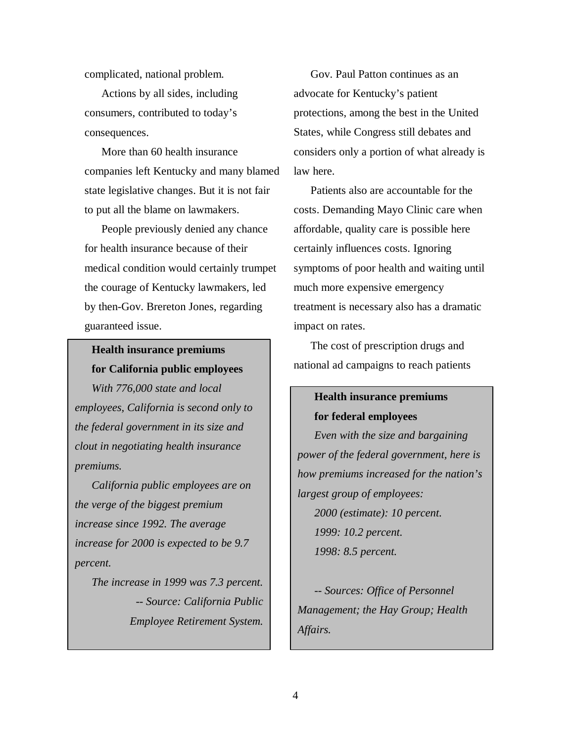complicated, national problem.

Actions by all sides, including consumers, contributed to today's consequences.

More than 60 health insurance companies left Kentucky and many blamed state legislative changes. But it is not fair to put all the blame on lawmakers.

People previously denied any chance for health insurance because of their medical condition would certainly trumpet the courage of Kentucky lawmakers, led by then-Gov. Brereton Jones, regarding guaranteed issue.

> **Health insurance premiums for California public employees**
>
> *With 776,000 state and local employees, California is second only to the federal government in its size and clout in negotiating health insurance premiums.*
>
> *California public employees are on the verge of the biggest premium increase since 1992. The average increase for 2000 is expected to be 9.7 percent.*
>
> *The increase in 1999 was 7.3 percent.*
>
> *-- Source: California Public Employee Retirement System.*

Gov. Paul Patton continues as an advocate for Kentucky's patient protections, among the best in the United States, while Congress still debates and considers only a portion of what already is law here.

Patients also are accountable for the costs. Demanding Mayo Clinic care when affordable, quality care is possible here certainly influences costs. Ignoring symptoms of poor health and waiting until much more expensive emergency treatment is necessary also has a dramatic impact on rates.

The cost of prescription drugs and national ad campaigns to reach patients

> **Health insurance premiums for federal employees**
>
> *Even with the size and bargaining power of the federal government, here is how premiums increased for the nation's largest group of employees:*
>
> *2000 (estimate): 10 percent.*
>
> *1999: 10.2 percent.*
>
> *1998: 8.5 percent.*
>
> *-- Sources: Office of Personnel Management; the Hay Group; Health Affairs.*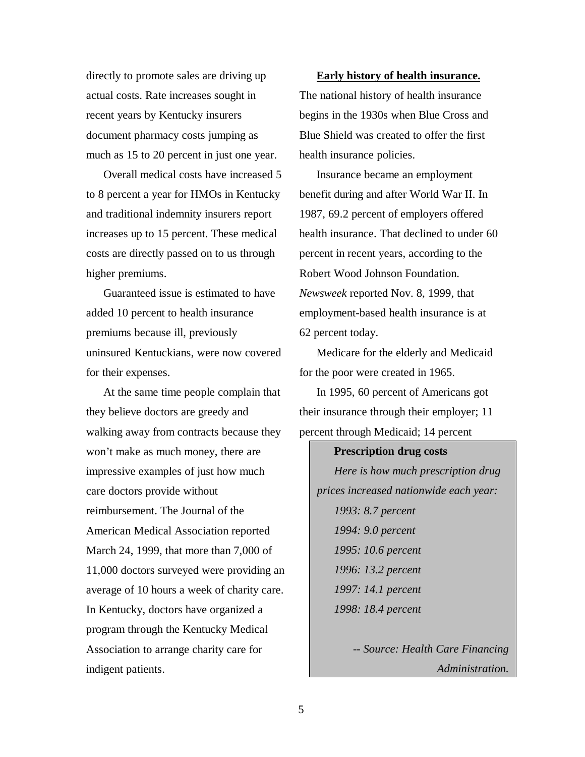directly to promote sales are driving up actual costs. Rate increases sought in recent years by Kentucky insurers document pharmacy costs jumping as much as 15 to 20 percent in just one year.

Overall medical costs have increased 5 to 8 percent a year for HMOs in Kentucky and traditional indemnity insurers report increases up to 15 percent. These medical costs are directly passed on to us through higher premiums.

Guaranteed issue is estimated to have added 10 percent to health insurance premiums because ill, previously uninsured Kentuckians, were now covered for their expenses.

At the same time people complain that they believe doctors are greedy and walking away from contracts because they won't make as much money, there are impressive examples of just how much care doctors provide without reimbursement. The Journal of the American Medical Association reported March 24, 1999, that more than 7,000 of 11,000 doctors surveyed were providing an average of 10 hours a week of charity care. In Kentucky, doctors have organized a program through the Kentucky Medical Association to arrange charity care for indigent patients.

**Early history of health insurance.** The national history of health insurance begins in the 1930s when Blue Cross and Blue Shield was created to offer the first health insurance policies.

Insurance became an employment benefit during and after World War II. In 1987, 69.2 percent of employers offered health insurance. That declined to under 60 percent in recent years, according to the Robert Wood Johnson Foundation. *Newsweek* reported Nov. 8, 1999, that employment-based health insurance is at 62 percent today.

Medicare for the elderly and Medicaid for the poor were created in 1965.

In 1995, 60 percent of Americans got their insurance through their employer; 11 percent through Medicaid; 14 percent

> **Prescription drug costs**
>
> *Here is how much prescription drug prices increased nationwide each year:*
>
> *1993: 8.7 percent*
> *1994: 9.0 percent*
> *1995: 10.6 percent*
> *1996: 13.2 percent*
> *1997: 14.1 percent*
> *1998: 18.4 percent*
>
> *-- Source: Health Care Financing Administration.*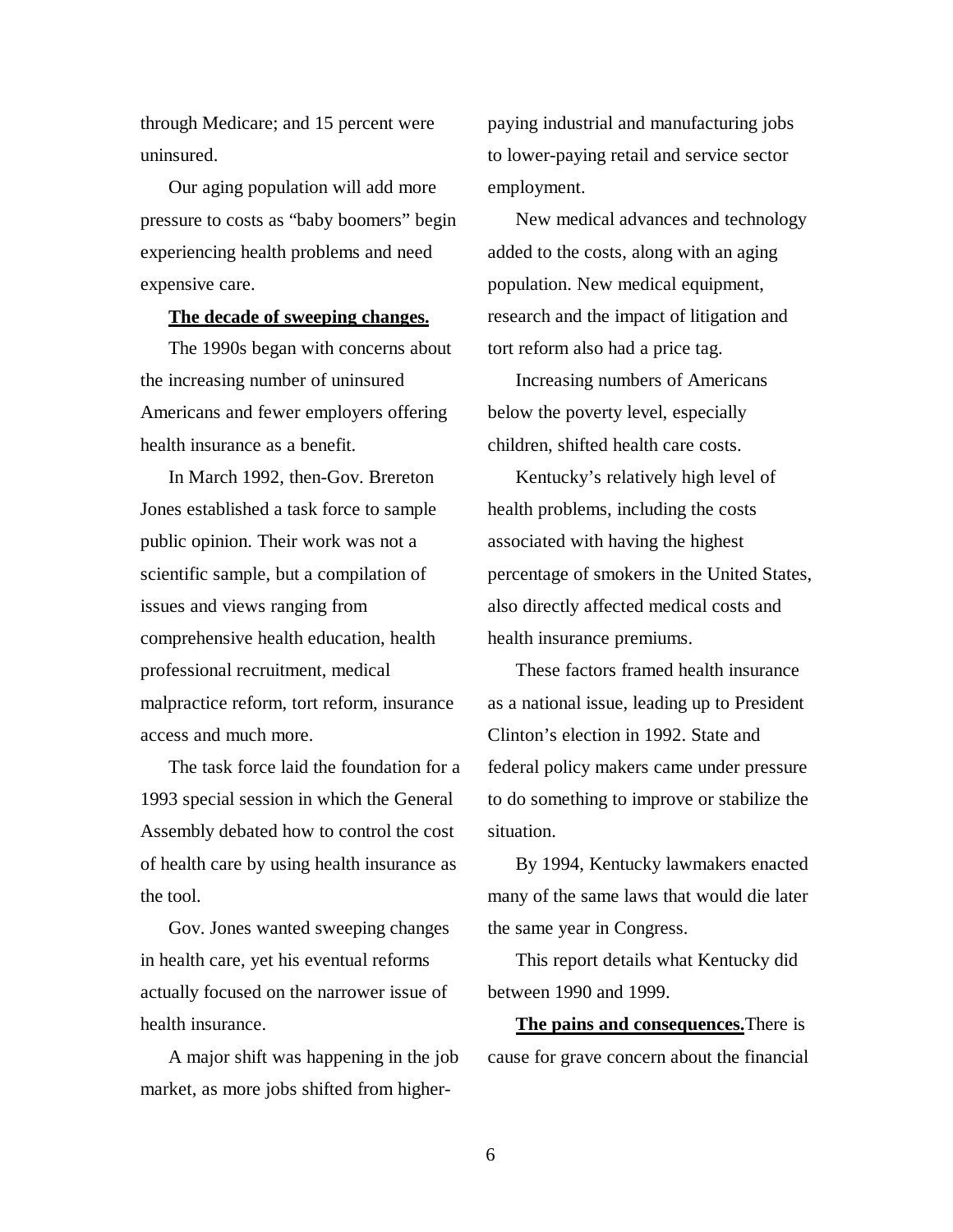through Medicare; and 15 percent were uninsured.

Our aging population will add more pressure to costs as "baby boomers" begin experiencing health problems and need expensive care.

**The decade of sweeping changes.**

The 1990s began with concerns about the increasing number of uninsured Americans and fewer employers offering health insurance as a benefit.

In March 1992, then-Gov. Brereton Jones established a task force to sample public opinion. Their work was not a scientific sample, but a compilation of issues and views ranging from comprehensive health education, health professional recruitment, medical malpractice reform, tort reform, insurance access and much more.

The task force laid the foundation for a 1993 special session in which the General Assembly debated how to control the cost of health care by using health insurance as the tool.

Gov. Jones wanted sweeping changes in health care, yet his eventual reforms actually focused on the narrower issue of health insurance.

A major shift was happening in the job market, as more jobs shifted from higher-paying industrial and manufacturing jobs to lower-paying retail and service sector employment.

New medical advances and technology added to the costs, along with an aging population. New medical equipment, research and the impact of litigation and tort reform also had a price tag.

Increasing numbers of Americans below the poverty level, especially children, shifted health care costs.

Kentucky's relatively high level of health problems, including the costs associated with having the highest percentage of smokers in the United States, also directly affected medical costs and health insurance premiums.

These factors framed health insurance as a national issue, leading up to President Clinton's election in 1992. State and federal policy makers came under pressure to do something to improve or stabilize the situation.

By 1994, Kentucky lawmakers enacted many of the same laws that would die later the same year in Congress.

This report details what Kentucky did between 1990 and 1999.

**The pains and consequences.** There is cause for grave concern about the financial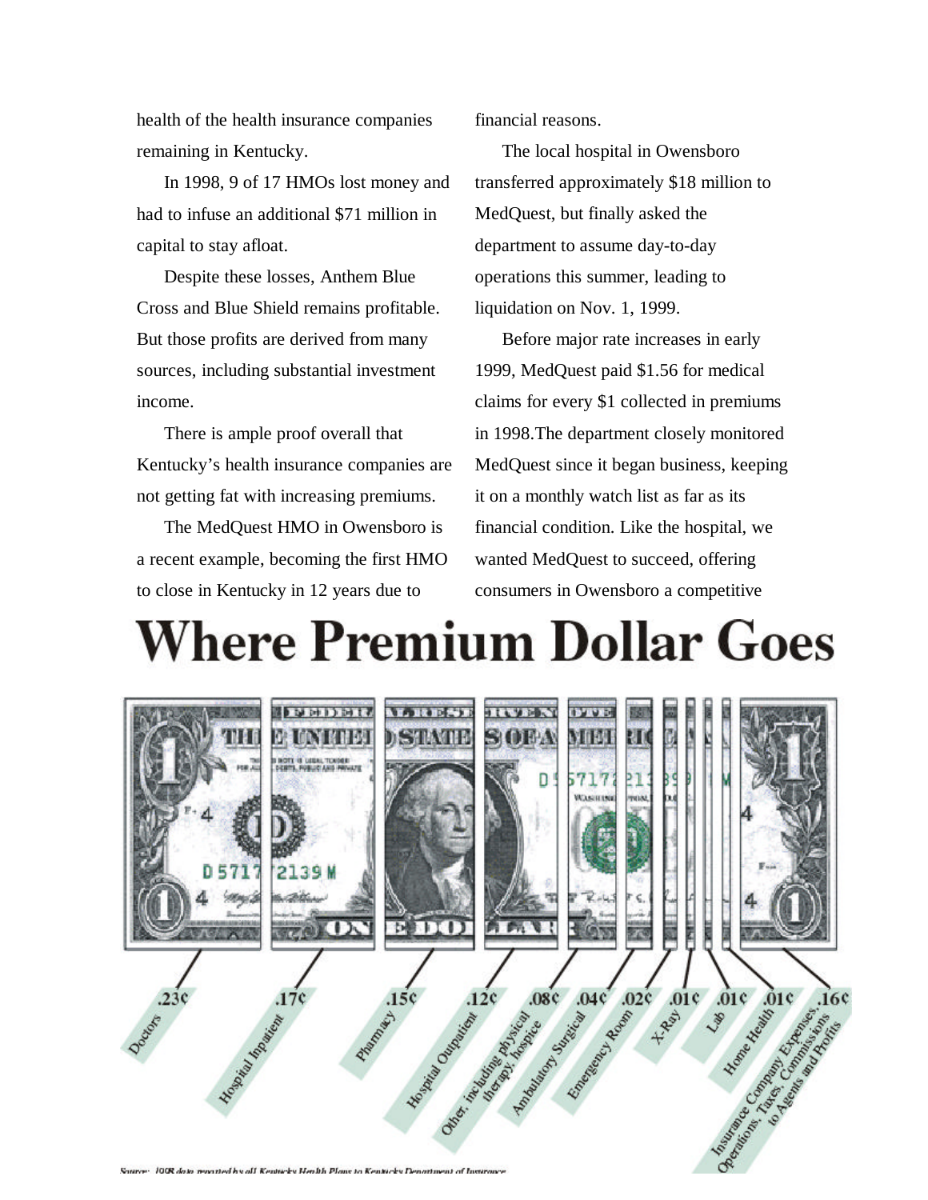health of the health insurance companies remaining in Kentucky.

In 1998, 9 of 17 HMOs lost money and had to infuse an additional $71 million in capital to stay afloat.

Despite these losses, Anthem Blue Cross and Blue Shield remains profitable. But those profits are derived from many sources, including substantial investment income.

There is ample proof overall that Kentucky's health insurance companies are not getting fat with increasing premiums.

The MedQuest HMO in Owensboro is a recent example, becoming the first HMO to close in Kentucky in 12 years due to financial reasons.

The local hospital in Owensboro transferred approximately $18 million to MedQuest, but finally asked the department to assume day-to-day operations this summer, leading to liquidation on Nov. 1, 1999.

Before major rate increases in early 1999, MedQuest paid $1.56 for medical claims for every $1 collected in premiums in 1998.The department closely monitored MedQuest since it began business, keeping it on a monthly watch list as far as its financial condition. Like the hospital, we wanted MedQuest to succeed, offering consumers in Owensboro a competitive

# Where Premium Dollar Goes

| Category | Amount |
| --- | --- |
| Doctors | .23¢ |
| Hospital Inpatient | .17¢ |
| Pharmacy | .15¢ |
| Hospital Outpatient | .12¢ |
| Other, including physical therapy, hospice | .08¢ |
| Ambulatory Surgical | .04¢ |
| Emergency Room | .02¢ |
| X-Ray | .01¢ |
| Lab | .01¢ |
| Home Health | .01¢ |
| Insurance Company Expenses, Operations, Taxes, Commissions to Agents and Profits | .16¢ |

Source: 1998 data reported by all Kentucky Health Plans to Kentucky Department of Insurance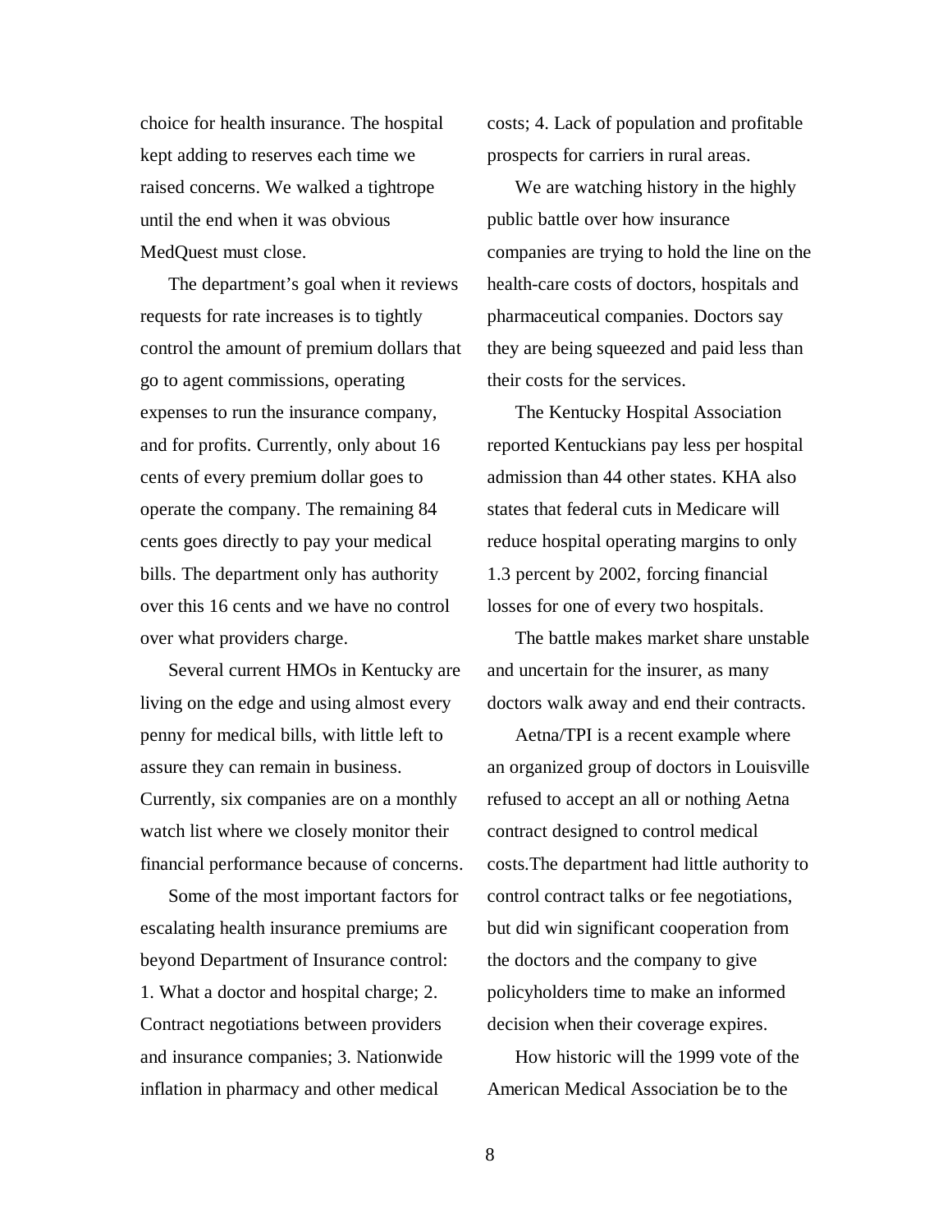choice for health insurance. The hospital kept adding to reserves each time we raised concerns. We walked a tightrope until the end when it was obvious MedQuest must close.

The department's goal when it reviews requests for rate increases is to tightly control the amount of premium dollars that go to agent commissions, operating expenses to run the insurance company, and for profits. Currently, only about 16 cents of every premium dollar goes to operate the company. The remaining 84 cents goes directly to pay your medical bills. The department only has authority over this 16 cents and we have no control over what providers charge.

Several current HMOs in Kentucky are living on the edge and using almost every penny for medical bills, with little left to assure they can remain in business. Currently, six companies are on a monthly watch list where we closely monitor their financial performance because of concerns.

Some of the most important factors for escalating health insurance premiums are beyond Department of Insurance control: 1. What a doctor and hospital charge; 2. Contract negotiations between providers and insurance companies; 3. Nationwide inflation in pharmacy and other medical costs; 4. Lack of population and profitable prospects for carriers in rural areas.

We are watching history in the highly public battle over how insurance companies are trying to hold the line on the health-care costs of doctors, hospitals and pharmaceutical companies. Doctors say they are being squeezed and paid less than their costs for the services.

The Kentucky Hospital Association reported Kentuckians pay less per hospital admission than 44 other states. KHA also states that federal cuts in Medicare will reduce hospital operating margins to only 1.3 percent by 2002, forcing financial losses for one of every two hospitals.

The battle makes market share unstable and uncertain for the insurer, as many doctors walk away and end their contracts.

Aetna/TPI is a recent example where an organized group of doctors in Louisville refused to accept an all or nothing Aetna contract designed to control medical costs.The department had little authority to control contract talks or fee negotiations, but did win significant cooperation from the doctors and the company to give policyholders time to make an informed decision when their coverage expires.

How historic will the 1999 vote of the American Medical Association be to the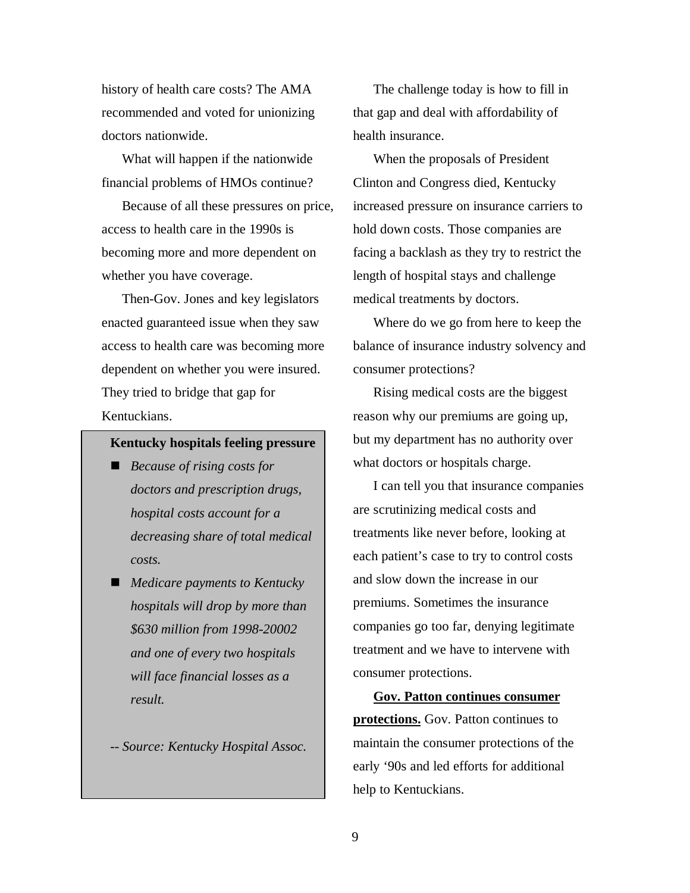history of health care costs? The AMA recommended and voted for unionizing doctors nationwide.

What will happen if the nationwide financial problems of HMOs continue?

Because of all these pressures on price, access to health care in the 1990s is becoming more and more dependent on whether you have coverage.

Then-Gov. Jones and key legislators enacted guaranteed issue when they saw access to health care was becoming more dependent on whether you were insured. They tried to bridge that gap for Kentuckians.

**Kentucky hospitals feeling pressure**

- *Because of rising costs for doctors and prescription drugs, hospital costs account for a decreasing share of total medical costs.*
- *Medicare payments to Kentucky hospitals will drop by more than $630 million from 1998-20002 and one of every two hospitals will face financial losses as a result.*

*-- Source: Kentucky Hospital Assoc.*

The challenge today is how to fill in that gap and deal with affordability of health insurance.

When the proposals of President Clinton and Congress died, Kentucky increased pressure on insurance carriers to hold down costs. Those companies are facing a backlash as they try to restrict the length of hospital stays and challenge medical treatments by doctors.

Where do we go from here to keep the balance of insurance industry solvency and consumer protections?

Rising medical costs are the biggest reason why our premiums are going up, but my department has no authority over what doctors or hospitals charge.

I can tell you that insurance companies are scrutinizing medical costs and treatments like never before, looking at each patient's case to try to control costs and slow down the increase in our premiums. Sometimes the insurance companies go too far, denying legitimate treatment and we have to intervene with consumer protections.

**Gov. Patton continues consumer protections.** Gov. Patton continues to maintain the consumer protections of the early '90s and led efforts for additional help to Kentuckians.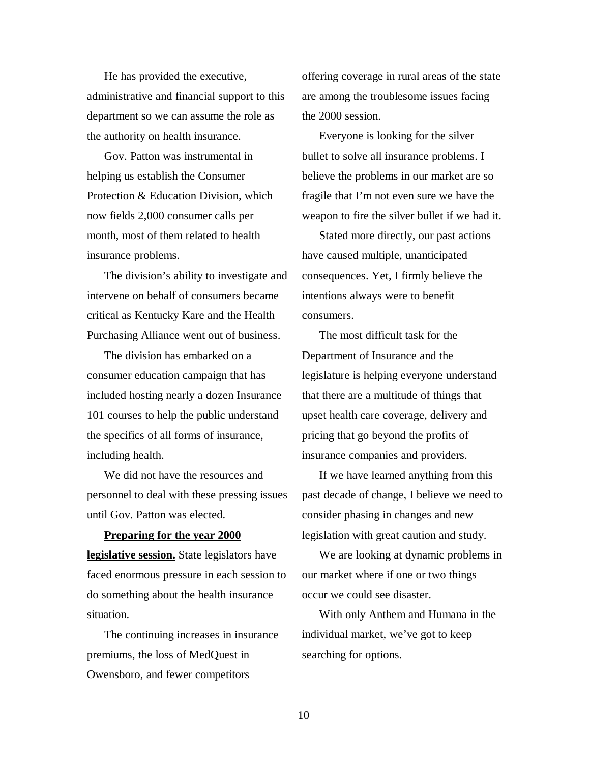He has provided the executive, administrative and financial support to this department so we can assume the role as the authority on health insurance.

Gov. Patton was instrumental in helping us establish the Consumer Protection & Education Division, which now fields 2,000 consumer calls per month, most of them related to health insurance problems.

The division's ability to investigate and intervene on behalf of consumers became critical as Kentucky Kare and the Health Purchasing Alliance went out of business.

The division has embarked on a consumer education campaign that has included hosting nearly a dozen Insurance 101 courses to help the public understand the specifics of all forms of insurance, including health.

We did not have the resources and personnel to deal with these pressing issues until Gov. Patton was elected.

**Preparing for the year 2000 legislative session.** State legislators have faced enormous pressure in each session to do something about the health insurance situation.

The continuing increases in insurance premiums, the loss of MedQuest in Owensboro, and fewer competitors offering coverage in rural areas of the state are among the troublesome issues facing the 2000 session.

Everyone is looking for the silver bullet to solve all insurance problems. I believe the problems in our market are so fragile that I'm not even sure we have the weapon to fire the silver bullet if we had it.

Stated more directly, our past actions have caused multiple, unanticipated consequences. Yet, I firmly believe the intentions always were to benefit consumers.

The most difficult task for the Department of Insurance and the legislature is helping everyone understand that there are a multitude of things that upset health care coverage, delivery and pricing that go beyond the profits of insurance companies and providers.

If we have learned anything from this past decade of change, I believe we need to consider phasing in changes and new legislation with great caution and study.

We are looking at dynamic problems in our market where if one or two things occur we could see disaster.

With only Anthem and Humana in the individual market, we've got to keep searching for options.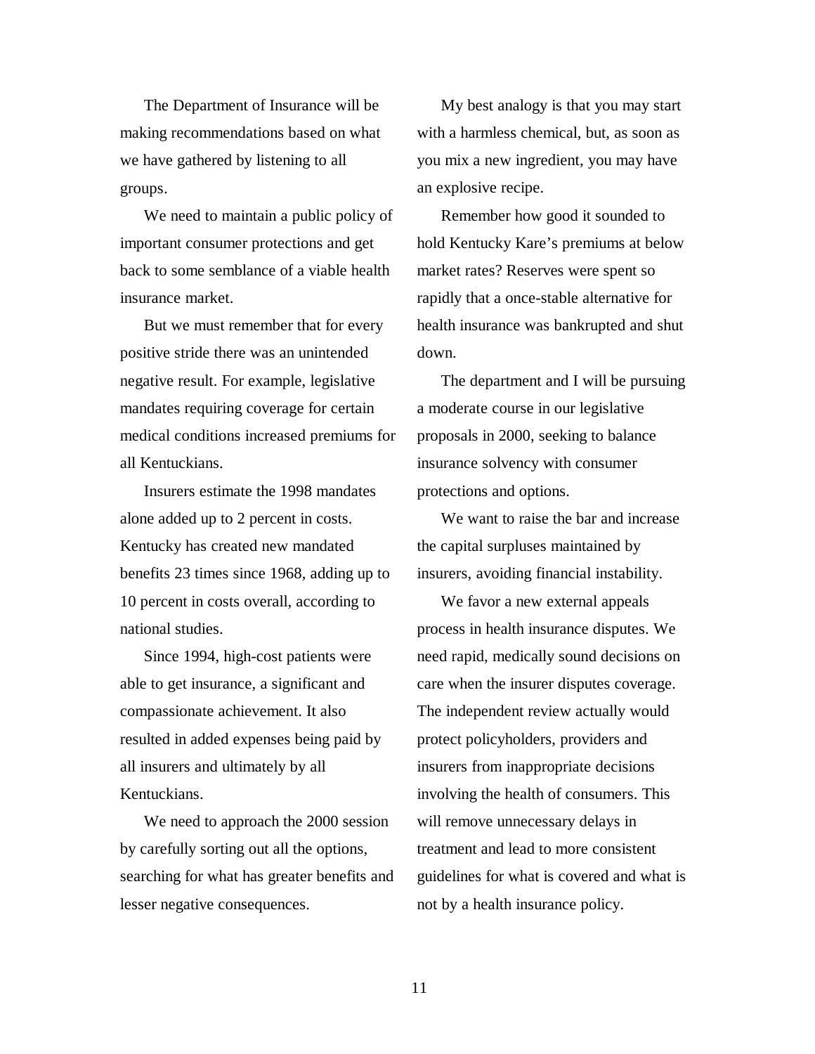The Department of Insurance will be making recommendations based on what we have gathered by listening to all groups.

We need to maintain a public policy of important consumer protections and get back to some semblance of a viable health insurance market.

But we must remember that for every positive stride there was an unintended negative result. For example, legislative mandates requiring coverage for certain medical conditions increased premiums for all Kentuckians.

Insurers estimate the 1998 mandates alone added up to 2 percent in costs. Kentucky has created new mandated benefits 23 times since 1968, adding up to 10 percent in costs overall, according to national studies.

Since 1994, high-cost patients were able to get insurance, a significant and compassionate achievement. It also resulted in added expenses being paid by all insurers and ultimately by all Kentuckians.

We need to approach the 2000 session by carefully sorting out all the options, searching for what has greater benefits and lesser negative consequences.

My best analogy is that you may start with a harmless chemical, but, as soon as you mix a new ingredient, you may have an explosive recipe.

Remember how good it sounded to hold Kentucky Kare's premiums at below market rates? Reserves were spent so rapidly that a once-stable alternative for health insurance was bankrupted and shut down.

The department and I will be pursuing a moderate course in our legislative proposals in 2000, seeking to balance insurance solvency with consumer protections and options.

We want to raise the bar and increase the capital surpluses maintained by insurers, avoiding financial instability.

We favor a new external appeals process in health insurance disputes. We need rapid, medically sound decisions on care when the insurer disputes coverage. The independent review actually would protect policyholders, providers and insurers from inappropriate decisions involving the health of consumers. This will remove unnecessary delays in treatment and lead to more consistent guidelines for what is covered and what is not by a health insurance policy.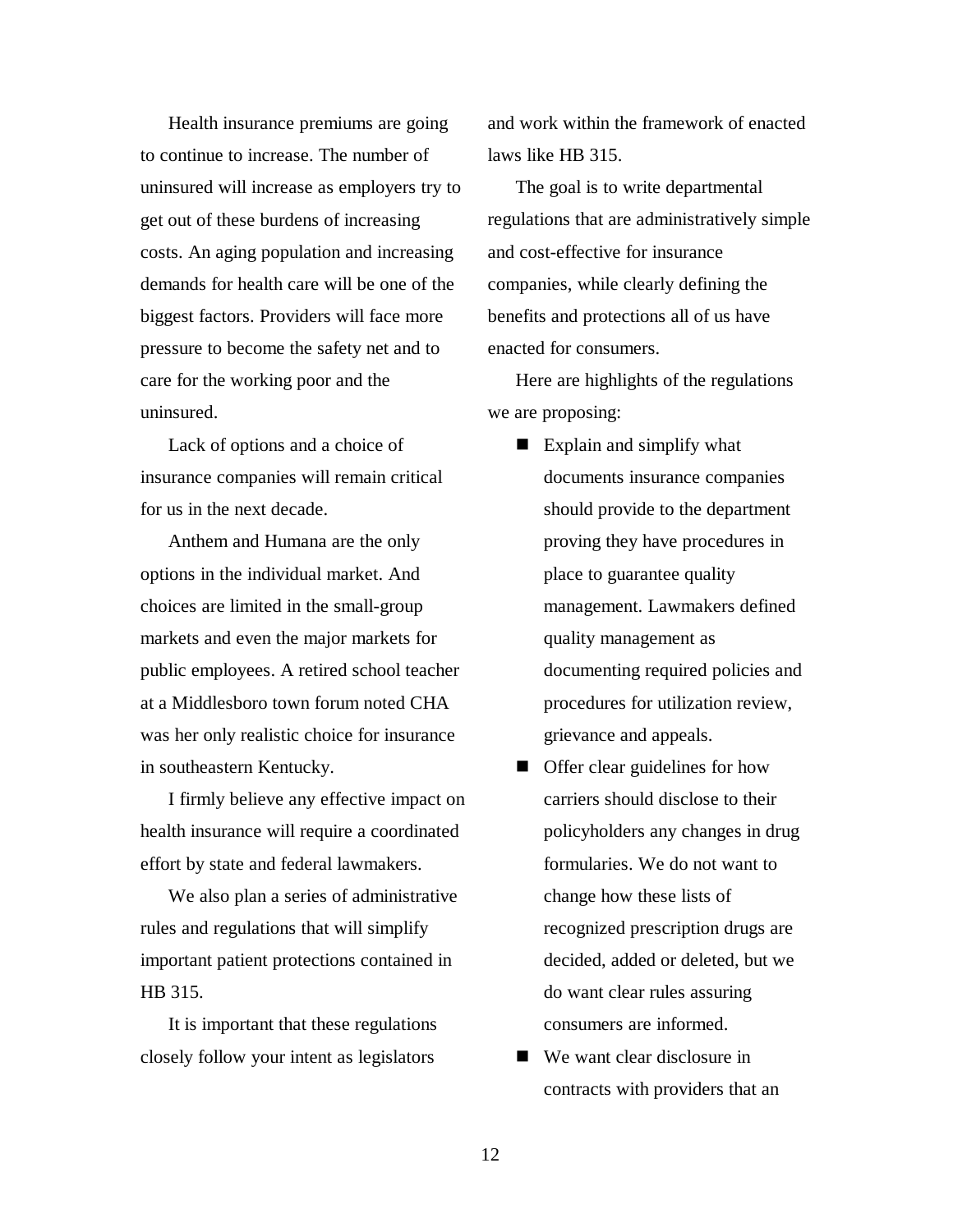Health insurance premiums are going to continue to increase. The number of uninsured will increase as employers try to get out of these burdens of increasing costs. An aging population and increasing demands for health care will be one of the biggest factors. Providers will face more pressure to become the safety net and to care for the working poor and the uninsured.

Lack of options and a choice of insurance companies will remain critical for us in the next decade.

Anthem and Humana are the only options in the individual market. And choices are limited in the small-group markets and even the major markets for public employees. A retired school teacher at a Middlesboro town forum noted CHA was her only realistic choice for insurance in southeastern Kentucky.

I firmly believe any effective impact on health insurance will require a coordinated effort by state and federal lawmakers.

We also plan a series of administrative rules and regulations that will simplify important patient protections contained in HB 315.

It is important that these regulations closely follow your intent as legislators and work within the framework of enacted laws like HB 315.

The goal is to write departmental regulations that are administratively simple and cost-effective for insurance companies, while clearly defining the benefits and protections all of us have enacted for consumers.

Here are highlights of the regulations we are proposing:

- Explain and simplify what documents insurance companies should provide to the department proving they have procedures in place to guarantee quality management. Lawmakers defined quality management as documenting required policies and procedures for utilization review, grievance and appeals.
- Offer clear guidelines for how carriers should disclose to their policyholders any changes in drug formularies. We do not want to change how these lists of recognized prescription drugs are decided, added or deleted, but we do want clear rules assuring consumers are informed.
- We want clear disclosure in contracts with providers that an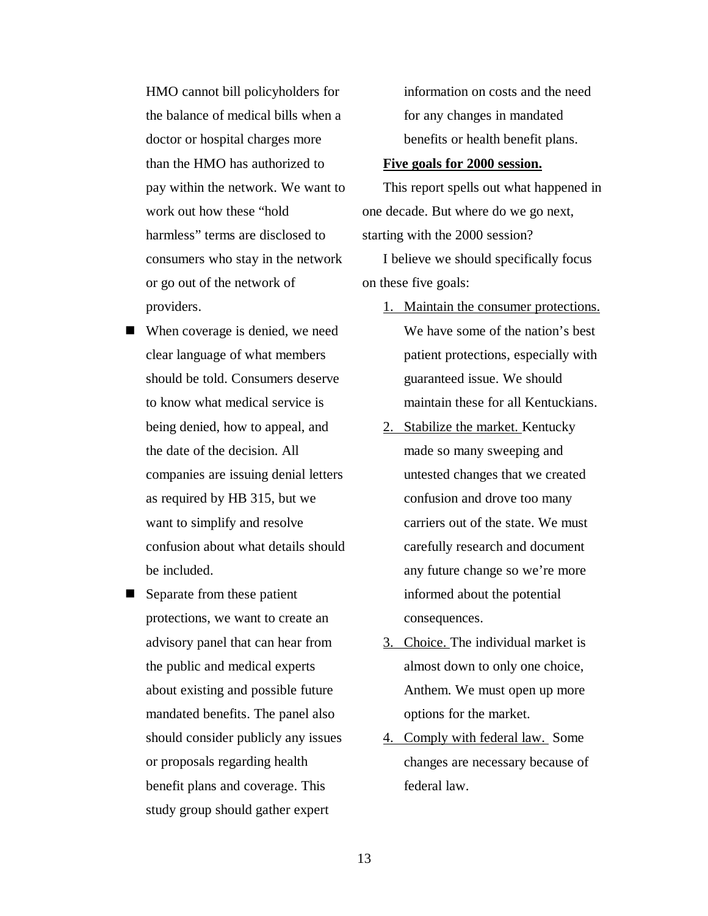HMO cannot bill policyholders for the balance of medical bills when a doctor or hospital charges more than the HMO has authorized to pay within the network. We want to work out how these "hold harmless" terms are disclosed to consumers who stay in the network or go out of the network of providers.

- When coverage is denied, we need clear language of what members should be told. Consumers deserve to know what medical service is being denied, how to appeal, and the date of the decision. All companies are issuing denial letters as required by HB 315, but we want to simplify and resolve confusion about what details should be included.
- Separate from these patient protections, we want to create an advisory panel that can hear from the public and medical experts about existing and possible future mandated benefits. The panel also should consider publicly any issues or proposals regarding health benefit plans and coverage. This study group should gather expert information on costs and the need for any changes in mandated benefits or health benefit plans.

**Five goals for 2000 session.**

This report spells out what happened in one decade. But where do we go next, starting with the 2000 session?

I believe we should specifically focus on these five goals:

1. Maintain the consumer protections. We have some of the nation's best patient protections, especially with guaranteed issue. We should maintain these for all Kentuckians.
2. Stabilize the market. Kentucky made so many sweeping and untested changes that we created confusion and drove too many carriers out of the state. We must carefully research and document any future change so we're more informed about the potential consequences.
3. Choice. The individual market is almost down to only one choice, Anthem. We must open up more options for the market.
4. Comply with federal law. Some changes are necessary because of federal law.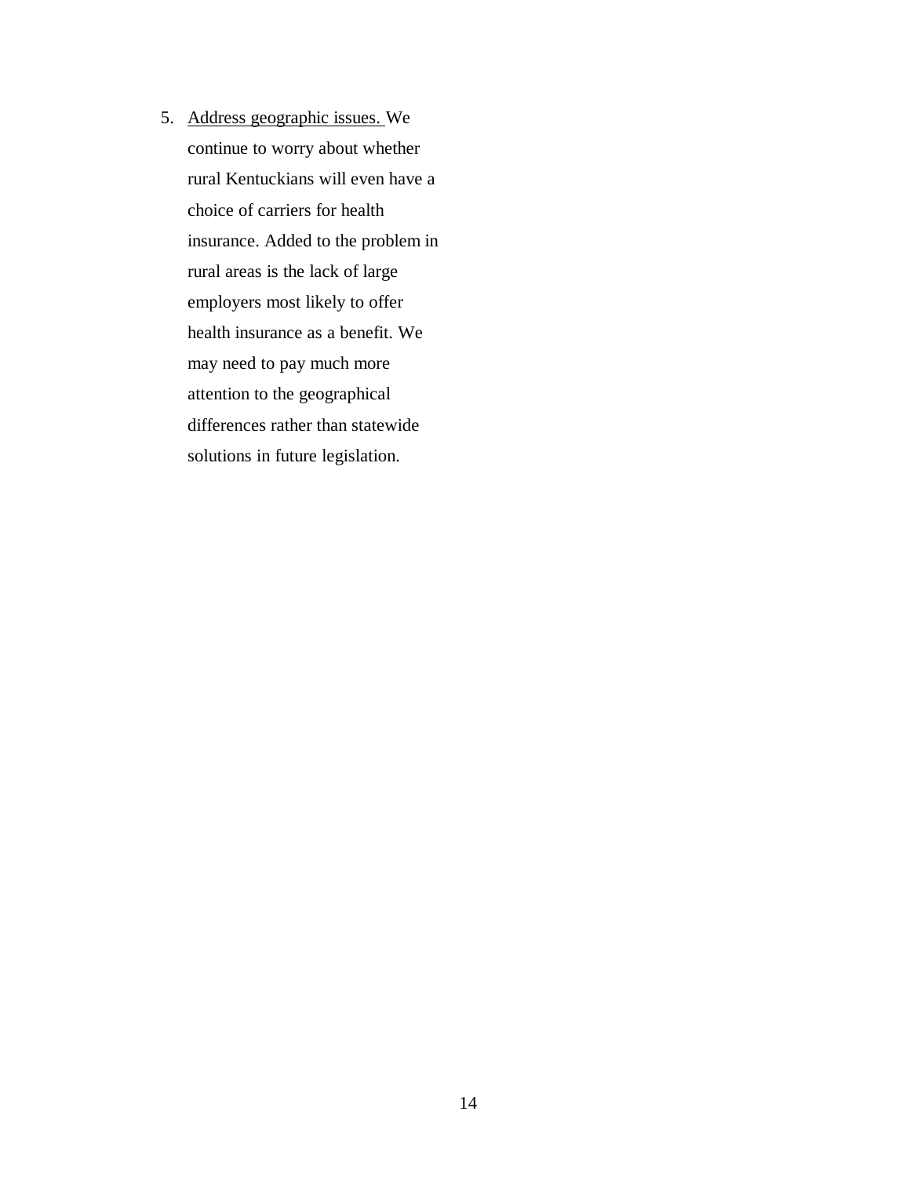5. <u>Address geographic issues.</u> We continue to worry about whether rural Kentuckians will even have a choice of carriers for health insurance. Added to the problem in rural areas is the lack of large employers most likely to offer health insurance as a benefit. We may need to pay much more attention to the geographical differences rather than statewide solutions in future legislation.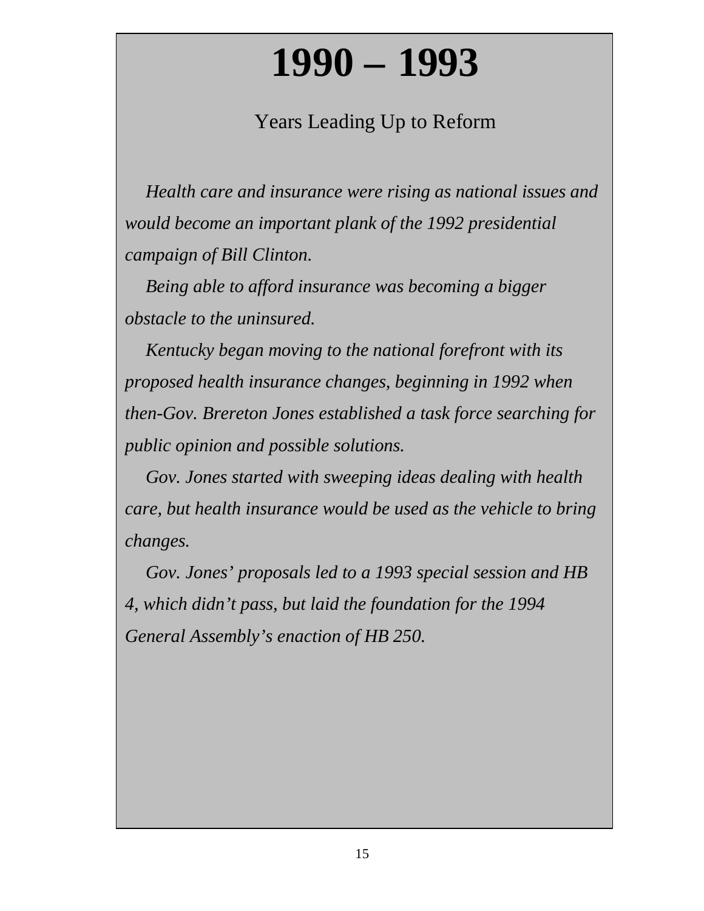# 1990 – 1993

## Years Leading Up to Reform

*Health care and insurance were rising as national issues and would become an important plank of the 1992 presidential campaign of Bill Clinton.*

*Being able to afford insurance was becoming a bigger obstacle to the uninsured.*

*Kentucky began moving to the national forefront with its proposed health insurance changes, beginning in 1992 when then-Gov. Brereton Jones established a task force searching for public opinion and possible solutions.*

*Gov. Jones started with sweeping ideas dealing with health care, but health insurance would be used as the vehicle to bring changes.*

*Gov. Jones' proposals led to a 1993 special session and HB 4, which didn't pass, but laid the foundation for the 1994 General Assembly's enaction of HB 250.*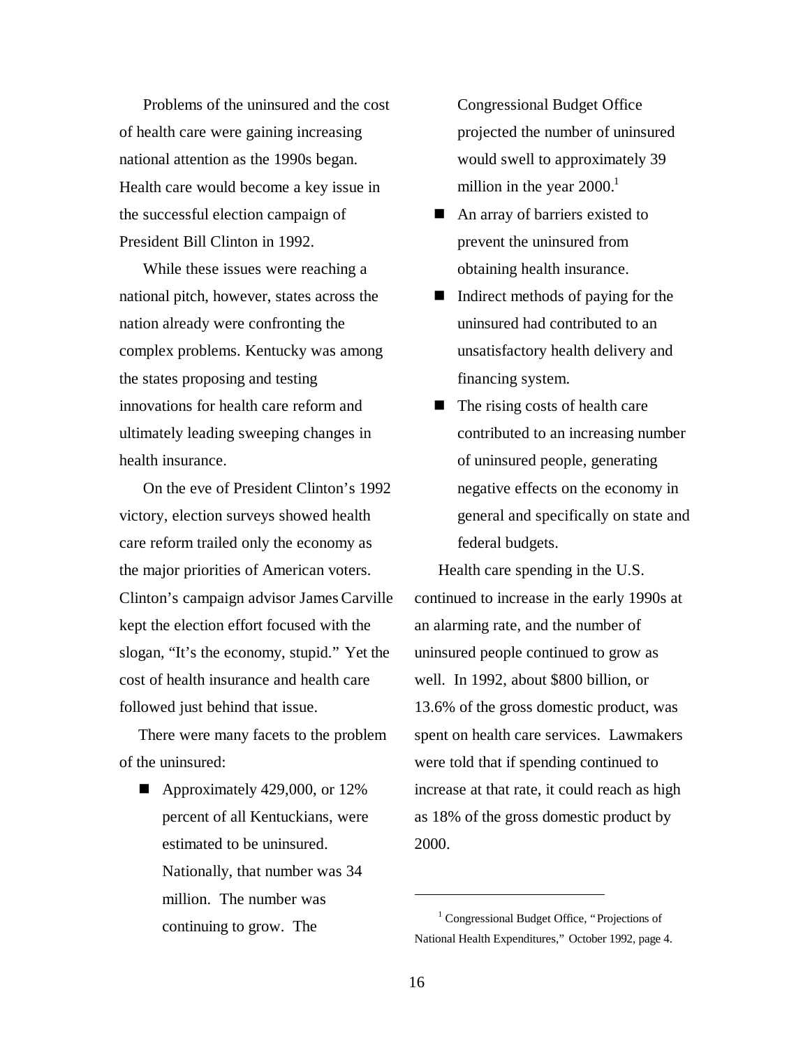Problems of the uninsured and the cost of health care were gaining increasing national attention as the 1990s began. Health care would become a key issue in the successful election campaign of President Bill Clinton in 1992.

While these issues were reaching a national pitch, however, states across the nation already were confronting the complex problems. Kentucky was among the states proposing and testing innovations for health care reform and ultimately leading sweeping changes in health insurance.

On the eve of President Clinton's 1992 victory, election surveys showed health care reform trailed only the economy as the major priorities of American voters. Clinton's campaign advisor James Carville kept the election effort focused with the slogan, "It's the economy, stupid." Yet the cost of health insurance and health care followed just behind that issue.

There were many facets to the problem of the uninsured:

- Approximately 429,000, or 12% percent of all Kentuckians, were estimated to be uninsured. Nationally, that number was 34 million. The number was continuing to grow. The Congressional Budget Office projected the number of uninsured would swell to approximately 39 million in the year 2000.[1]
- An array of barriers existed to prevent the uninsured from obtaining health insurance.
- Indirect methods of paying for the uninsured had contributed to an unsatisfactory health delivery and financing system.
- The rising costs of health care contributed to an increasing number of uninsured people, generating negative effects on the economy in general and specifically on state and federal budgets.

Health care spending in the U.S. continued to increase in the early 1990s at an alarming rate, and the number of uninsured people continued to grow as well. In 1992, about $800 billion, or 13.6% of the gross domestic product, was spent on health care services. Lawmakers were told that if spending continued to increase at that rate, it could reach as high as 18% of the gross domestic product by 2000.

---

[1] Congressional Budget Office, "Projections of National Health Expenditures," October 1992, page 4.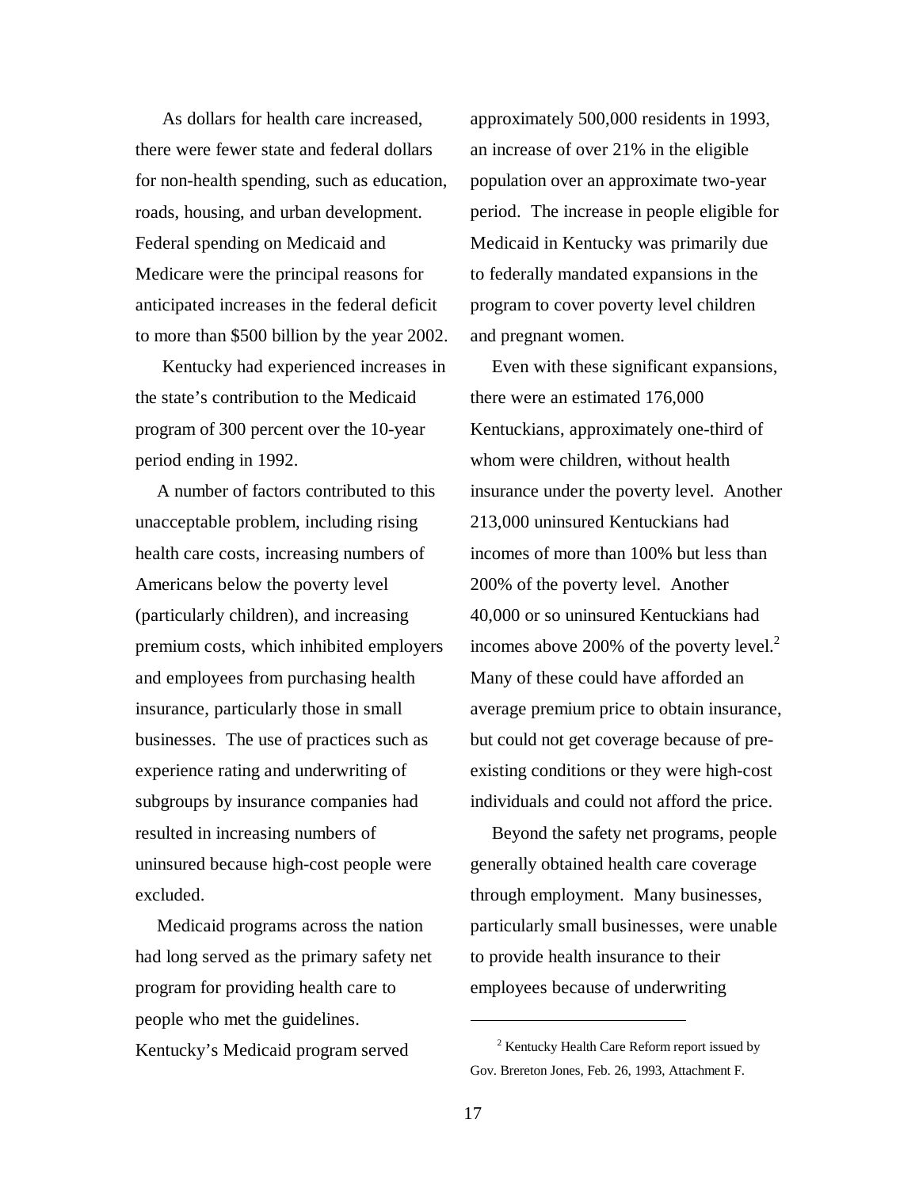As dollars for health care increased, there were fewer state and federal dollars for non-health spending, such as education, roads, housing, and urban development. Federal spending on Medicaid and Medicare were the principal reasons for anticipated increases in the federal deficit to more than $500 billion by the year 2002.

Kentucky had experienced increases in the state's contribution to the Medicaid program of 300 percent over the 10-year period ending in 1992.

A number of factors contributed to this unacceptable problem, including rising health care costs, increasing numbers of Americans below the poverty level (particularly children), and increasing premium costs, which inhibited employers and employees from purchasing health insurance, particularly those in small businesses. The use of practices such as experience rating and underwriting of subgroups by insurance companies had resulted in increasing numbers of uninsured because high-cost people were excluded.

Medicaid programs across the nation had long served as the primary safety net program for providing health care to people who met the guidelines. Kentucky's Medicaid program served approximately 500,000 residents in 1993, an increase of over 21% in the eligible population over an approximate two-year period. The increase in people eligible for Medicaid in Kentucky was primarily due to federally mandated expansions in the program to cover poverty level children and pregnant women.

Even with these significant expansions, there were an estimated 176,000 Kentuckians, approximately one-third of whom were children, without health insurance under the poverty level. Another 213,000 uninsured Kentuckians had incomes of more than 100% but less than 200% of the poverty level. Another 40,000 or so uninsured Kentuckians had incomes above 200% of the poverty level.[2] Many of these could have afforded an average premium price to obtain insurance, but could not get coverage because of pre-existing conditions or they were high-cost individuals and could not afford the price.

Beyond the safety net programs, people generally obtained health care coverage through employment. Many businesses, particularly small businesses, were unable to provide health insurance to their employees because of underwriting

[2] Kentucky Health Care Reform report issued by Gov. Brereton Jones, Feb. 26, 1993, Attachment F.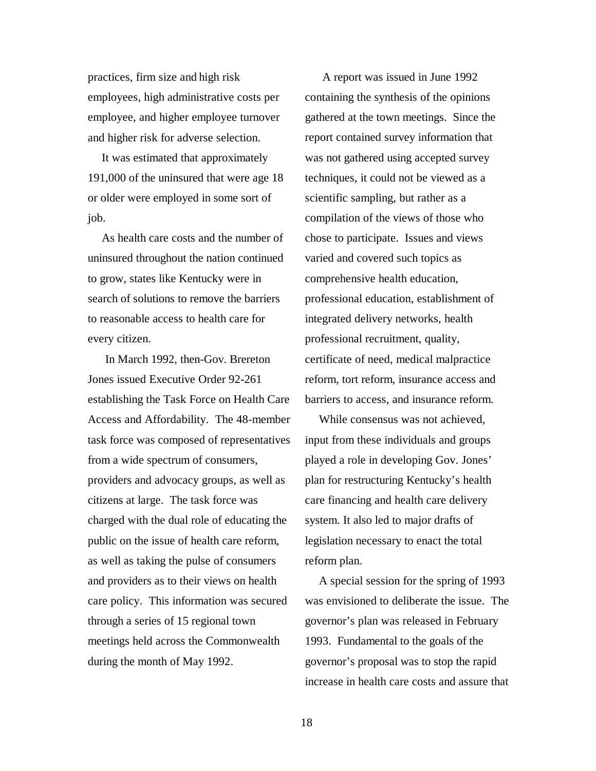practices, firm size and high risk employees, high administrative costs per employee, and higher employee turnover and higher risk for adverse selection.

It was estimated that approximately 191,000 of the uninsured that were age 18 or older were employed in some sort of job.

As health care costs and the number of uninsured throughout the nation continued to grow, states like Kentucky were in search of solutions to remove the barriers to reasonable access to health care for every citizen.

In March 1992, then-Gov. Brereton Jones issued Executive Order 92-261 establishing the Task Force on Health Care Access and Affordability. The 48-member task force was composed of representatives from a wide spectrum of consumers, providers and advocacy groups, as well as citizens at large. The task force was charged with the dual role of educating the public on the issue of health care reform, as well as taking the pulse of consumers and providers as to their views on health care policy. This information was secured through a series of 15 regional town meetings held across the Commonwealth during the month of May 1992.

A report was issued in June 1992 containing the synthesis of the opinions gathered at the town meetings. Since the report contained survey information that was not gathered using accepted survey techniques, it could not be viewed as a scientific sampling, but rather as a compilation of the views of those who chose to participate. Issues and views varied and covered such topics as comprehensive health education, professional education, establishment of integrated delivery networks, health professional recruitment, quality, certificate of need, medical malpractice reform, tort reform, insurance access and barriers to access, and insurance reform.

While consensus was not achieved, input from these individuals and groups played a role in developing Gov. Jones' plan for restructuring Kentucky's health care financing and health care delivery system. It also led to major drafts of legislation necessary to enact the total reform plan.

A special session for the spring of 1993 was envisioned to deliberate the issue. The governor's plan was released in February 1993. Fundamental to the goals of the governor's proposal was to stop the rapid increase in health care costs and assure that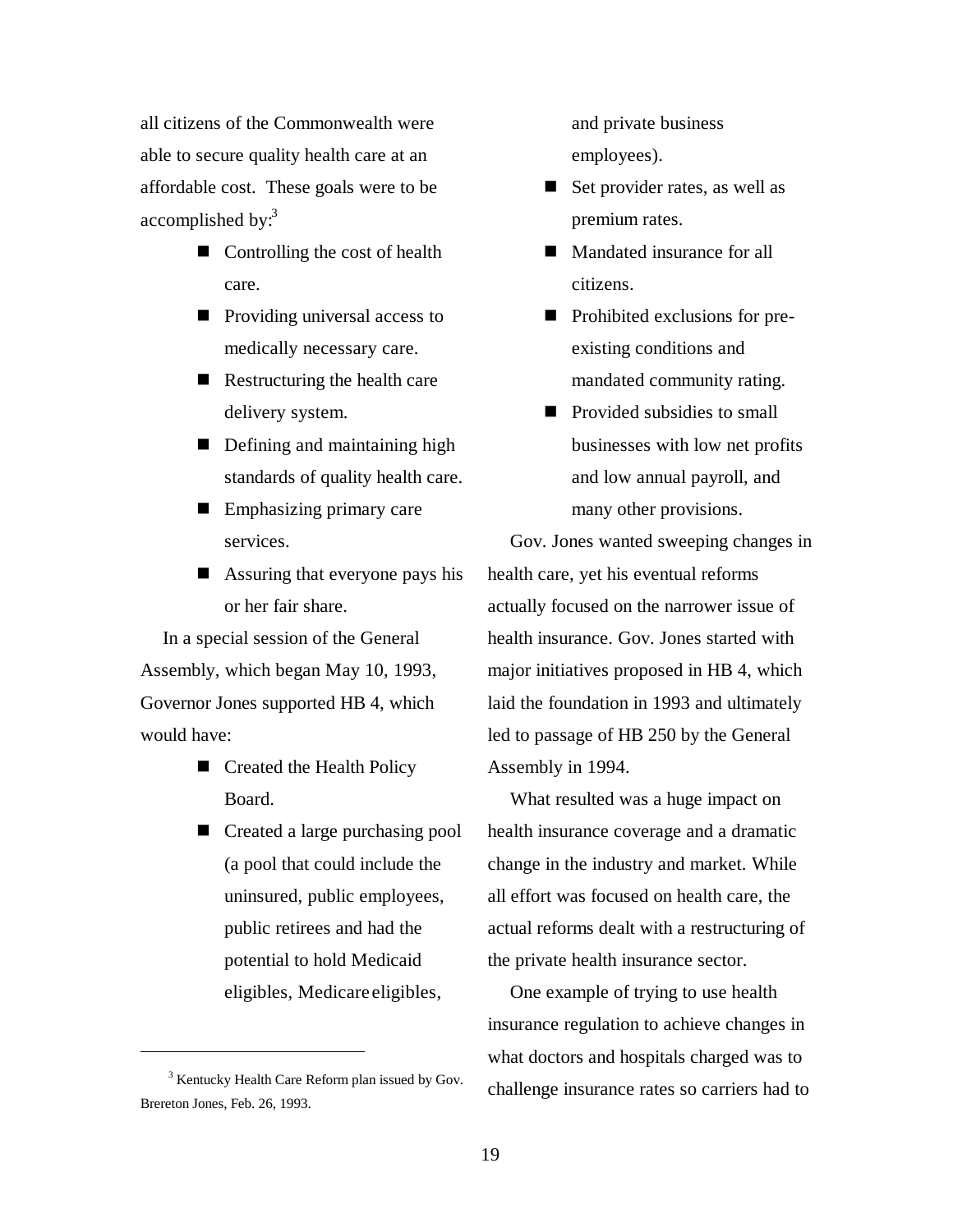all citizens of the Commonwealth were able to secure quality health care at an affordable cost. These goals were to be accomplished by:[3]

- Controlling the cost of health care.
- Providing universal access to medically necessary care.
- Restructuring the health care delivery system.
- Defining and maintaining high standards of quality health care.
- Emphasizing primary care services.
- Assuring that everyone pays his or her fair share.

In a special session of the General Assembly, which began May 10, 1993, Governor Jones supported HB 4, which would have:

- Created the Health Policy Board.
- Created a large purchasing pool (a pool that could include the uninsured, public employees, public retirees and had the potential to hold Medicaid eligibles, Medicare eligibles, and private business employees).
- Set provider rates, as well as premium rates.
- Mandated insurance for all citizens.
- Prohibited exclusions for pre-existing conditions and mandated community rating.
- Provided subsidies to small businesses with low net profits and low annual payroll, and many other provisions.

Gov. Jones wanted sweeping changes in health care, yet his eventual reforms actually focused on the narrower issue of health insurance. Gov. Jones started with major initiatives proposed in HB 4, which laid the foundation in 1993 and ultimately led to passage of HB 250 by the General Assembly in 1994.

What resulted was a huge impact on health insurance coverage and a dramatic change in the industry and market. While all effort was focused on health care, the actual reforms dealt with a restructuring of the private health insurance sector.

One example of trying to use health insurance regulation to achieve changes in what doctors and hospitals charged was to challenge insurance rates so carriers had to

[3] Kentucky Health Care Reform plan issued by Gov. Brereton Jones, Feb. 26, 1993.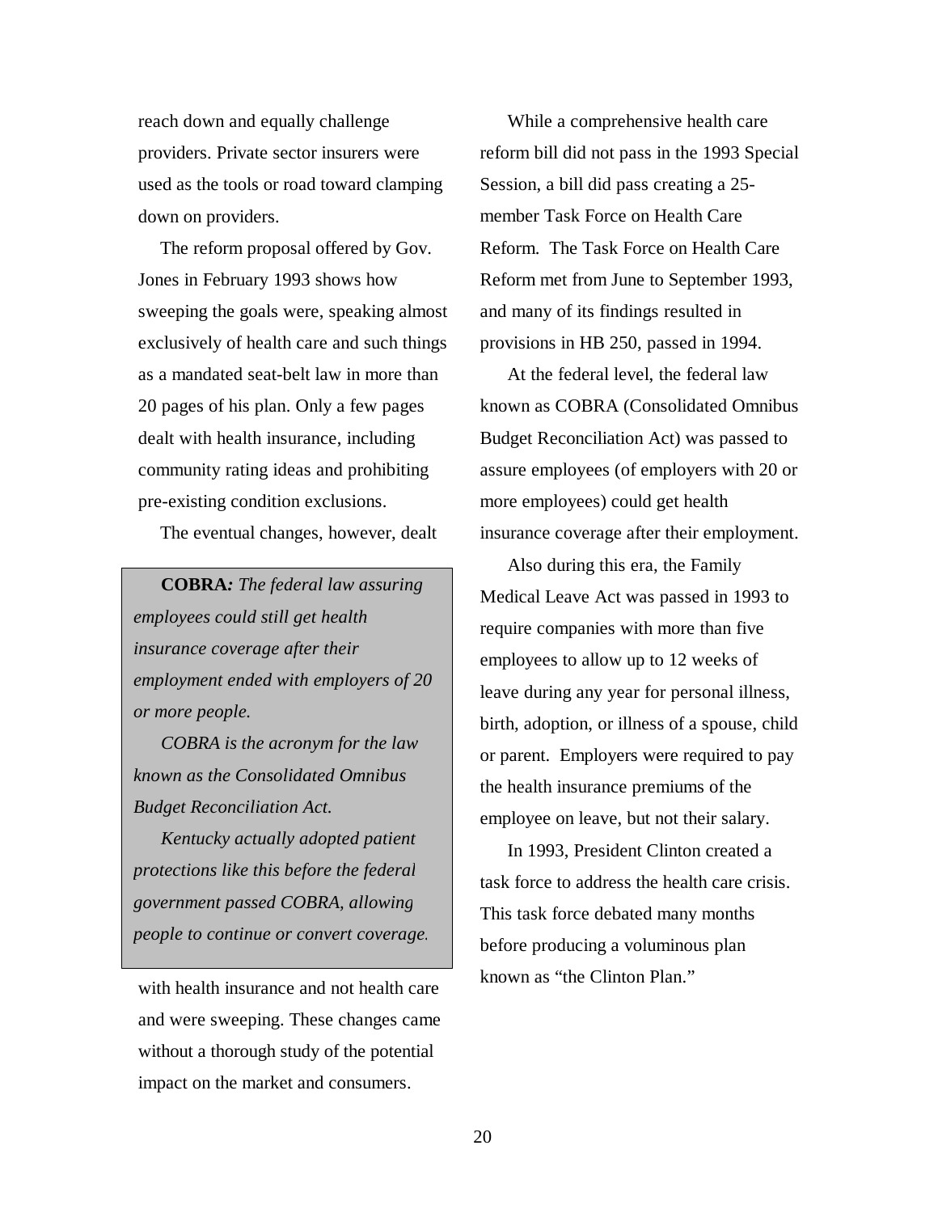reach down and equally challenge providers. Private sector insurers were used as the tools or road toward clamping down on providers.

The reform proposal offered by Gov. Jones in February 1993 shows how sweeping the goals were, speaking almost exclusively of health care and such things as a mandated seat-belt law in more than 20 pages of his plan. Only a few pages dealt with health insurance, including community rating ideas and prohibiting pre-existing condition exclusions.

The eventual changes, however, dealt with health insurance and not health care and were sweeping. These changes came without a thorough study of the potential impact on the market and consumers.

> **COBRA***: The federal law assuring employees could still get health insurance coverage after their employment ended with employers of 20 or more people.*
>
> *COBRA is the acronym for the law known as the Consolidated Omnibus Budget Reconciliation Act.*
>
> *Kentucky actually adopted patient protections like this before the federal government passed COBRA, allowing people to continue or convert coverage.*

While a comprehensive health care reform bill did not pass in the 1993 Special Session, a bill did pass creating a 25-member Task Force on Health Care Reform. The Task Force on Health Care Reform met from June to September 1993, and many of its findings resulted in provisions in HB 250, passed in 1994.

At the federal level, the federal law known as COBRA (Consolidated Omnibus Budget Reconciliation Act) was passed to assure employees (of employers with 20 or more employees) could get health insurance coverage after their employment.

Also during this era, the Family Medical Leave Act was passed in 1993 to require companies with more than five employees to allow up to 12 weeks of leave during any year for personal illness, birth, adoption, or illness of a spouse, child or parent. Employers were required to pay the health insurance premiums of the employee on leave, but not their salary.

In 1993, President Clinton created a task force to address the health care crisis. This task force debated many months before producing a voluminous plan known as "the Clinton Plan."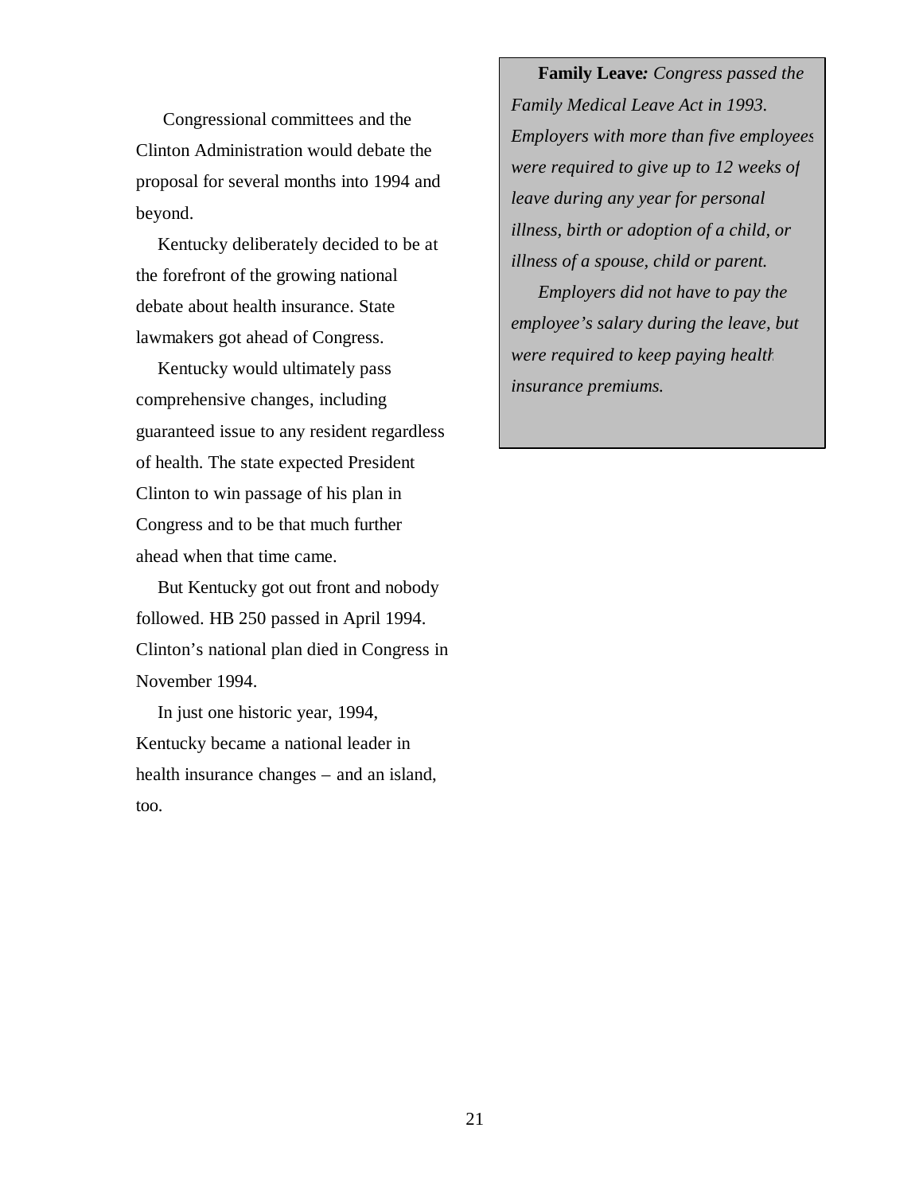Congressional committees and the Clinton Administration would debate the proposal for several months into 1994 and beyond.

Kentucky deliberately decided to be at the forefront of the growing national debate about health insurance. State lawmakers got ahead of Congress.

Kentucky would ultimately pass comprehensive changes, including guaranteed issue to any resident regardless of health. The state expected President Clinton to win passage of his plan in Congress and to be that much further ahead when that time came.

But Kentucky got out front and nobody followed. HB 250 passed in April 1994. Clinton's national plan died in Congress in November 1994.

In just one historic year, 1994, Kentucky became a national leader in health insurance changes – and an island, too.

**Family Leave:** *Congress passed the Family Medical Leave Act in 1993. Employers with more than five employees were required to give up to 12 weeks of leave during any year for personal illness, birth or adoption of a child, or illness of a spouse, child or parent.*

*Employers did not have to pay the employee's salary during the leave, but were required to keep paying health insurance premiums.*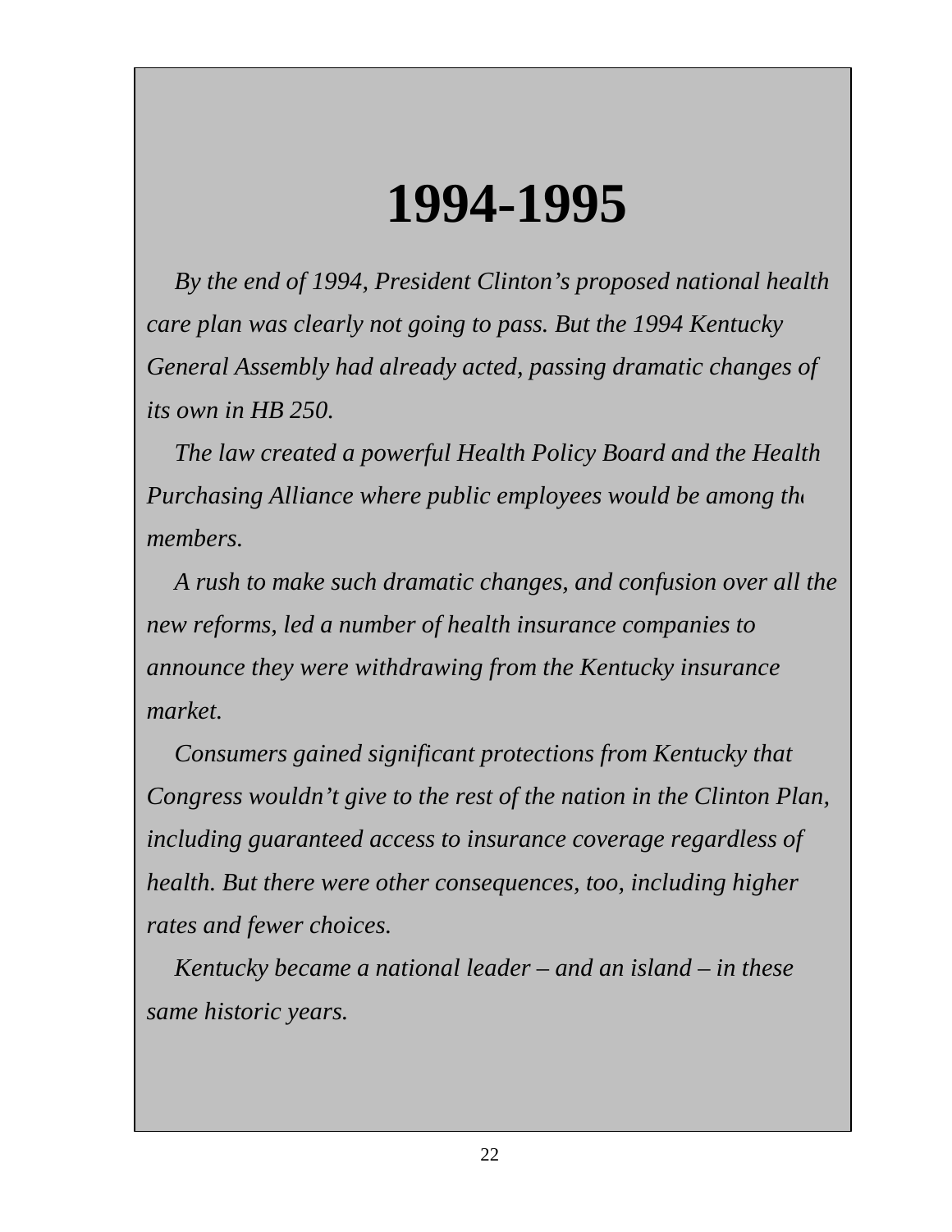# 1994-1995

*By the end of 1994, President Clinton's proposed national health care plan was clearly not going to pass. But the 1994 Kentucky General Assembly had already acted, passing dramatic changes of its own in HB 250.*

*The law created a powerful Health Policy Board and the Health Purchasing Alliance where public employees would be among the members.*

*A rush to make such dramatic changes, and confusion over all the new reforms, led a number of health insurance companies to announce they were withdrawing from the Kentucky insurance market.*

*Consumers gained significant protections from Kentucky that Congress wouldn't give to the rest of the nation in the Clinton Plan, including guaranteed access to insurance coverage regardless of health. But there were other consequences, too, including higher rates and fewer choices.*

*Kentucky became a national leader – and an island – in these same historic years.*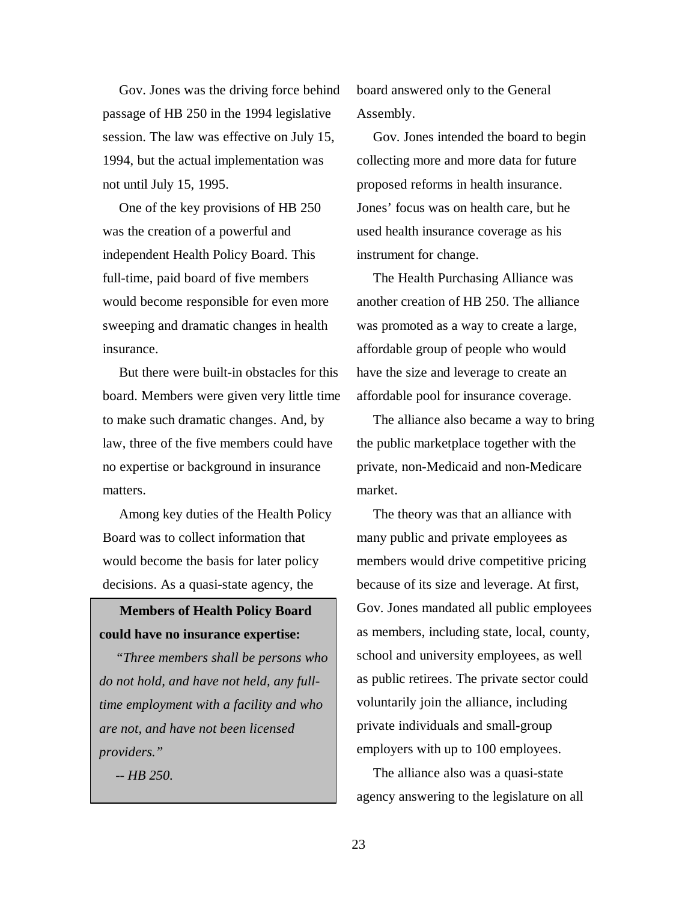Gov. Jones was the driving force behind passage of HB 250 in the 1994 legislative session. The law was effective on July 15, 1994, but the actual implementation was not until July 15, 1995.

One of the key provisions of HB 250 was the creation of a powerful and independent Health Policy Board. This full-time, paid board of five members would become responsible for even more sweeping and dramatic changes in health insurance.

But there were built-in obstacles for this board. Members were given very little time to make such dramatic changes. And, by law, three of the five members could have no expertise or background in insurance matters.

Among key duties of the Health Policy Board was to collect information that would become the basis for later policy decisions. As a quasi-state agency, the board answered only to the General Assembly.

> **Members of Health Policy Board could have no insurance expertise:**
>
> *"Three members shall be persons who do not hold, and have not held, any full-time employment with a facility and who are not, and have not been licensed providers."*
>
> *-- HB 250.*

Gov. Jones intended the board to begin collecting more and more data for future proposed reforms in health insurance. Jones' focus was on health care, but he used health insurance coverage as his instrument for change.

The Health Purchasing Alliance was another creation of HB 250. The alliance was promoted as a way to create a large, affordable group of people who would have the size and leverage to create an affordable pool for insurance coverage.

The alliance also became a way to bring the public marketplace together with the private, non-Medicaid and non-Medicare market.

The theory was that an alliance with many public and private employees as members would drive competitive pricing because of its size and leverage. At first, Gov. Jones mandated all public employees as members, including state, local, county, school and university employees, as well as public retirees. The private sector could voluntarily join the alliance, including private individuals and small-group employers with up to 100 employees.

The alliance also was a quasi-state agency answering to the legislature on all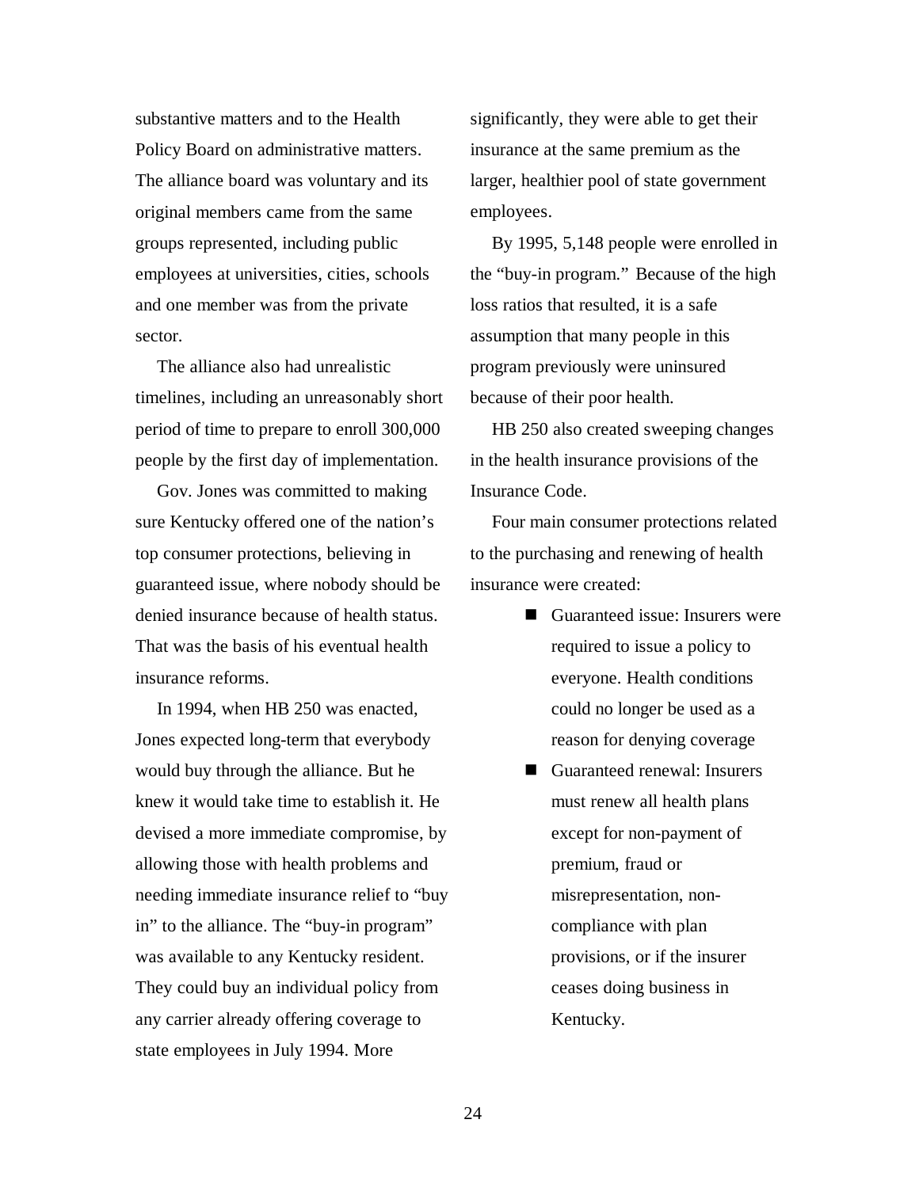substantive matters and to the Health Policy Board on administrative matters. The alliance board was voluntary and its original members came from the same groups represented, including public employees at universities, cities, schools and one member was from the private sector.

The alliance also had unrealistic timelines, including an unreasonably short period of time to prepare to enroll 300,000 people by the first day of implementation.

Gov. Jones was committed to making sure Kentucky offered one of the nation's top consumer protections, believing in guaranteed issue, where nobody should be denied insurance because of health status. That was the basis of his eventual health insurance reforms.

In 1994, when HB 250 was enacted, Jones expected long-term that everybody would buy through the alliance. But he knew it would take time to establish it. He devised a more immediate compromise, by allowing those with health problems and needing immediate insurance relief to "buy in" to the alliance. The "buy-in program" was available to any Kentucky resident. They could buy an individual policy from any carrier already offering coverage to state employees in July 1994. More significantly, they were able to get their insurance at the same premium as the larger, healthier pool of state government employees.

By 1995, 5,148 people were enrolled in the "buy-in program." Because of the high loss ratios that resulted, it is a safe assumption that many people in this program previously were uninsured because of their poor health.

HB 250 also created sweeping changes in the health insurance provisions of the Insurance Code.

Four main consumer protections related to the purchasing and renewing of health insurance were created:

- Guaranteed issue: Insurers were required to issue a policy to everyone. Health conditions could no longer be used as a reason for denying coverage
- Guaranteed renewal: Insurers must renew all health plans except for non-payment of premium, fraud or misrepresentation, non-compliance with plan provisions, or if the insurer ceases doing business in Kentucky.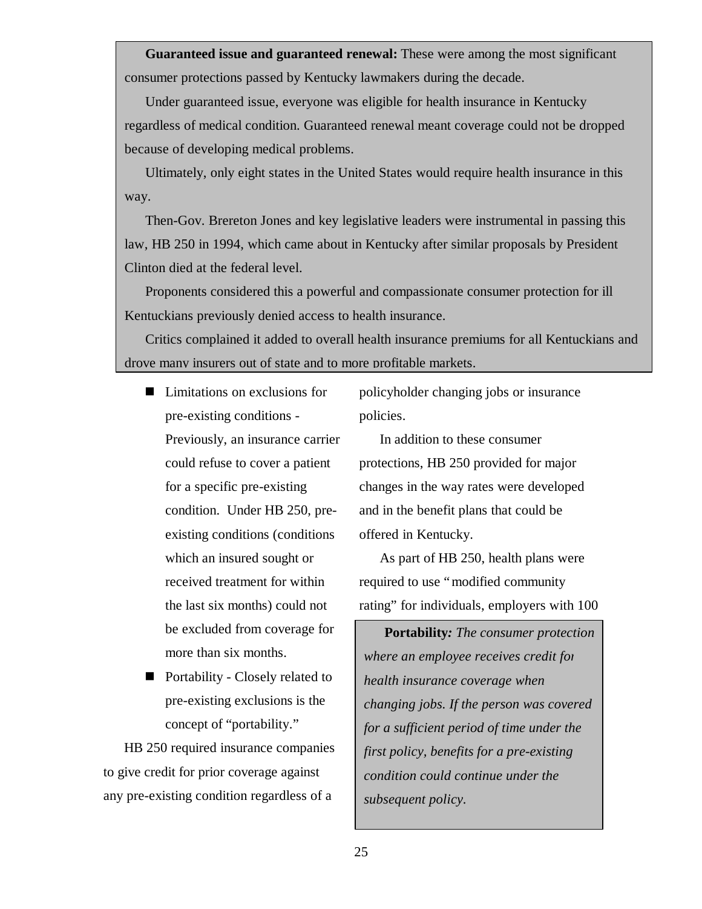**Guaranteed issue and guaranteed renewal:** These were among the most significant consumer protections passed by Kentucky lawmakers during the decade.

Under guaranteed issue, everyone was eligible for health insurance in Kentucky regardless of medical condition. Guaranteed renewal meant coverage could not be dropped because of developing medical problems.

Ultimately, only eight states in the United States would require health insurance in this way.

Then-Gov. Brereton Jones and key legislative leaders were instrumental in passing this law, HB 250 in 1994, which came about in Kentucky after similar proposals by President Clinton died at the federal level.

Proponents considered this a powerful and compassionate consumer protection for ill Kentuckians previously denied access to health insurance.

Critics complained it added to overall health insurance premiums for all Kentuckians and drove many insurers out of state and to more profitable markets.

- Limitations on exclusions for pre-existing conditions - Previously, an insurance carrier could refuse to cover a patient for a specific pre-existing condition. Under HB 250, pre-existing conditions (conditions which an insured sought or received treatment for within the last six months) could not be excluded from coverage for more than six months.
- Portability - Closely related to pre-existing exclusions is the concept of "portability."

HB 250 required insurance companies to give credit for prior coverage against any pre-existing condition regardless of a policyholder changing jobs or insurance policies.

In addition to these consumer protections, HB 250 provided for major changes in the way rates were developed and in the benefit plans that could be offered in Kentucky.

As part of HB 250, health plans were required to use "modified community rating" for individuals, employers with 100

**Portability:** *The consumer protection where an employee receives credit for health insurance coverage when changing jobs. If the person was covered for a sufficient period of time under the first policy, benefits for a pre-existing condition could continue under the subsequent policy.*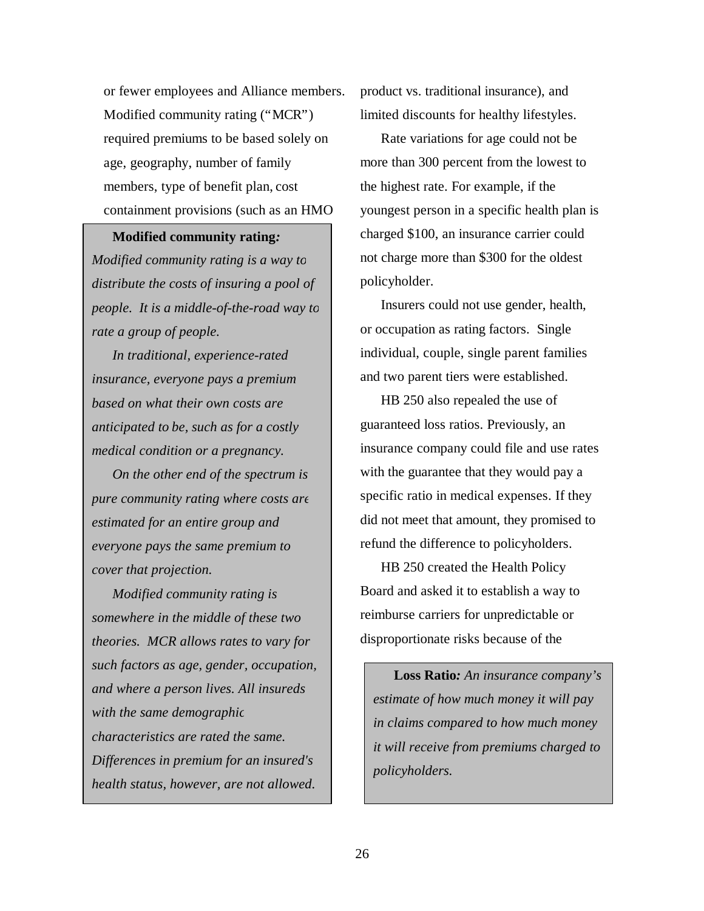or fewer employees and Alliance members. Modified community rating ("MCR") required premiums to be based solely on age, geography, number of family members, type of benefit plan, cost containment provisions (such as an HMO product vs. traditional insurance), and limited discounts for healthy lifestyles.

> **Modified community rating:** *Modified community rating is a way to distribute the costs of insuring a pool of people. It is a middle-of-the-road way to rate a group of people.*
>
> *In traditional, experience-rated insurance, everyone pays a premium based on what their own costs are anticipated to be, such as for a costly medical condition or a pregnancy.*
>
> *On the other end of the spectrum is pure community rating where costs are estimated for an entire group and everyone pays the same premium to cover that projection.*
>
> *Modified community rating is somewhere in the middle of these two theories. MCR allows rates to vary for such factors as age, gender, occupation, and where a person lives. All insureds with the same demographic characteristics are rated the same. Differences in premium for an insured's health status, however, are not allowed.*

Rate variations for age could not be more than 300 percent from the lowest to the highest rate. For example, if the youngest person in a specific health plan is charged $100, an insurance carrier could not charge more than $300 for the oldest policyholder.

Insurers could not use gender, health, or occupation as rating factors. Single individual, couple, single parent families and two parent tiers were established.

HB 250 also repealed the use of guaranteed loss ratios. Previously, an insurance company could file and use rates with the guarantee that they would pay a specific ratio in medical expenses. If they did not meet that amount, they promised to refund the difference to policyholders.

HB 250 created the Health Policy Board and asked it to establish a way to reimburse carriers for unpredictable or disproportionate risks because of the

> **Loss Ratio:** *An insurance company's estimate of how much money it will pay in claims compared to how much money it will receive from premiums charged to policyholders.*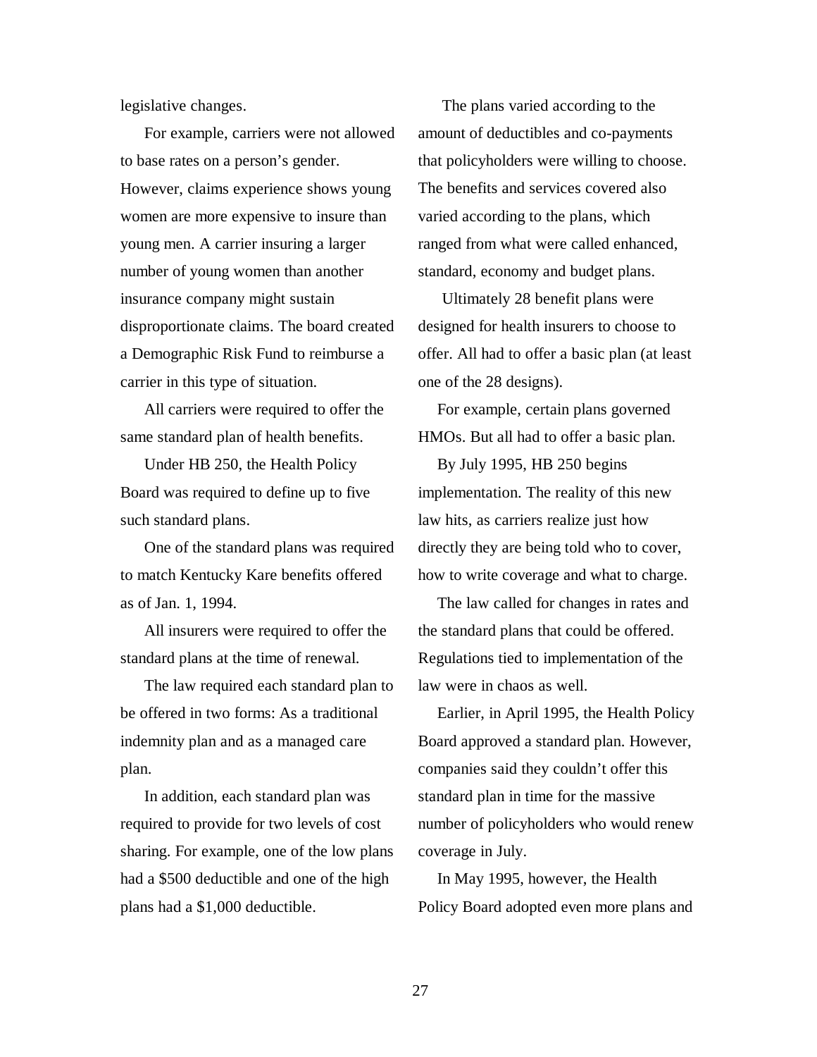legislative changes.

For example, carriers were not allowed to base rates on a person's gender. However, claims experience shows young women are more expensive to insure than young men. A carrier insuring a larger number of young women than another insurance company might sustain disproportionate claims. The board created a Demographic Risk Fund to reimburse a carrier in this type of situation.

All carriers were required to offer the same standard plan of health benefits.

Under HB 250, the Health Policy Board was required to define up to five such standard plans.

One of the standard plans was required to match Kentucky Kare benefits offered as of Jan. 1, 1994.

All insurers were required to offer the standard plans at the time of renewal.

The law required each standard plan to be offered in two forms: As a traditional indemnity plan and as a managed care plan.

In addition, each standard plan was required to provide for two levels of cost sharing. For example, one of the low plans had a $500 deductible and one of the high plans had a $1,000 deductible.

The plans varied according to the amount of deductibles and co-payments that policyholders were willing to choose. The benefits and services covered also varied according to the plans, which ranged from what were called enhanced, standard, economy and budget plans.

Ultimately 28 benefit plans were designed for health insurers to choose to offer. All had to offer a basic plan (at least one of the 28 designs).

For example, certain plans governed HMOs. But all had to offer a basic plan.

By July 1995, HB 250 begins implementation. The reality of this new law hits, as carriers realize just how directly they are being told who to cover, how to write coverage and what to charge.

The law called for changes in rates and the standard plans that could be offered. Regulations tied to implementation of the law were in chaos as well.

Earlier, in April 1995, the Health Policy Board approved a standard plan. However, companies said they couldn't offer this standard plan in time for the massive number of policyholders who would renew coverage in July.

In May 1995, however, the Health Policy Board adopted even more plans and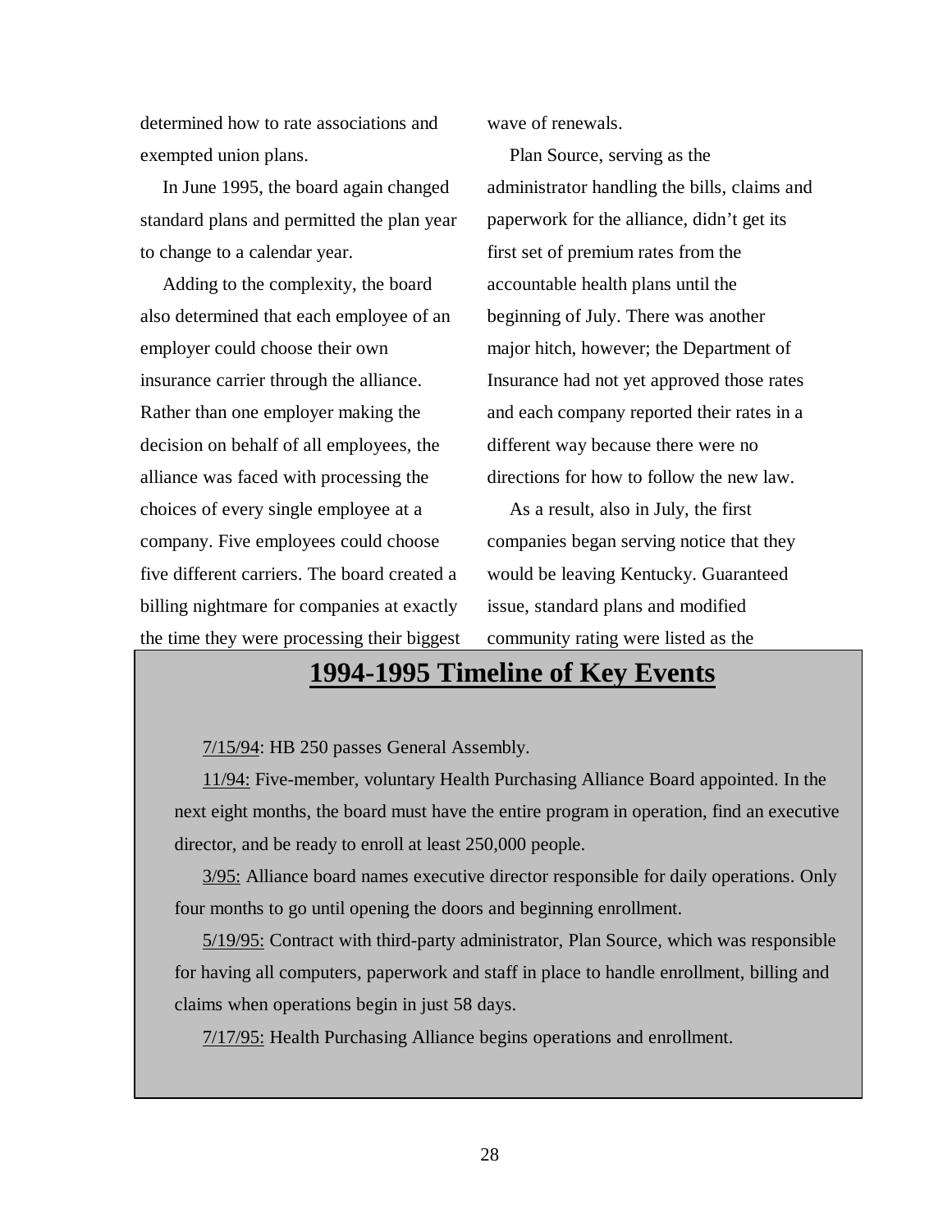determined how to rate associations and exempted union plans.

In June 1995, the board again changed standard plans and permitted the plan year to change to a calendar year.

Adding to the complexity, the board also determined that each employee of an employer could choose their own insurance carrier through the alliance. Rather than one employer making the decision on behalf of all employees, the alliance was faced with processing the choices of every single employee at a company. Five employees could choose five different carriers. The board created a billing nightmare for companies at exactly the time they were processing their biggest wave of renewals.

Plan Source, serving as the administrator handling the bills, claims and paperwork for the alliance, didn't get its first set of premium rates from the accountable health plans until the beginning of July. There was another major hitch, however; the Department of Insurance had not yet approved those rates and each company reported their rates in a different way because there were no directions for how to follow the new law.

As a result, also in July, the first companies began serving notice that they would be leaving Kentucky. Guaranteed issue, standard plans and modified community rating were listed as the

## 1994-1995 Timeline of Key Events

7/15/94: HB 250 passes General Assembly.

11/94: Five-member, voluntary Health Purchasing Alliance Board appointed. In the next eight months, the board must have the entire program in operation, find an executive director, and be ready to enroll at least 250,000 people.

3/95: Alliance board names executive director responsible for daily operations. Only four months to go until opening the doors and beginning enrollment.

5/19/95: Contract with third-party administrator, Plan Source, which was responsible for having all computers, paperwork and staff in place to handle enrollment, billing and claims when operations begin in just 58 days.

7/17/95: Health Purchasing Alliance begins operations and enrollment.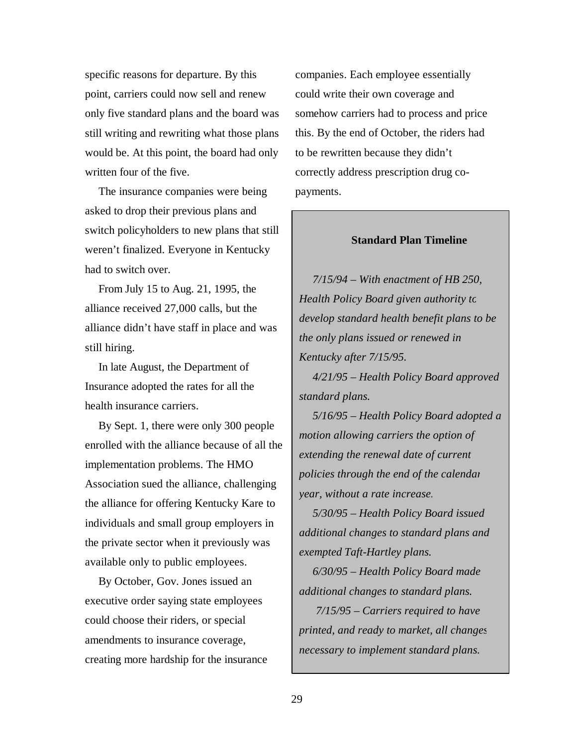specific reasons for departure. By this point, carriers could now sell and renew only five standard plans and the board was still writing and rewriting what those plans would be. At this point, the board had only written four of the five.

The insurance companies were being asked to drop their previous plans and switch policyholders to new plans that still weren't finalized. Everyone in Kentucky had to switch over.

From July 15 to Aug. 21, 1995, the alliance received 27,000 calls, but the alliance didn't have staff in place and was still hiring.

In late August, the Department of Insurance adopted the rates for all the health insurance carriers.

By Sept. 1, there were only 300 people enrolled with the alliance because of all the implementation problems. The HMO Association sued the alliance, challenging the alliance for offering Kentucky Kare to individuals and small group employers in the private sector when it previously was available only to public employees.

By October, Gov. Jones issued an executive order saying state employees could choose their riders, or special amendments to insurance coverage, creating more hardship for the insurance companies. Each employee essentially could write their own coverage and somehow carriers had to process and price this. By the end of October, the riders had to be rewritten because they didn't correctly address prescription drug co-payments.

**Standard Plan Timeline**

*7/15/94 – With enactment of HB 250, Health Policy Board given authority to develop standard health benefit plans to be the only plans issued or renewed in Kentucky after 7/15/95.*

*4/21/95 – Health Policy Board approved standard plans.*

*5/16/95 – Health Policy Board adopted a motion allowing carriers the option of extending the renewal date of current policies through the end of the calendar year, without a rate increase.*

*5/30/95 – Health Policy Board issued additional changes to standard plans and exempted Taft-Hartley plans.*

*6/30/95 – Health Policy Board made additional changes to standard plans.*

*7/15/95 – Carriers required to have printed, and ready to market, all changes necessary to implement standard plans.*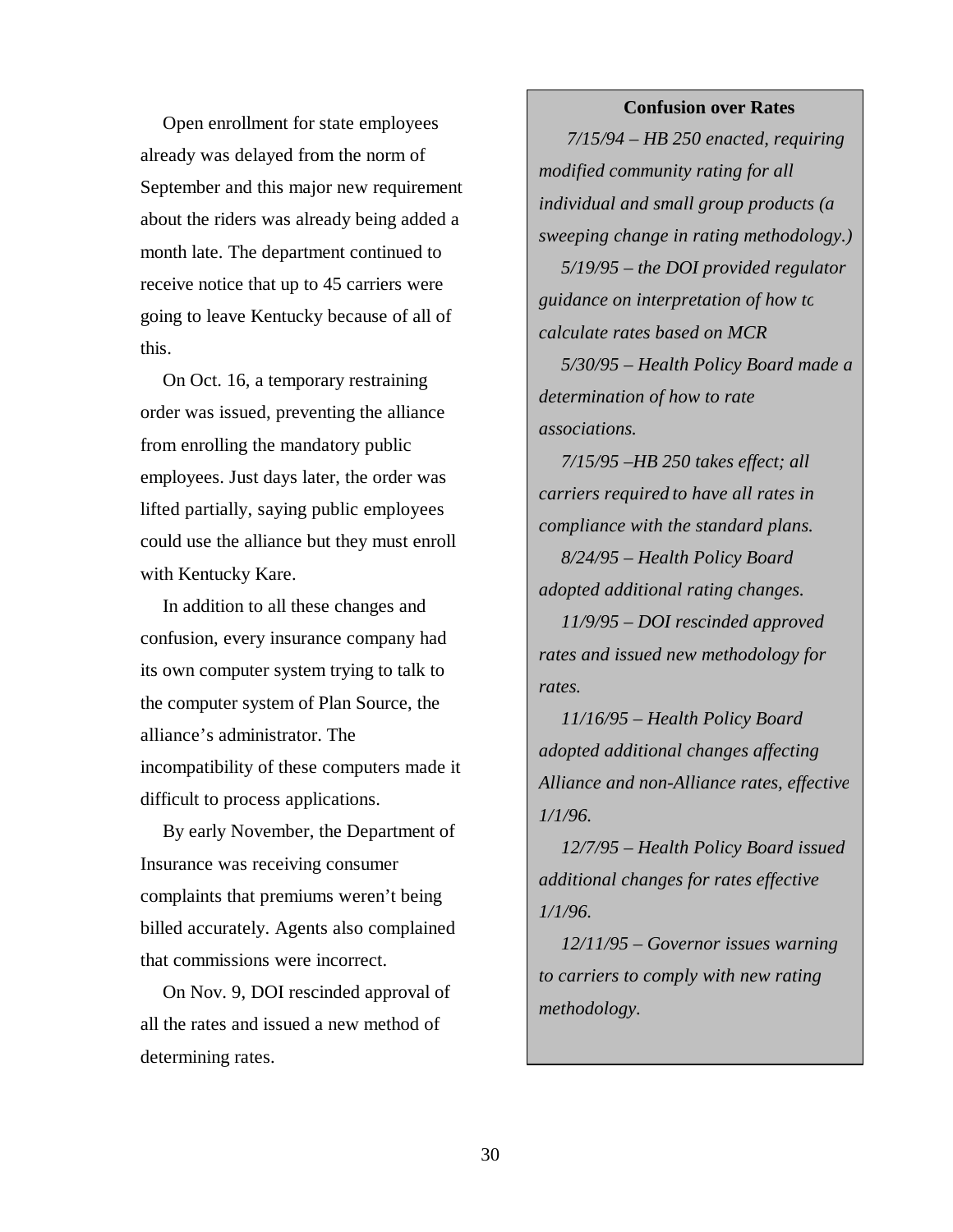Open enrollment for state employees already was delayed from the norm of September and this major new requirement about the riders was already being added a month late. The department continued to receive notice that up to 45 carriers were going to leave Kentucky because of all of this.

On Oct. 16, a temporary restraining order was issued, preventing the alliance from enrolling the mandatory public employees. Just days later, the order was lifted partially, saying public employees could use the alliance but they must enroll with Kentucky Kare.

In addition to all these changes and confusion, every insurance company had its own computer system trying to talk to the computer system of Plan Source, the alliance's administrator. The incompatibility of these computers made it difficult to process applications.

By early November, the Department of Insurance was receiving consumer complaints that premiums weren't being billed accurately. Agents also complained that commissions were incorrect.

On Nov. 9, DOI rescinded approval of all the rates and issued a new method of determining rates.

**Confusion over Rates**

*7/15/94 – HB 250 enacted, requiring modified community rating for all individual and small group products (a sweeping change in rating methodology.)*

*5/19/95 – the DOI provided regulator guidance on interpretation of how to calculate rates based on MCR*

*5/30/95 – Health Policy Board made a determination of how to rate associations.*

*7/15/95 –HB 250 takes effect; all carriers required to have all rates in compliance with the standard plans.*

*8/24/95 – Health Policy Board adopted additional rating changes.*

*11/9/95 – DOI rescinded approved rates and issued new methodology for rates.*

*11/16/95 – Health Policy Board adopted additional changes affecting Alliance and non-Alliance rates, effective 1/1/96.*

*12/7/95 – Health Policy Board issued additional changes for rates effective 1/1/96.*

*12/11/95 – Governor issues warning to carriers to comply with new rating methodology.*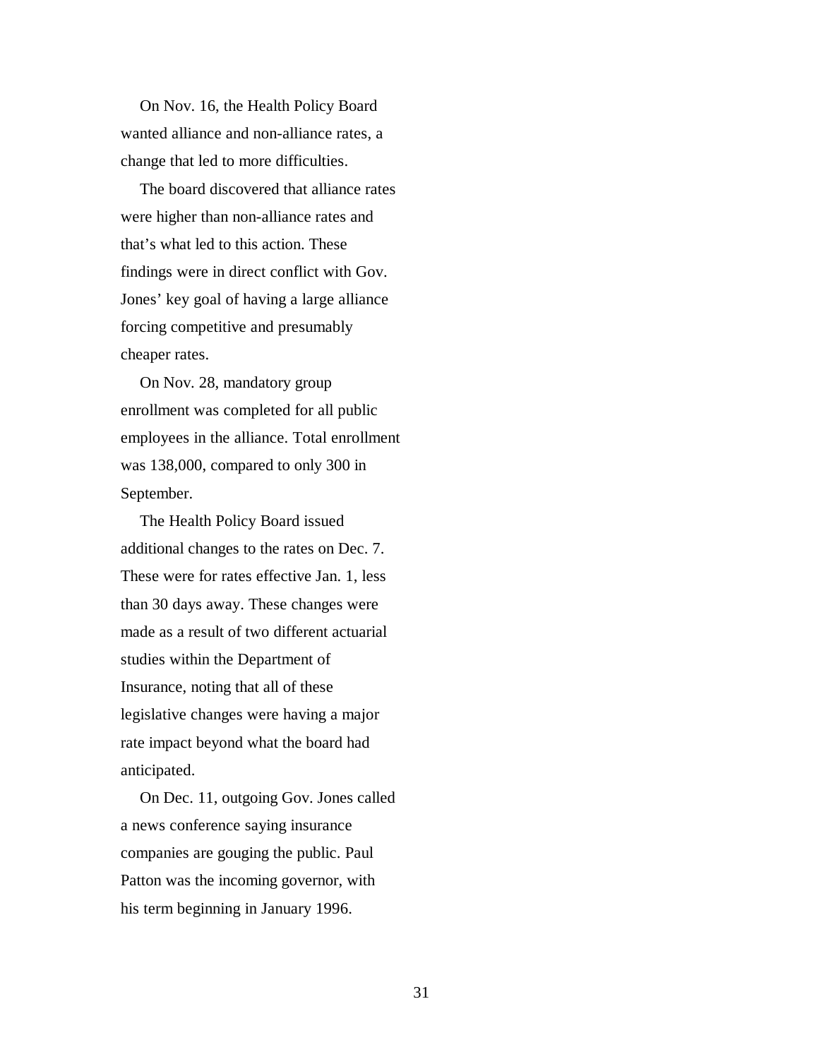On Nov. 16, the Health Policy Board wanted alliance and non-alliance rates, a change that led to more difficulties.

The board discovered that alliance rates were higher than non-alliance rates and that's what led to this action. These findings were in direct conflict with Gov. Jones' key goal of having a large alliance forcing competitive and presumably cheaper rates.

On Nov. 28, mandatory group enrollment was completed for all public employees in the alliance. Total enrollment was 138,000, compared to only 300 in September.

The Health Policy Board issued additional changes to the rates on Dec. 7. These were for rates effective Jan. 1, less than 30 days away. These changes were made as a result of two different actuarial studies within the Department of Insurance, noting that all of these legislative changes were having a major rate impact beyond what the board had anticipated.

On Dec. 11, outgoing Gov. Jones called a news conference saying insurance companies are gouging the public. Paul Patton was the incoming governor, with his term beginning in January 1996.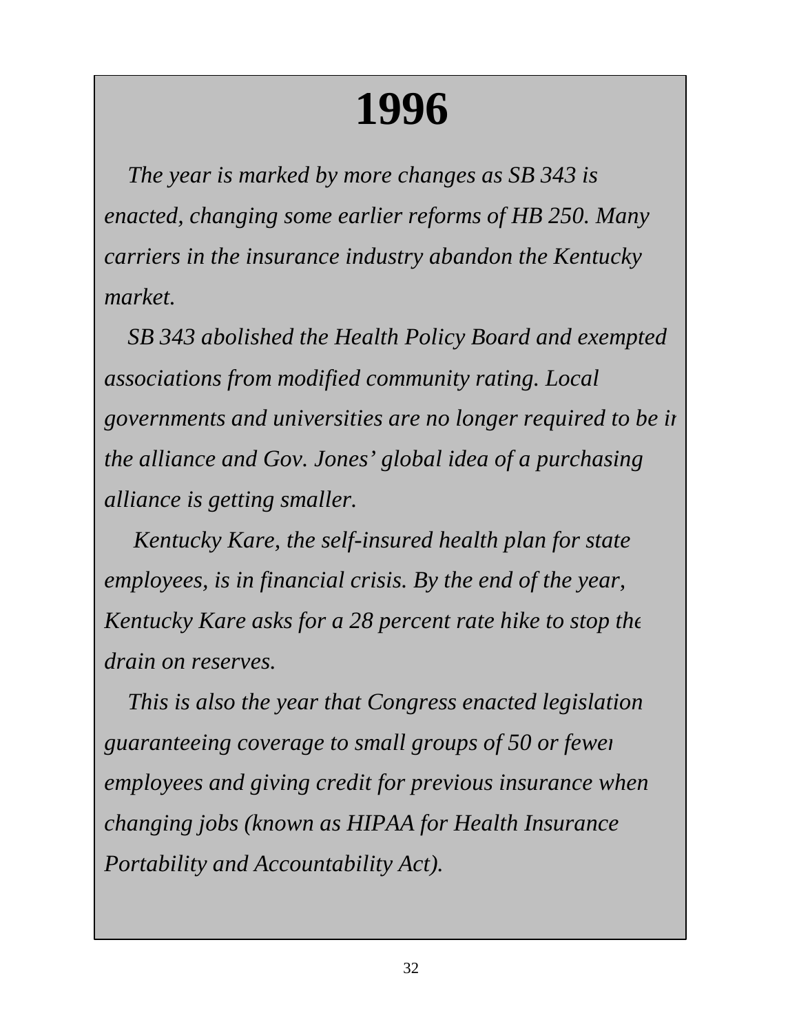# 1996

*The year is marked by more changes as SB 343 is enacted, changing some earlier reforms of HB 250. Many carriers in the insurance industry abandon the Kentucky market.*

*SB 343 abolished the Health Policy Board and exempted associations from modified community rating. Local governments and universities are no longer required to be in the alliance and Gov. Jones' global idea of a purchasing alliance is getting smaller.*

*Kentucky Kare, the self-insured health plan for state employees, is in financial crisis. By the end of the year, Kentucky Kare asks for a 28 percent rate hike to stop the drain on reserves.*

*This is also the year that Congress enacted legislation guaranteeing coverage to small groups of 50 or fewer employees and giving credit for previous insurance when changing jobs (known as HIPAA for Health Insurance Portability and Accountability Act).*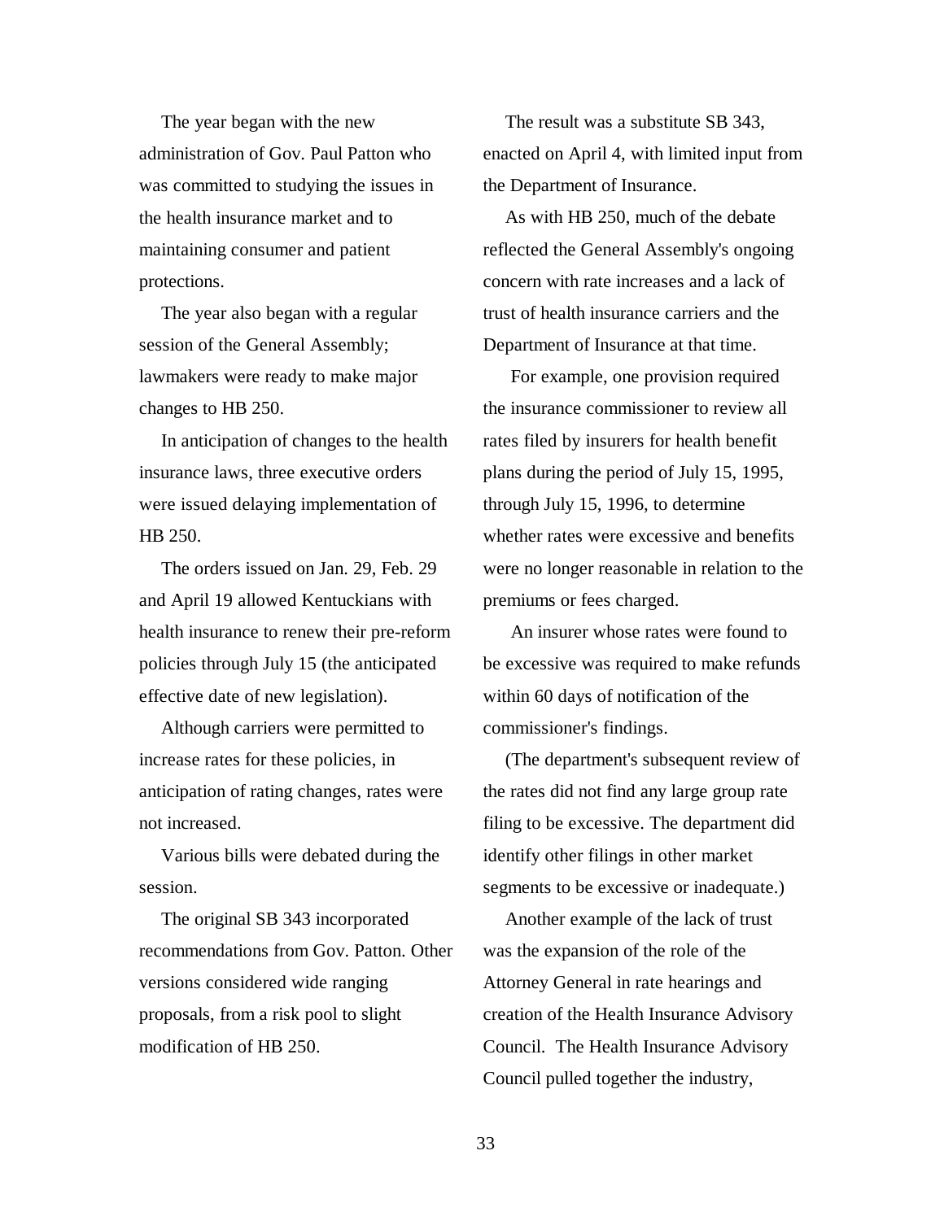The year began with the new administration of Gov. Paul Patton who was committed to studying the issues in the health insurance market and to maintaining consumer and patient protections.

The year also began with a regular session of the General Assembly; lawmakers were ready to make major changes to HB 250.

In anticipation of changes to the health insurance laws, three executive orders were issued delaying implementation of HB 250.

The orders issued on Jan. 29, Feb. 29 and April 19 allowed Kentuckians with health insurance to renew their pre-reform policies through July 15 (the anticipated effective date of new legislation).

Although carriers were permitted to increase rates for these policies, in anticipation of rating changes, rates were not increased.

Various bills were debated during the session.

The original SB 343 incorporated recommendations from Gov. Patton. Other versions considered wide ranging proposals, from a risk pool to slight modification of HB 250.

The result was a substitute SB 343, enacted on April 4, with limited input from the Department of Insurance.

As with HB 250, much of the debate reflected the General Assembly's ongoing concern with rate increases and a lack of trust of health insurance carriers and the Department of Insurance at that time.

For example, one provision required the insurance commissioner to review all rates filed by insurers for health benefit plans during the period of July 15, 1995, through July 15, 1996, to determine whether rates were excessive and benefits were no longer reasonable in relation to the premiums or fees charged.

An insurer whose rates were found to be excessive was required to make refunds within 60 days of notification of the commissioner's findings.

(The department's subsequent review of the rates did not find any large group rate filing to be excessive. The department did identify other filings in other market segments to be excessive or inadequate.)

Another example of the lack of trust was the expansion of the role of the Attorney General in rate hearings and creation of the Health Insurance Advisory Council. The Health Insurance Advisory Council pulled together the industry,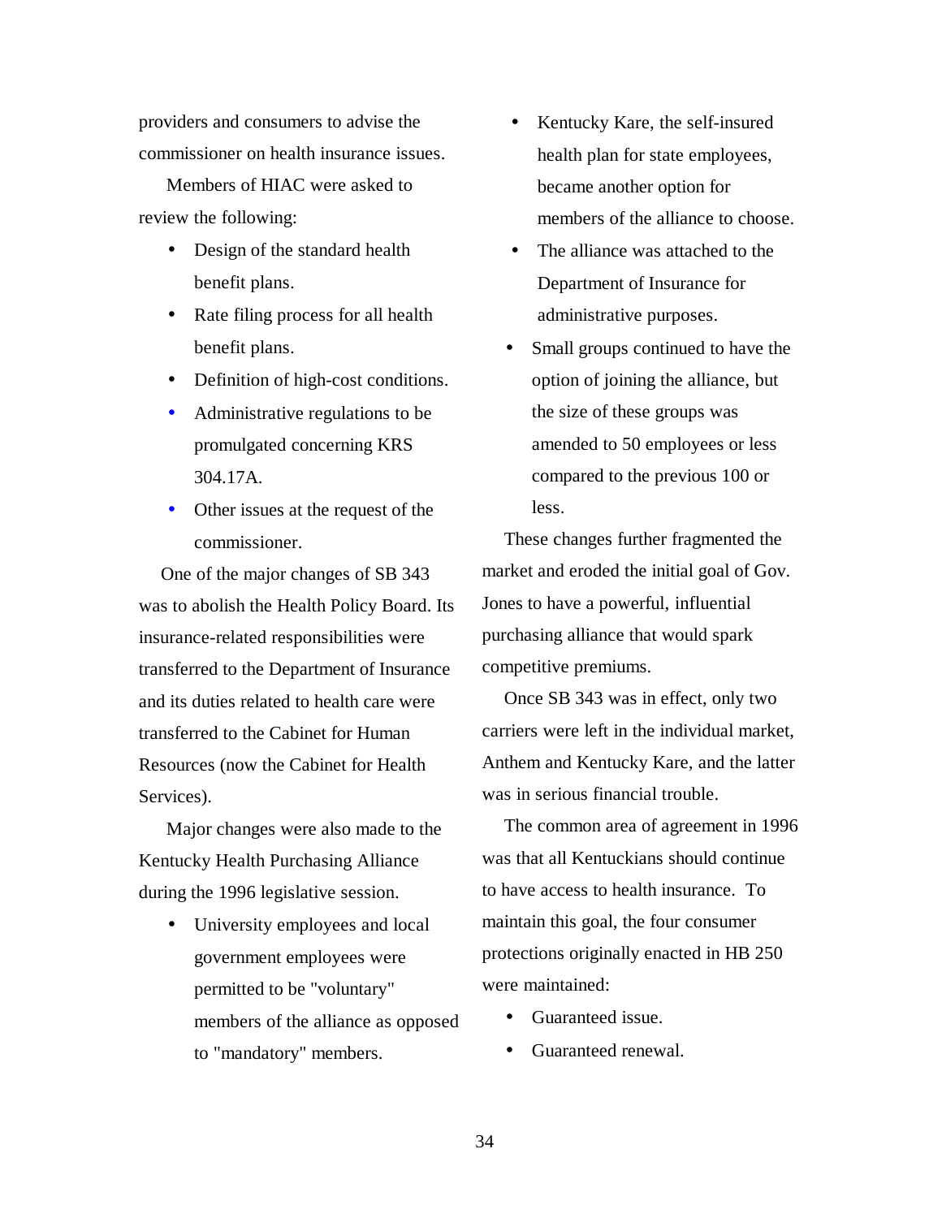providers and consumers to advise the commissioner on health insurance issues.

Members of HIAC were asked to review the following:

- Design of the standard health benefit plans.
- Rate filing process for all health benefit plans.
- Definition of high-cost conditions.
- Administrative regulations to be promulgated concerning KRS 304.17A.
- Other issues at the request of the commissioner.

One of the major changes of SB 343 was to abolish the Health Policy Board. Its insurance-related responsibilities were transferred to the Department of Insurance and its duties related to health care were transferred to the Cabinet for Human Resources (now the Cabinet for Health Services).

Major changes were also made to the Kentucky Health Purchasing Alliance during the 1996 legislative session.

- University employees and local government employees were permitted to be "voluntary" members of the alliance as opposed to "mandatory" members.
- Kentucky Kare, the self-insured health plan for state employees, became another option for members of the alliance to choose.
- The alliance was attached to the Department of Insurance for administrative purposes.
- Small groups continued to have the option of joining the alliance, but the size of these groups was amended to 50 employees or less compared to the previous 100 or less.

These changes further fragmented the market and eroded the initial goal of Gov. Jones to have a powerful, influential purchasing alliance that would spark competitive premiums.

Once SB 343 was in effect, only two carriers were left in the individual market, Anthem and Kentucky Kare, and the latter was in serious financial trouble.

The common area of agreement in 1996 was that all Kentuckians should continue to have access to health insurance. To maintain this goal, the four consumer protections originally enacted in HB 250 were maintained:

- Guaranteed issue.
- Guaranteed renewal.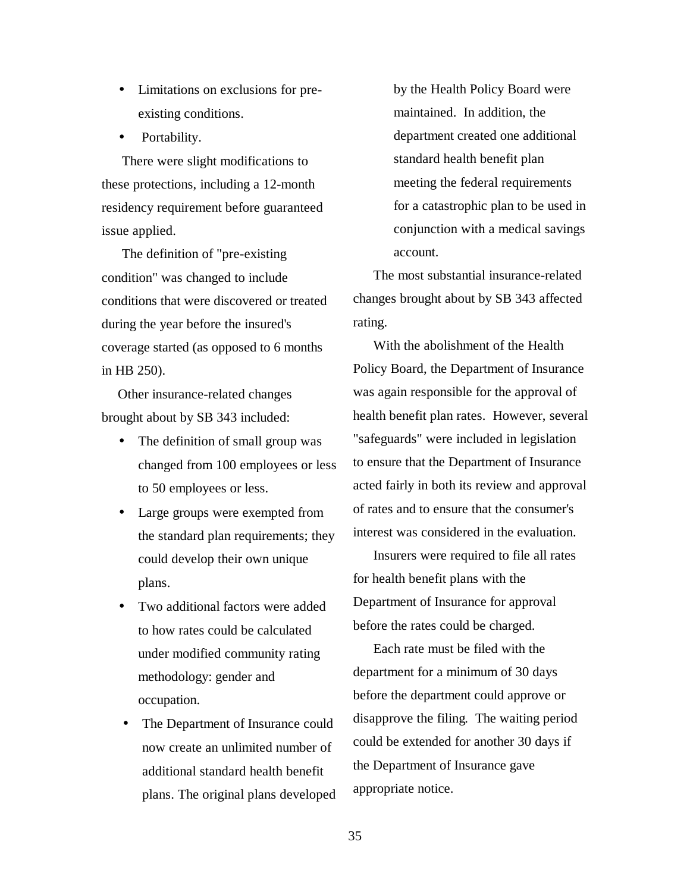- Limitations on exclusions for pre-existing conditions.
- Portability.

There were slight modifications to these protections, including a 12-month residency requirement before guaranteed issue applied.

The definition of "pre-existing condition" was changed to include conditions that were discovered or treated during the year before the insured's coverage started (as opposed to 6 months in HB 250).

Other insurance-related changes brought about by SB 343 included:

- The definition of small group was changed from 100 employees or less to 50 employees or less.
- Large groups were exempted from the standard plan requirements; they could develop their own unique plans.
- Two additional factors were added to how rates could be calculated under modified community rating methodology: gender and occupation.
- The Department of Insurance could now create an unlimited number of additional standard health benefit plans. The original plans developed by the Health Policy Board were maintained. In addition, the department created one additional standard health benefit plan meeting the federal requirements for a catastrophic plan to be used in conjunction with a medical savings account.

The most substantial insurance-related changes brought about by SB 343 affected rating.

With the abolishment of the Health Policy Board, the Department of Insurance was again responsible for the approval of health benefit plan rates. However, several "safeguards" were included in legislation to ensure that the Department of Insurance acted fairly in both its review and approval of rates and to ensure that the consumer's interest was considered in the evaluation.

Insurers were required to file all rates for health benefit plans with the Department of Insurance for approval before the rates could be charged.

Each rate must be filed with the department for a minimum of 30 days before the department could approve or disapprove the filing. The waiting period could be extended for another 30 days if the Department of Insurance gave appropriate notice.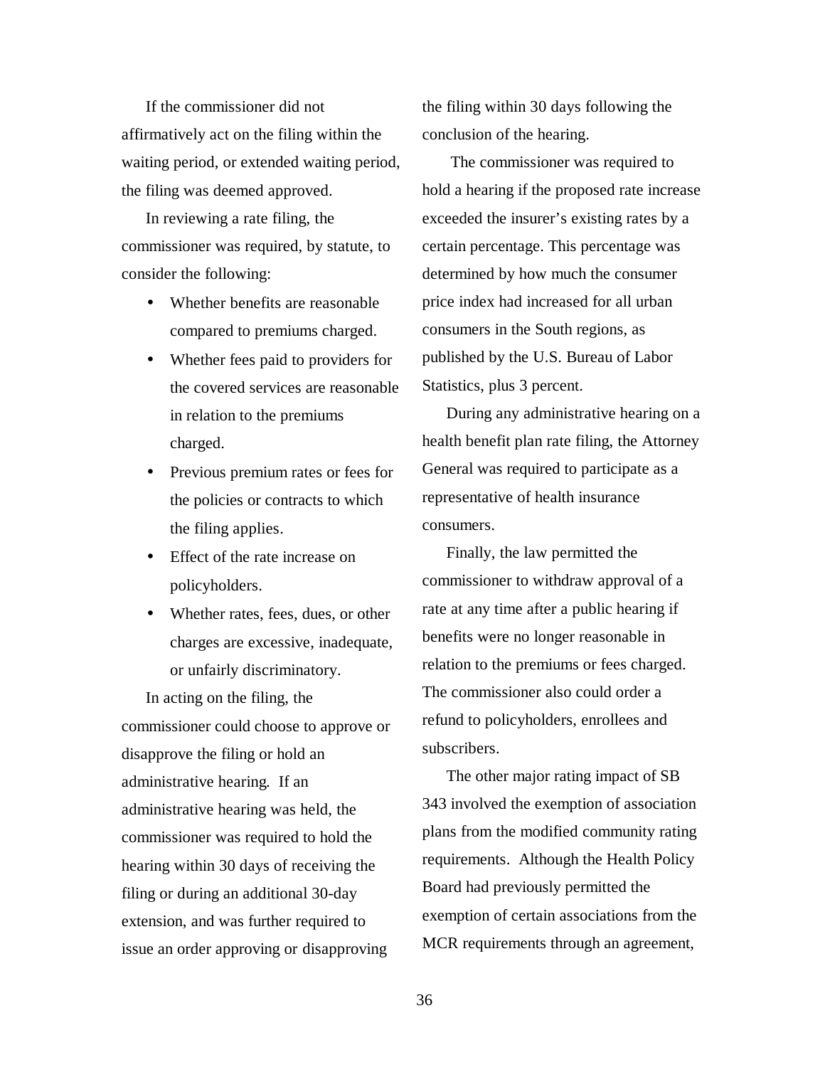If the commissioner did not affirmatively act on the filing within the waiting period, or extended waiting period, the filing was deemed approved.

In reviewing a rate filing, the commissioner was required, by statute, to consider the following:

- Whether benefits are reasonable compared to premiums charged.
- Whether fees paid to providers for the covered services are reasonable in relation to the premiums charged.
- Previous premium rates or fees for the policies or contracts to which the filing applies.
- Effect of the rate increase on policyholders.
- Whether rates, fees, dues, or other charges are excessive, inadequate, or unfairly discriminatory.

In acting on the filing, the commissioner could choose to approve or disapprove the filing or hold an administrative hearing. If an administrative hearing was held, the commissioner was required to hold the hearing within 30 days of receiving the filing or during an additional 30-day extension, and was further required to issue an order approving or disapproving the filing within 30 days following the conclusion of the hearing.

The commissioner was required to hold a hearing if the proposed rate increase exceeded the insurer's existing rates by a certain percentage. This percentage was determined by how much the consumer price index had increased for all urban consumers in the South regions, as published by the U.S. Bureau of Labor Statistics, plus 3 percent.

During any administrative hearing on a health benefit plan rate filing, the Attorney General was required to participate as a representative of health insurance consumers.

Finally, the law permitted the commissioner to withdraw approval of a rate at any time after a public hearing if benefits were no longer reasonable in relation to the premiums or fees charged. The commissioner also could order a refund to policyholders, enrollees and subscribers.

The other major rating impact of SB 343 involved the exemption of association plans from the modified community rating requirements. Although the Health Policy Board had previously permitted the exemption of certain associations from the MCR requirements through an agreement,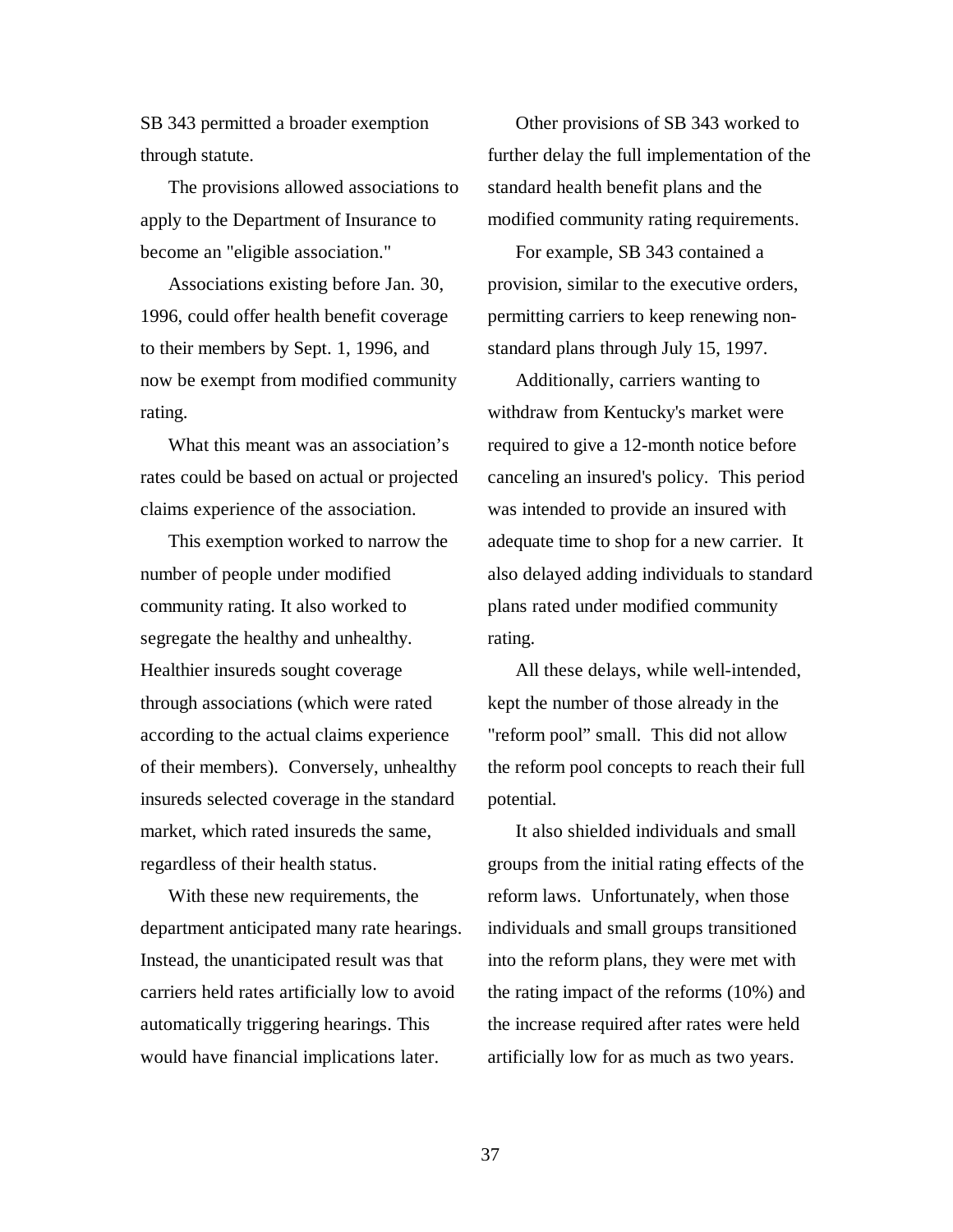SB 343 permitted a broader exemption through statute.

The provisions allowed associations to apply to the Department of Insurance to become an "eligible association."

Associations existing before Jan. 30, 1996, could offer health benefit coverage to their members by Sept. 1, 1996, and now be exempt from modified community rating.

What this meant was an association's rates could be based on actual or projected claims experience of the association.

This exemption worked to narrow the number of people under modified community rating. It also worked to segregate the healthy and unhealthy. Healthier insureds sought coverage through associations (which were rated according to the actual claims experience of their members). Conversely, unhealthy insureds selected coverage in the standard market, which rated insureds the same, regardless of their health status.

With these new requirements, the department anticipated many rate hearings. Instead, the unanticipated result was that carriers held rates artificially low to avoid automatically triggering hearings. This would have financial implications later.

Other provisions of SB 343 worked to further delay the full implementation of the standard health benefit plans and the modified community rating requirements.

For example, SB 343 contained a provision, similar to the executive orders, permitting carriers to keep renewing non-standard plans through July 15, 1997.

Additionally, carriers wanting to withdraw from Kentucky's market were required to give a 12-month notice before canceling an insured's policy. This period was intended to provide an insured with adequate time to shop for a new carrier. It also delayed adding individuals to standard plans rated under modified community rating.

All these delays, while well-intended, kept the number of those already in the "reform pool" small. This did not allow the reform pool concepts to reach their full potential.

It also shielded individuals and small groups from the initial rating effects of the reform laws. Unfortunately, when those individuals and small groups transitioned into the reform plans, they were met with the rating impact of the reforms (10%) and the increase required after rates were held artificially low for as much as two years.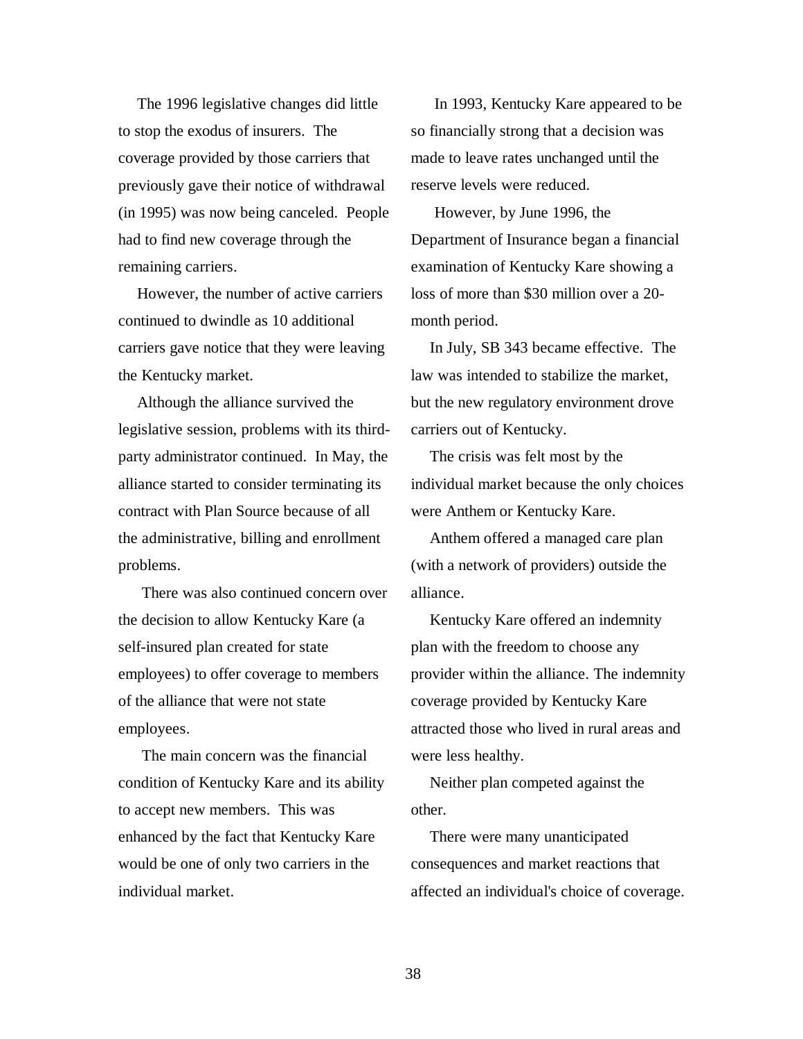The 1996 legislative changes did little to stop the exodus of insurers. The coverage provided by those carriers that previously gave their notice of withdrawal (in 1995) was now being canceled. People had to find new coverage through the remaining carriers.

However, the number of active carriers continued to dwindle as 10 additional carriers gave notice that they were leaving the Kentucky market.

Although the alliance survived the legislative session, problems with its third-party administrator continued. In May, the alliance started to consider terminating its contract with Plan Source because of all the administrative, billing and enrollment problems.

There was also continued concern over the decision to allow Kentucky Kare (a self-insured plan created for state employees) to offer coverage to members of the alliance that were not state employees.

The main concern was the financial condition of Kentucky Kare and its ability to accept new members. This was enhanced by the fact that Kentucky Kare would be one of only two carriers in the individual market.

In 1993, Kentucky Kare appeared to be so financially strong that a decision was made to leave rates unchanged until the reserve levels were reduced.

However, by June 1996, the Department of Insurance began a financial examination of Kentucky Kare showing a loss of more than $30 million over a 20-month period.

In July, SB 343 became effective. The law was intended to stabilize the market, but the new regulatory environment drove carriers out of Kentucky.

The crisis was felt most by the individual market because the only choices were Anthem or Kentucky Kare.

Anthem offered a managed care plan (with a network of providers) outside the alliance.

Kentucky Kare offered an indemnity plan with the freedom to choose any provider within the alliance. The indemnity coverage provided by Kentucky Kare attracted those who lived in rural areas and were less healthy.

Neither plan competed against the other.

There were many unanticipated consequences and market reactions that affected an individual's choice of coverage.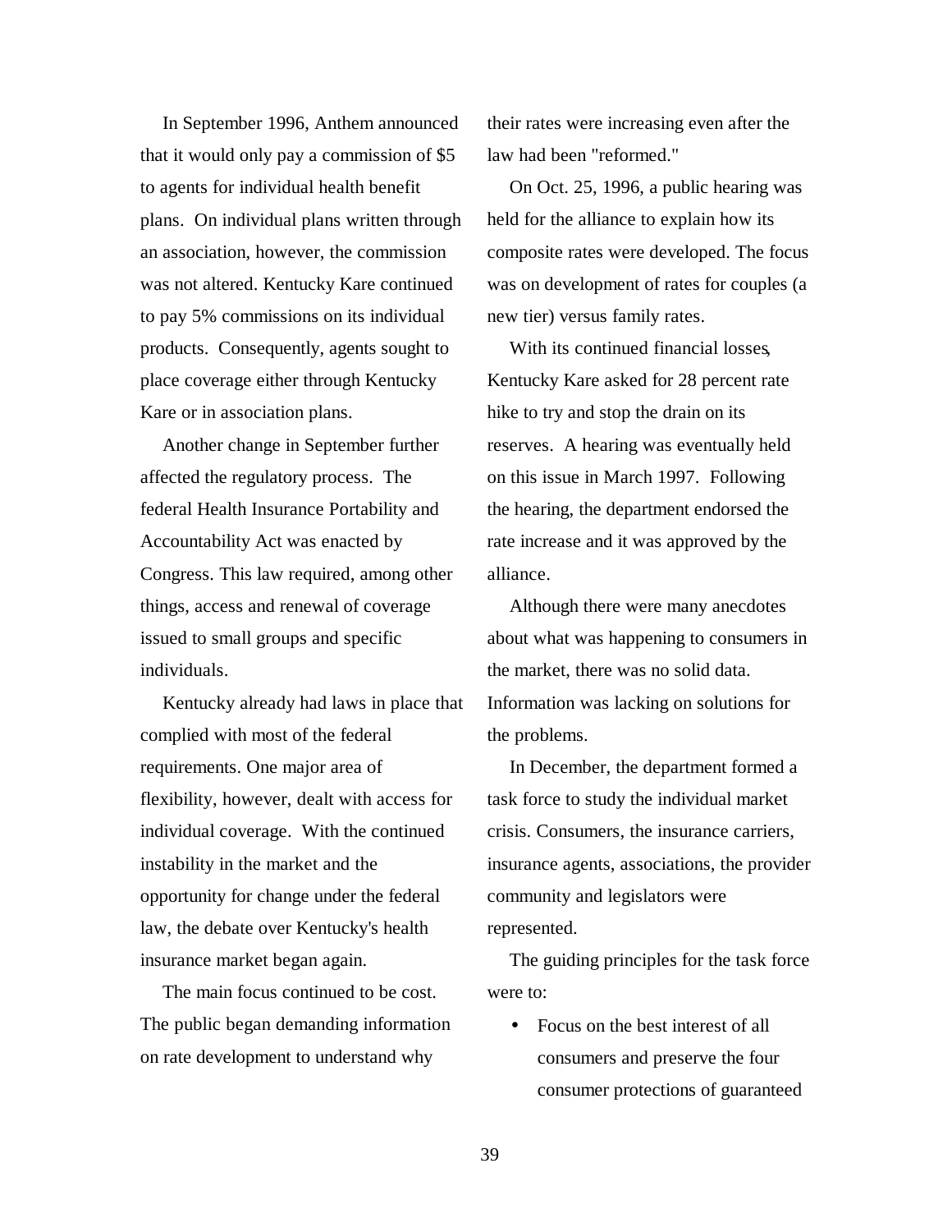In September 1996, Anthem announced that it would only pay a commission of $5 to agents for individual health benefit plans. On individual plans written through an association, however, the commission was not altered. Kentucky Kare continued to pay 5% commissions on its individual products. Consequently, agents sought to place coverage either through Kentucky Kare or in association plans.

Another change in September further affected the regulatory process. The federal Health Insurance Portability and Accountability Act was enacted by Congress. This law required, among other things, access and renewal of coverage issued to small groups and specific individuals.

Kentucky already had laws in place that complied with most of the federal requirements. One major area of flexibility, however, dealt with access for individual coverage. With the continued instability in the market and the opportunity for change under the federal law, the debate over Kentucky's health insurance market began again.

The main focus continued to be cost. The public began demanding information on rate development to understand why their rates were increasing even after the law had been "reformed."

On Oct. 25, 1996, a public hearing was held for the alliance to explain how its composite rates were developed. The focus was on development of rates for couples (a new tier) versus family rates.

With its continued financial losses, Kentucky Kare asked for 28 percent rate hike to try and stop the drain on its reserves. A hearing was eventually held on this issue in March 1997. Following the hearing, the department endorsed the rate increase and it was approved by the alliance.

Although there were many anecdotes about what was happening to consumers in the market, there was no solid data. Information was lacking on solutions for the problems.

In December, the department formed a task force to study the individual market crisis. Consumers, the insurance carriers, insurance agents, associations, the provider community and legislators were represented.

The guiding principles for the task force were to:

- Focus on the best interest of all consumers and preserve the four consumer protections of guaranteed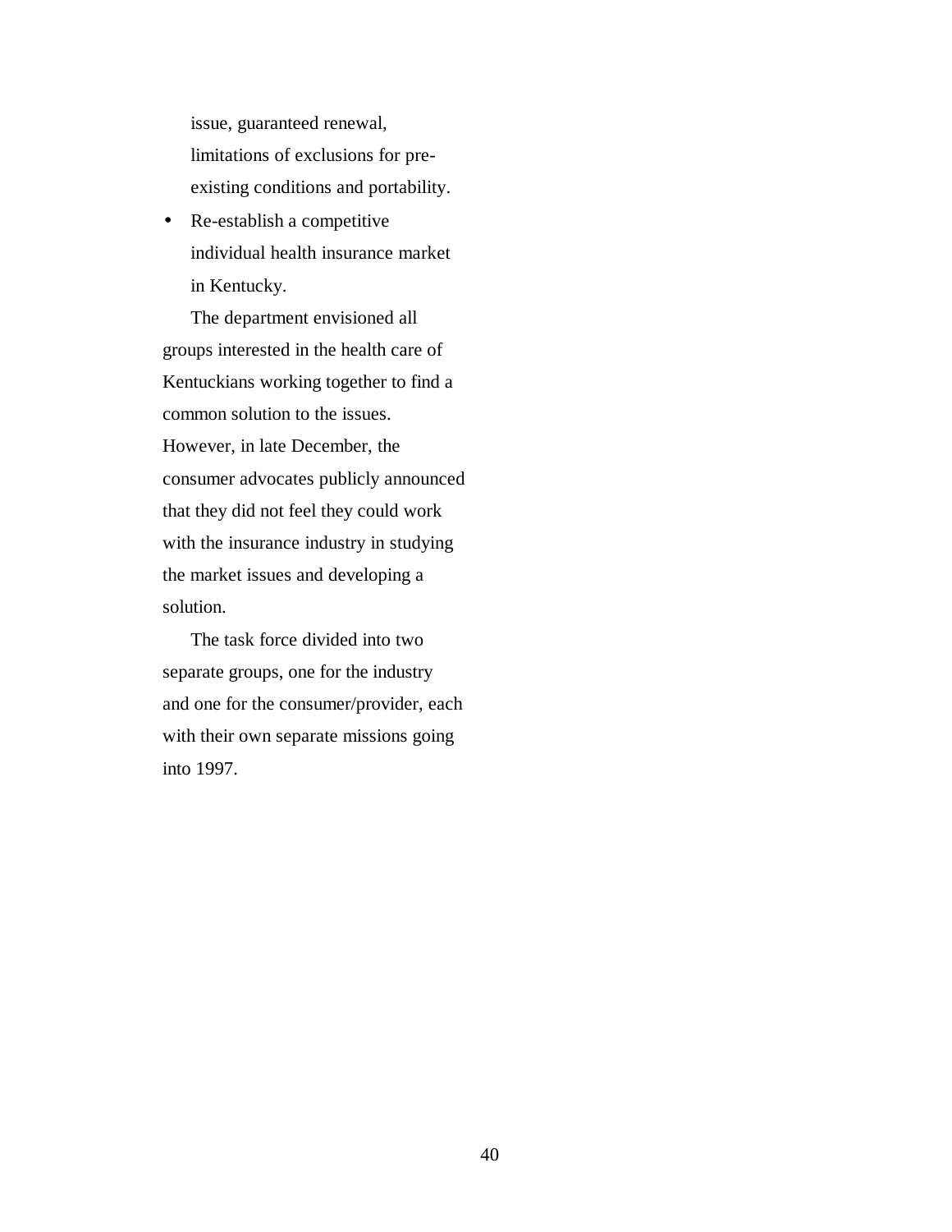issue, guaranteed renewal, limitations of exclusions for pre-existing conditions and portability.

- Re-establish a competitive individual health insurance market in Kentucky.

The department envisioned all groups interested in the health care of Kentuckians working together to find a common solution to the issues. However, in late December, the consumer advocates publicly announced that they did not feel they could work with the insurance industry in studying the market issues and developing a solution.

The task force divided into two separate groups, one for the industry and one for the consumer/provider, each with their own separate missions going into 1997.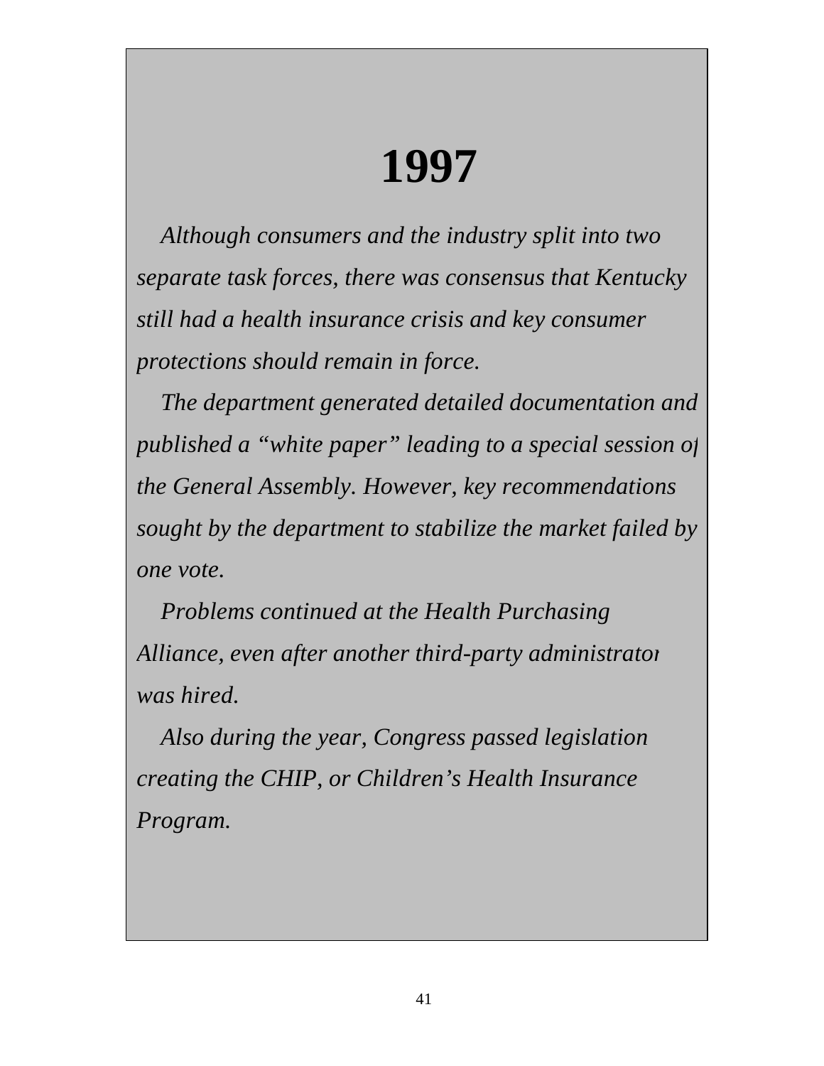# 1997

*Although consumers and the industry split into two separate task forces, there was consensus that Kentucky still had a health insurance crisis and key consumer protections should remain in force.*

*The department generated detailed documentation and published a "white paper" leading to a special session of the General Assembly. However, key recommendations sought by the department to stabilize the market failed by one vote.*

*Problems continued at the Health Purchasing Alliance, even after another third-party administrator was hired.*

*Also during the year, Congress passed legislation creating the CHIP, or Children's Health Insurance Program.*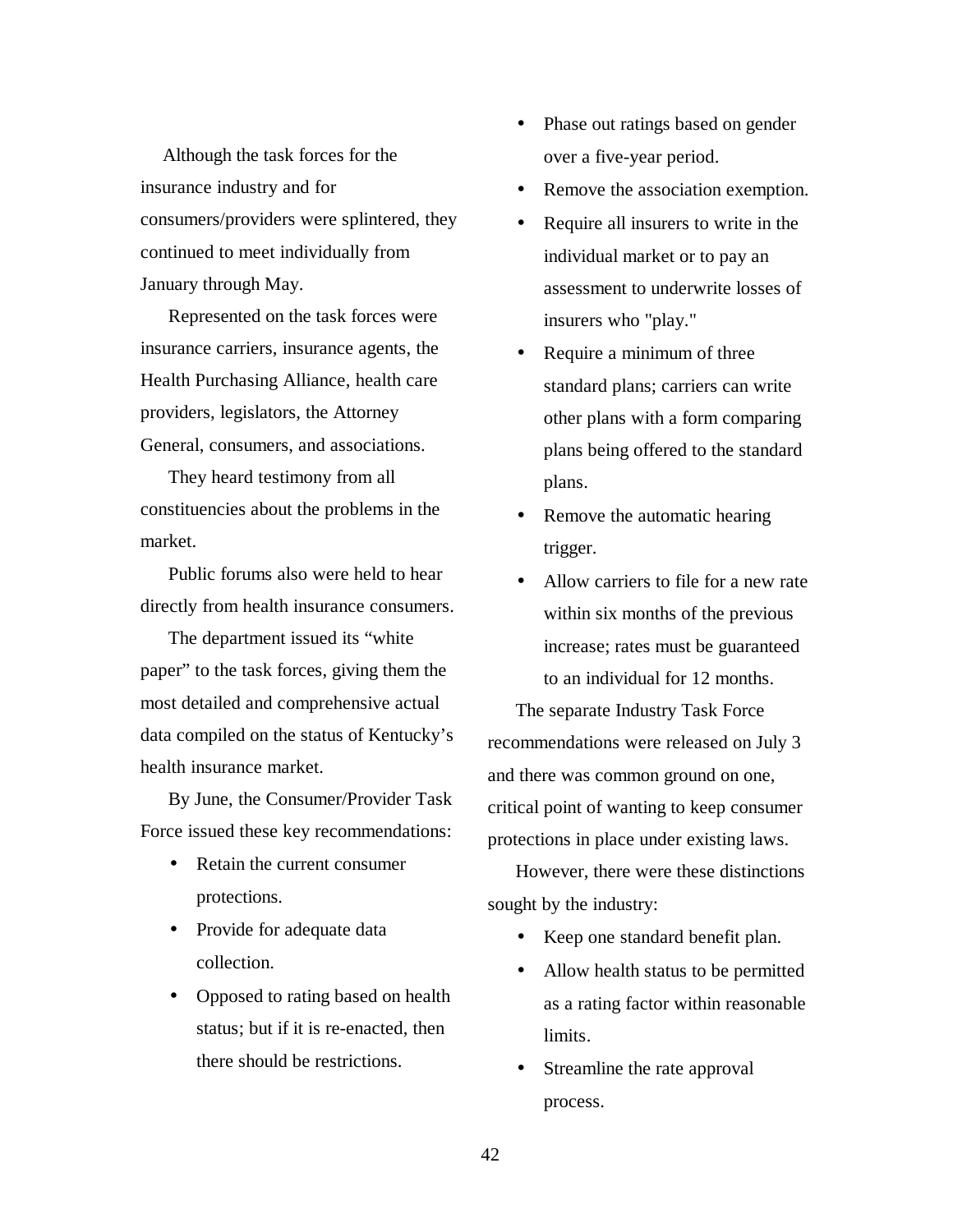Although the task forces for the insurance industry and for consumers/providers were splintered, they continued to meet individually from January through May.

Represented on the task forces were insurance carriers, insurance agents, the Health Purchasing Alliance, health care providers, legislators, the Attorney General, consumers, and associations.

They heard testimony from all constituencies about the problems in the market.

Public forums also were held to hear directly from health insurance consumers.

The department issued its “white paper” to the task forces, giving them the most detailed and comprehensive actual data compiled on the status of Kentucky’s health insurance market.

By June, the Consumer/Provider Task Force issued these key recommendations:

- Retain the current consumer protections.
- Provide for adequate data collection.
- Opposed to rating based on health status; but if it is re-enacted, then there should be restrictions.
- Phase out ratings based on gender over a five-year period.
- Remove the association exemption.
- Require all insurers to write in the individual market or to pay an assessment to underwrite losses of insurers who "play."
- Require a minimum of three standard plans; carriers can write other plans with a form comparing plans being offered to the standard plans.
- Remove the automatic hearing trigger.
- Allow carriers to file for a new rate within six months of the previous increase; rates must be guaranteed to an individual for 12 months.

The separate Industry Task Force recommendations were released on July 3 and there was common ground on one, critical point of wanting to keep consumer protections in place under existing laws.

However, there were these distinctions sought by the industry:

- Keep one standard benefit plan.
- Allow health status to be permitted as a rating factor within reasonable limits.
- Streamline the rate approval process.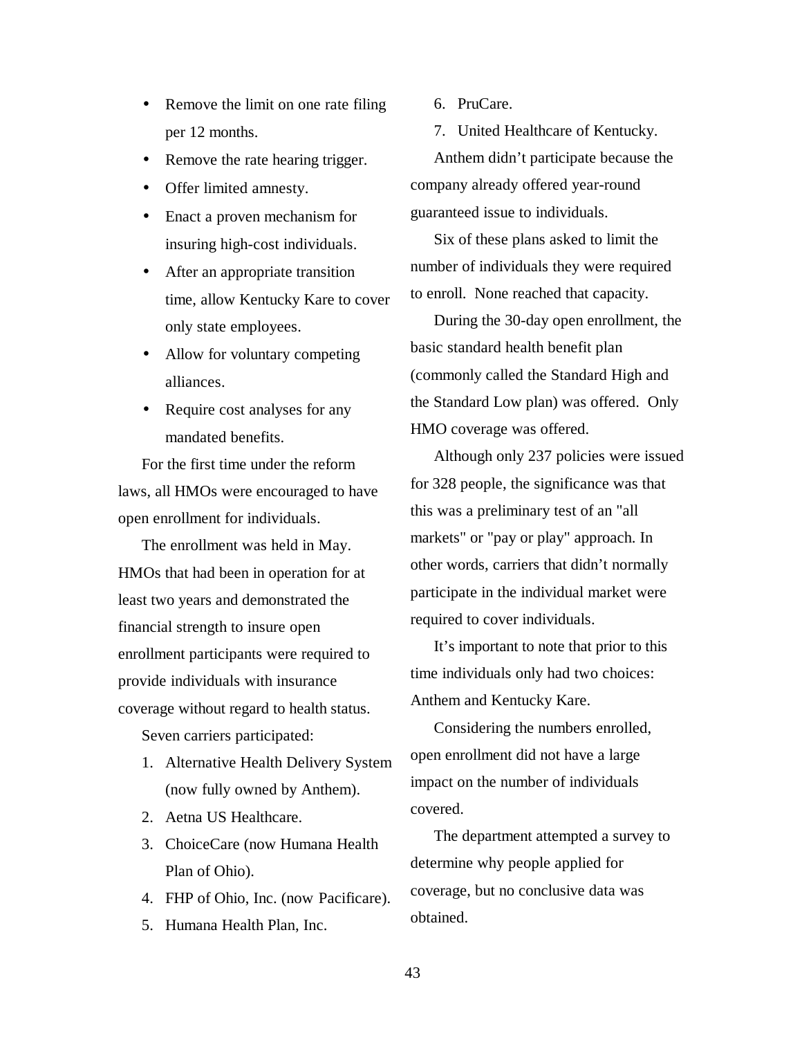- Remove the limit on one rate filing per 12 months.
- Remove the rate hearing trigger.
- Offer limited amnesty.
- Enact a proven mechanism for insuring high-cost individuals.
- After an appropriate transition time, allow Kentucky Kare to cover only state employees.
- Allow for voluntary competing alliances.
- Require cost analyses for any mandated benefits.

For the first time under the reform laws, all HMOs were encouraged to have open enrollment for individuals.

The enrollment was held in May. HMOs that had been in operation for at least two years and demonstrated the financial strength to insure open enrollment participants were required to provide individuals with insurance coverage without regard to health status.

Seven carriers participated:

1. Alternative Health Delivery System (now fully owned by Anthem).
2. Aetna US Healthcare.
3. ChoiceCare (now Humana Health Plan of Ohio).
4. FHP of Ohio, Inc. (now Pacificare).
5. Humana Health Plan, Inc.
6. PruCare.
7. United Healthcare of Kentucky.

Anthem didn't participate because the company already offered year-round guaranteed issue to individuals.

Six of these plans asked to limit the number of individuals they were required to enroll. None reached that capacity.

During the 30-day open enrollment, the basic standard health benefit plan (commonly called the Standard High and the Standard Low plan) was offered. Only HMO coverage was offered.

Although only 237 policies were issued for 328 people, the significance was that this was a preliminary test of an "all markets" or "pay or play" approach. In other words, carriers that didn't normally participate in the individual market were required to cover individuals.

It's important to note that prior to this time individuals only had two choices: Anthem and Kentucky Kare.

Considering the numbers enrolled, open enrollment did not have a large impact on the number of individuals covered.

The department attempted a survey to determine why people applied for coverage, but no conclusive data was obtained.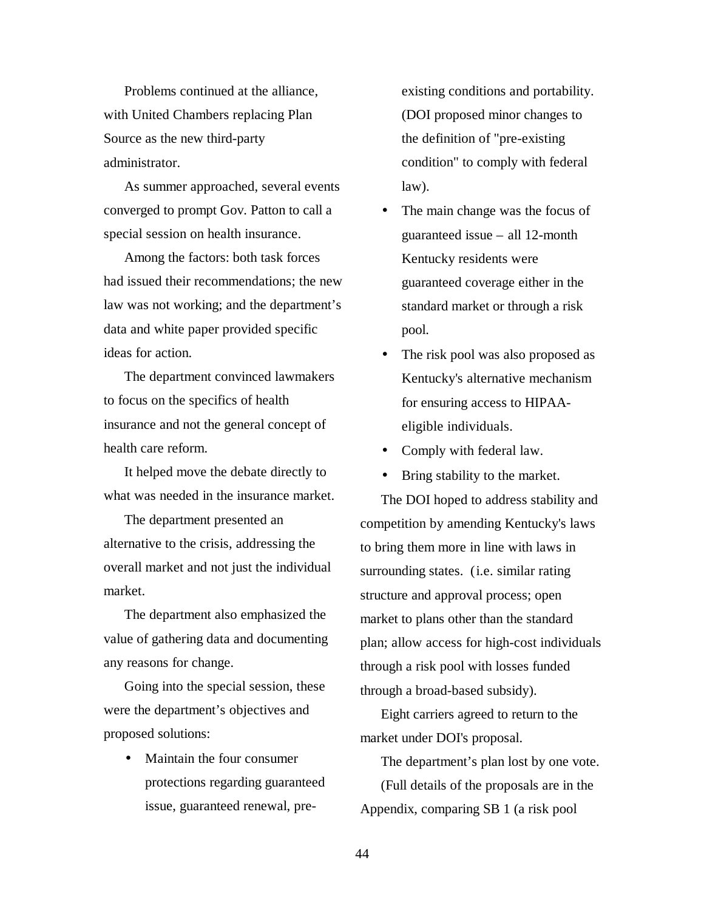Problems continued at the alliance, with United Chambers replacing Plan Source as the new third-party administrator.

As summer approached, several events converged to prompt Gov. Patton to call a special session on health insurance.

Among the factors: both task forces had issued their recommendations; the new law was not working; and the department's data and white paper provided specific ideas for action.

The department convinced lawmakers to focus on the specifics of health insurance and not the general concept of health care reform.

It helped move the debate directly to what was needed in the insurance market.

The department presented an alternative to the crisis, addressing the overall market and not just the individual market.

The department also emphasized the value of gathering data and documenting any reasons for change.

Going into the special session, these were the department's objectives and proposed solutions:

- Maintain the four consumer protections regarding guaranteed issue, guaranteed renewal, pre-existing conditions and portability. (DOI proposed minor changes to the definition of "pre-existing condition" to comply with federal law).
- The main change was the focus of guaranteed issue – all 12-month Kentucky residents were guaranteed coverage either in the standard market or through a risk pool.
- The risk pool was also proposed as Kentucky's alternative mechanism for ensuring access to HIPAA-eligible individuals.
- Comply with federal law.
- Bring stability to the market.

The DOI hoped to address stability and competition by amending Kentucky's laws to bring them more in line with laws in surrounding states. (i.e. similar rating structure and approval process; open market to plans other than the standard plan; allow access for high-cost individuals through a risk pool with losses funded through a broad-based subsidy).

Eight carriers agreed to return to the market under DOI's proposal.

The department's plan lost by one vote.

(Full details of the proposals are in the Appendix, comparing SB 1 (a risk pool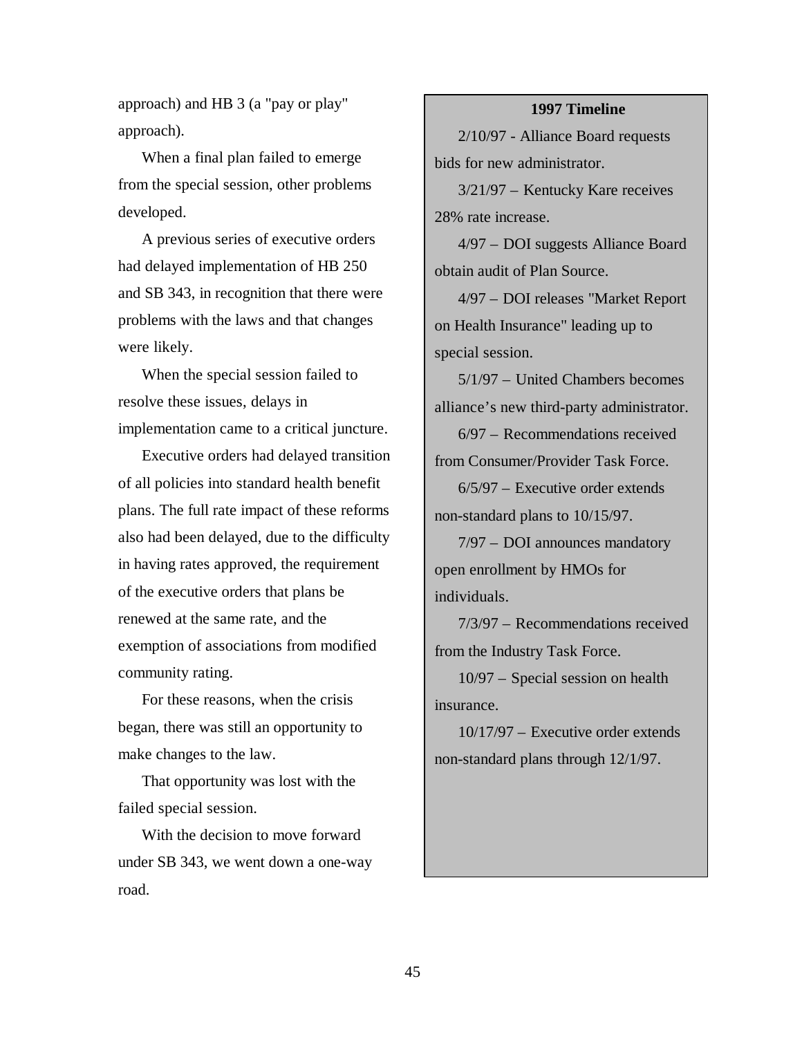approach) and HB 3 (a "pay or play" approach).

When a final plan failed to emerge from the special session, other problems developed.

A previous series of executive orders had delayed implementation of HB 250 and SB 343, in recognition that there were problems with the laws and that changes were likely.

When the special session failed to resolve these issues, delays in implementation came to a critical juncture.

Executive orders had delayed transition of all policies into standard health benefit plans. The full rate impact of these reforms also had been delayed, due to the difficulty in having rates approved, the requirement of the executive orders that plans be renewed at the same rate, and the exemption of associations from modified community rating.

For these reasons, when the crisis began, there was still an opportunity to make changes to the law.

That opportunity was lost with the failed special session.

With the decision to move forward under SB 343, we went down a one-way road.

**1997 Timeline**

2/10/97 - Alliance Board requests bids for new administrator.

3/21/97 – Kentucky Kare receives 28% rate increase.

4/97 – DOI suggests Alliance Board obtain audit of Plan Source.

4/97 – DOI releases "Market Report on Health Insurance" leading up to special session.

5/1/97 – United Chambers becomes alliance's new third-party administrator.

6/97 – Recommendations received from Consumer/Provider Task Force.

6/5/97 – Executive order extends non-standard plans to 10/15/97.

7/97 – DOI announces mandatory open enrollment by HMOs for individuals.

7/3/97 – Recommendations received from the Industry Task Force.

10/97 – Special session on health insurance.

10/17/97 – Executive order extends non-standard plans through 12/1/97.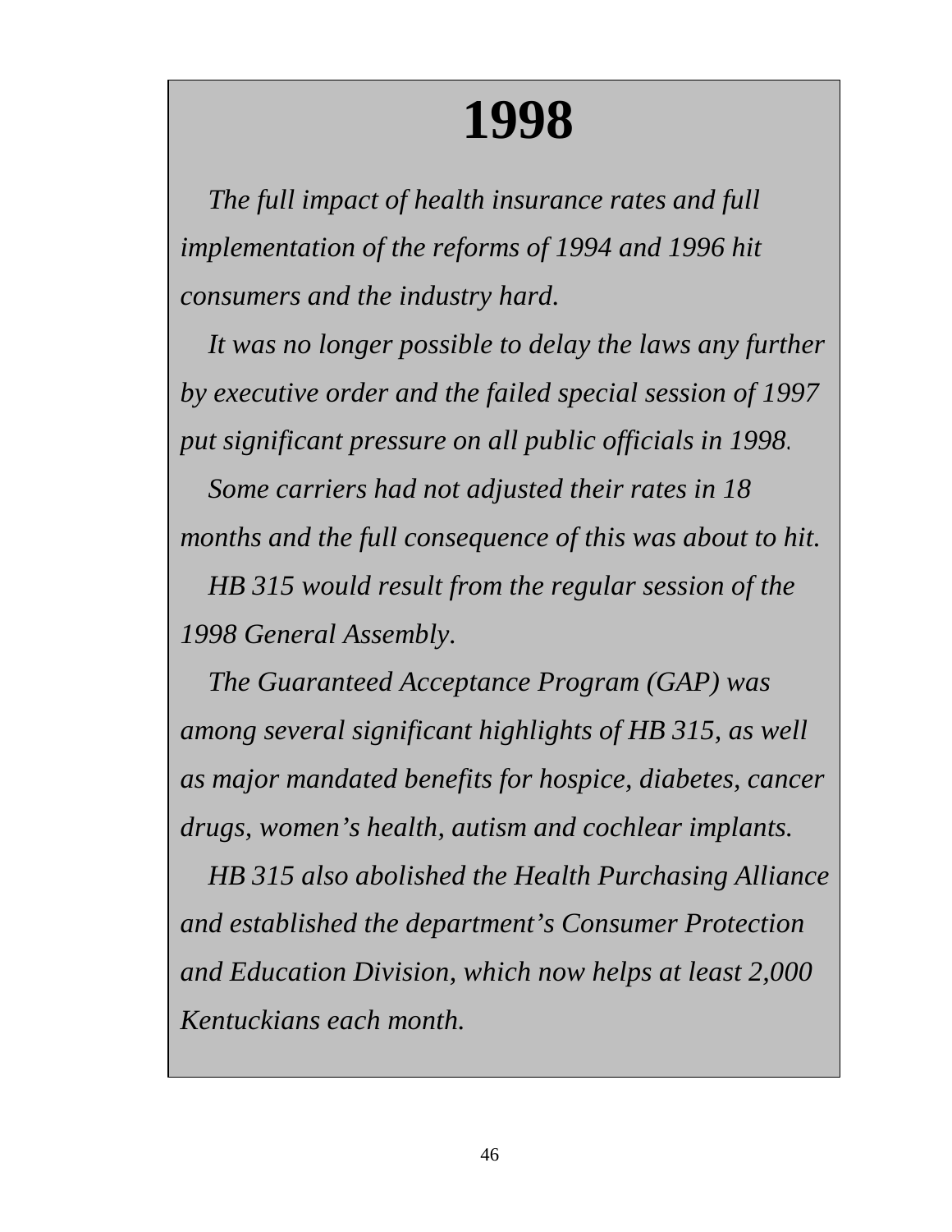# 1998

*The full impact of health insurance rates and full implementation of the reforms of 1994 and 1996 hit consumers and the industry hard.*

*It was no longer possible to delay the laws any further by executive order and the failed special session of 1997 put significant pressure on all public officials in 1998.*

*Some carriers had not adjusted their rates in 18 months and the full consequence of this was about to hit.*

*HB 315 would result from the regular session of the 1998 General Assembly.*

*The Guaranteed Acceptance Program (GAP) was among several significant highlights of HB 315, as well as major mandated benefits for hospice, diabetes, cancer drugs, women's health, autism and cochlear implants.*

*HB 315 also abolished the Health Purchasing Alliance and established the department's Consumer Protection and Education Division, which now helps at least 2,000 Kentuckians each month.*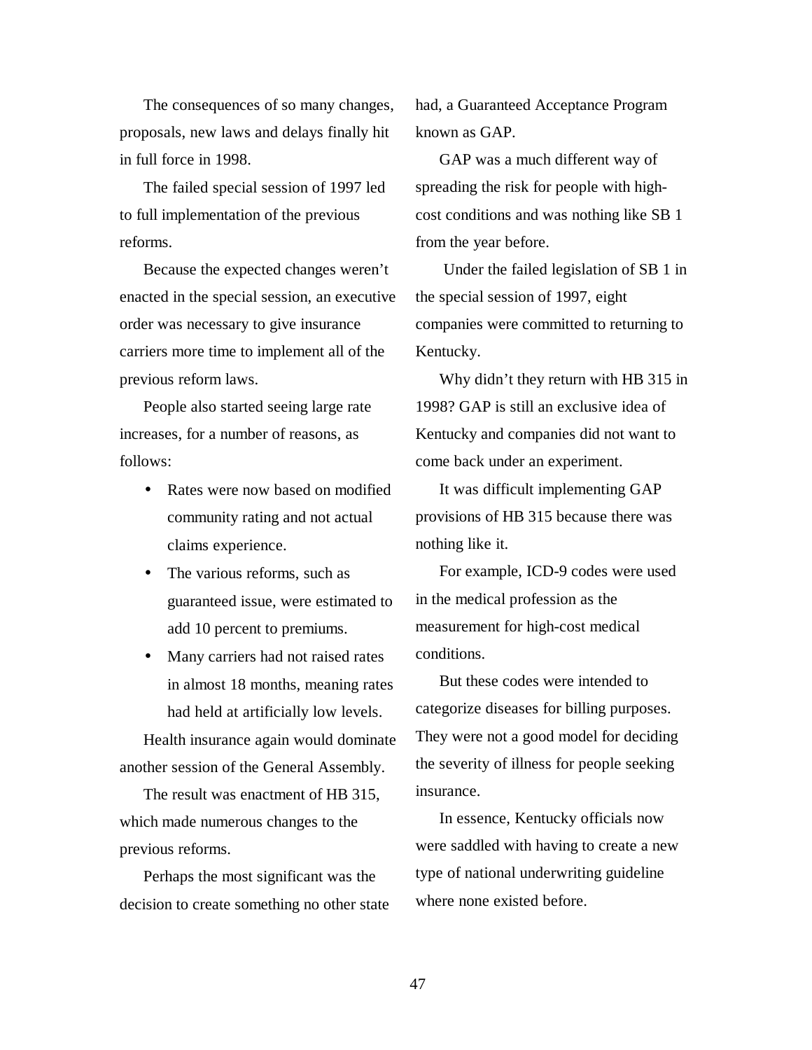The consequences of so many changes, proposals, new laws and delays finally hit in full force in 1998.

The failed special session of 1997 led to full implementation of the previous reforms.

Because the expected changes weren't enacted in the special session, an executive order was necessary to give insurance carriers more time to implement all of the previous reform laws.

People also started seeing large rate increases, for a number of reasons, as follows:

- Rates were now based on modified community rating and not actual claims experience.
- The various reforms, such as guaranteed issue, were estimated to add 10 percent to premiums.
- Many carriers had not raised rates in almost 18 months, meaning rates had held at artificially low levels.

Health insurance again would dominate another session of the General Assembly.

The result was enactment of HB 315, which made numerous changes to the previous reforms.

Perhaps the most significant was the decision to create something no other state had, a Guaranteed Acceptance Program known as GAP.

GAP was a much different way of spreading the risk for people with high-cost conditions and was nothing like SB 1 from the year before.

Under the failed legislation of SB 1 in the special session of 1997, eight companies were committed to returning to Kentucky.

Why didn't they return with HB 315 in 1998? GAP is still an exclusive idea of Kentucky and companies did not want to come back under an experiment.

It was difficult implementing GAP provisions of HB 315 because there was nothing like it.

For example, ICD-9 codes were used in the medical profession as the measurement for high-cost medical conditions.

But these codes were intended to categorize diseases for billing purposes. They were not a good model for deciding the severity of illness for people seeking insurance.

In essence, Kentucky officials now were saddled with having to create a new type of national underwriting guideline where none existed before.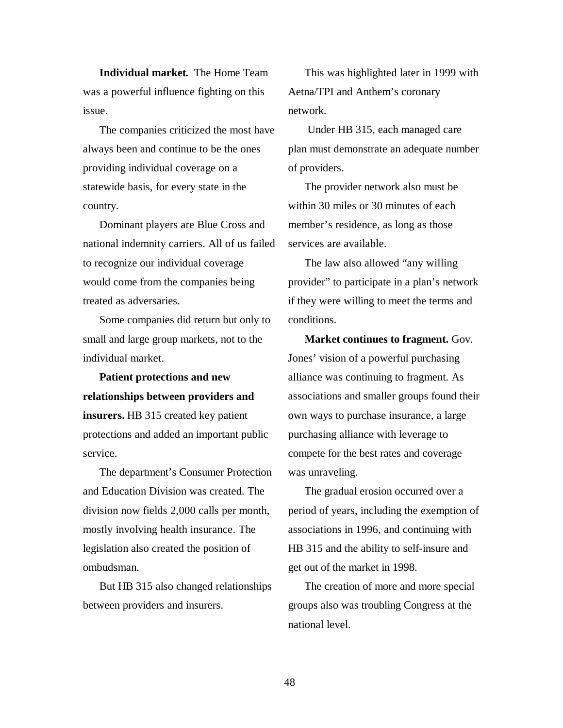**Individual market.** The Home Team was a powerful influence fighting on this issue.

The companies criticized the most have always been and continue to be the ones providing individual coverage on a statewide basis, for every state in the country.

Dominant players are Blue Cross and national indemnity carriers. All of us failed to recognize our individual coverage would come from the companies being treated as adversaries.

Some companies did return but only to small and large group markets, not to the individual market.

**Patient protections and new relationships between providers and insurers.** HB 315 created key patient protections and added an important public service.

The department's Consumer Protection and Education Division was created. The division now fields 2,000 calls per month, mostly involving health insurance. The legislation also created the position of ombudsman.

But HB 315 also changed relationships between providers and insurers.

This was highlighted later in 1999 with Aetna/TPI and Anthem's coronary network.

Under HB 315, each managed care plan must demonstrate an adequate number of providers.

The provider network also must be within 30 miles or 30 minutes of each member's residence, as long as those services are available.

The law also allowed "any willing provider" to participate in a plan's network if they were willing to meet the terms and conditions.

**Market continues to fragment.** Gov. Jones' vision of a powerful purchasing alliance was continuing to fragment. As associations and smaller groups found their own ways to purchase insurance, a large purchasing alliance with leverage to compete for the best rates and coverage was unraveling.

The gradual erosion occurred over a period of years, including the exemption of associations in 1996, and continuing with HB 315 and the ability to self-insure and get out of the market in 1998.

The creation of more and more special groups also was troubling Congress at the national level.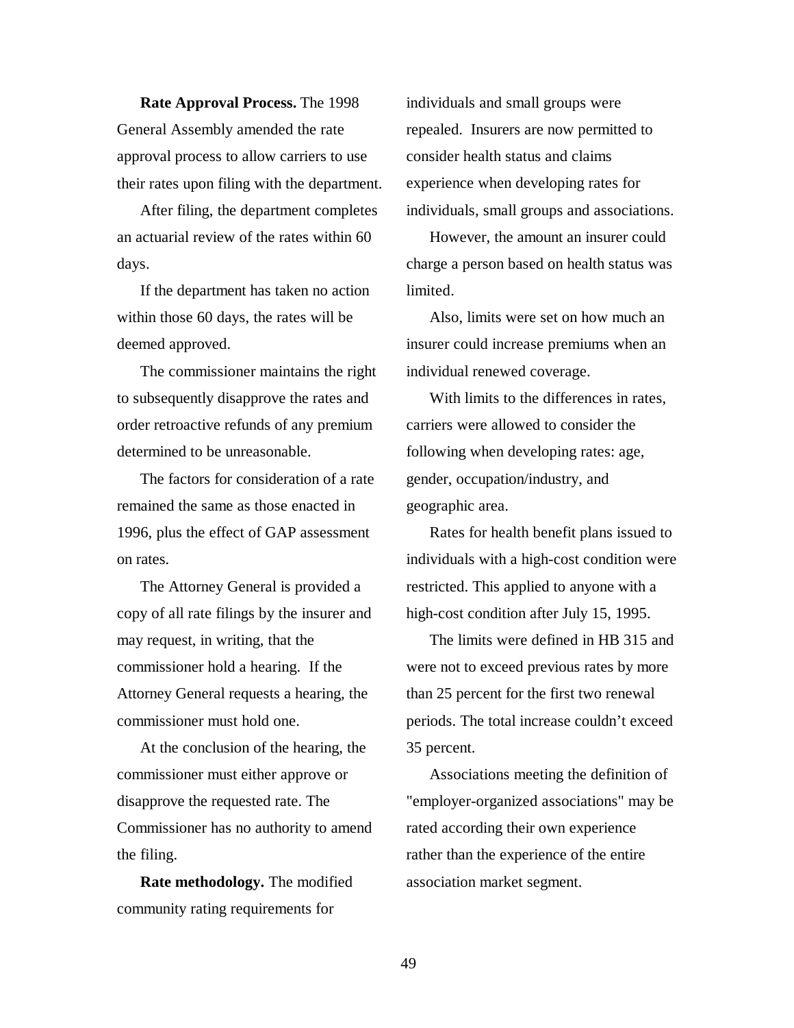**Rate Approval Process.** The 1998 General Assembly amended the rate approval process to allow carriers to use their rates upon filing with the department.

After filing, the department completes an actuarial review of the rates within 60 days.

If the department has taken no action within those 60 days, the rates will be deemed approved.

The commissioner maintains the right to subsequently disapprove the rates and order retroactive refunds of any premium determined to be unreasonable.

The factors for consideration of a rate remained the same as those enacted in 1996, plus the effect of GAP assessment on rates.

The Attorney General is provided a copy of all rate filings by the insurer and may request, in writing, that the commissioner hold a hearing. If the Attorney General requests a hearing, the commissioner must hold one.

At the conclusion of the hearing, the commissioner must either approve or disapprove the requested rate. The Commissioner has no authority to amend the filing.

**Rate methodology.** The modified community rating requirements for individuals and small groups were repealed. Insurers are now permitted to consider health status and claims experience when developing rates for individuals, small groups and associations.

However, the amount an insurer could charge a person based on health status was limited.

Also, limits were set on how much an insurer could increase premiums when an individual renewed coverage.

With limits to the differences in rates, carriers were allowed to consider the following when developing rates: age, gender, occupation/industry, and geographic area.

Rates for health benefit plans issued to individuals with a high-cost condition were restricted. This applied to anyone with a high-cost condition after July 15, 1995.

The limits were defined in HB 315 and were not to exceed previous rates by more than 25 percent for the first two renewal periods. The total increase couldn't exceed 35 percent.

Associations meeting the definition of "employer-organized associations" may be rated according their own experience rather than the experience of the entire association market segment.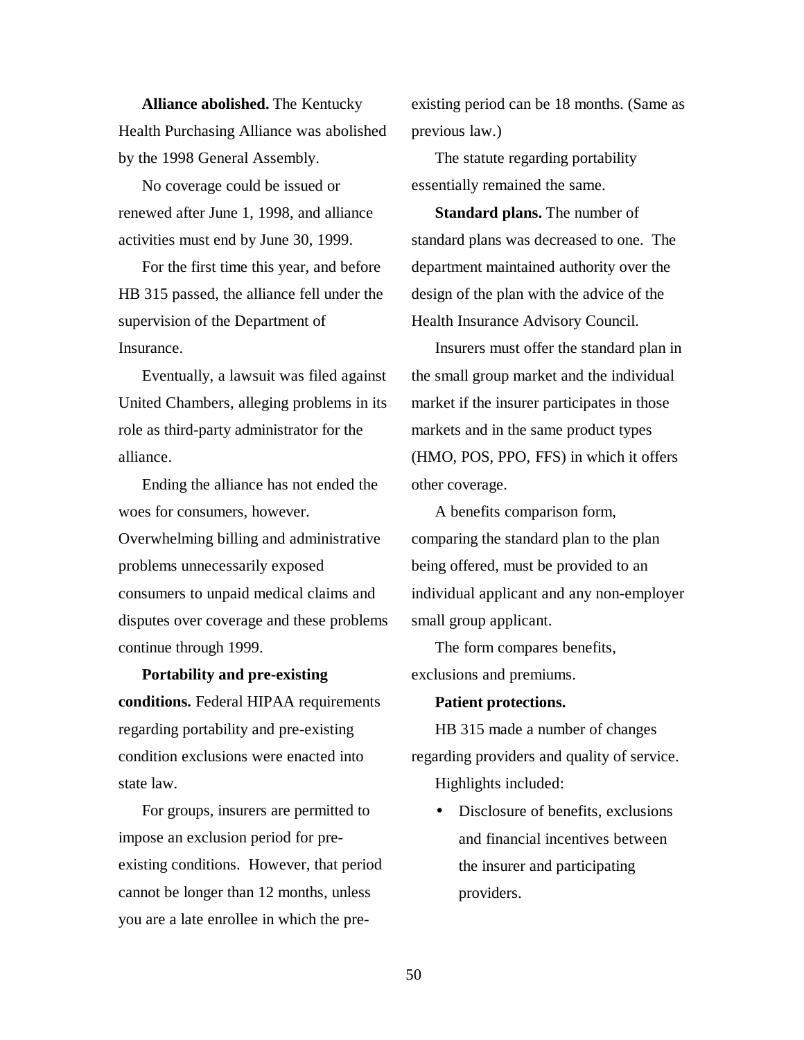**Alliance abolished.** The Kentucky Health Purchasing Alliance was abolished by the 1998 General Assembly.

No coverage could be issued or renewed after June 1, 1998, and alliance activities must end by June 30, 1999.

For the first time this year, and before HB 315 passed, the alliance fell under the supervision of the Department of Insurance.

Eventually, a lawsuit was filed against United Chambers, alleging problems in its role as third-party administrator for the alliance.

Ending the alliance has not ended the woes for consumers, however. Overwhelming billing and administrative problems unnecessarily exposed consumers to unpaid medical claims and disputes over coverage and these problems continue through 1999.

**Portability and pre-existing conditions.** Federal HIPAA requirements regarding portability and pre-existing condition exclusions were enacted into state law.

For groups, insurers are permitted to impose an exclusion period for pre-existing conditions. However, that period cannot be longer than 12 months, unless you are a late enrollee in which the pre-existing period can be 18 months. (Same as previous law.)

The statute regarding portability essentially remained the same.

**Standard plans.** The number of standard plans was decreased to one. The department maintained authority over the design of the plan with the advice of the Health Insurance Advisory Council.

Insurers must offer the standard plan in the small group market and the individual market if the insurer participates in those markets and in the same product types (HMO, POS, PPO, FFS) in which it offers other coverage.

A benefits comparison form, comparing the standard plan to the plan being offered, must be provided to an individual applicant and any non-employer small group applicant.

The form compares benefits, exclusions and premiums.

**Patient protections.**

HB 315 made a number of changes regarding providers and quality of service.

Highlights included:

- Disclosure of benefits, exclusions and financial incentives between the insurer and participating providers.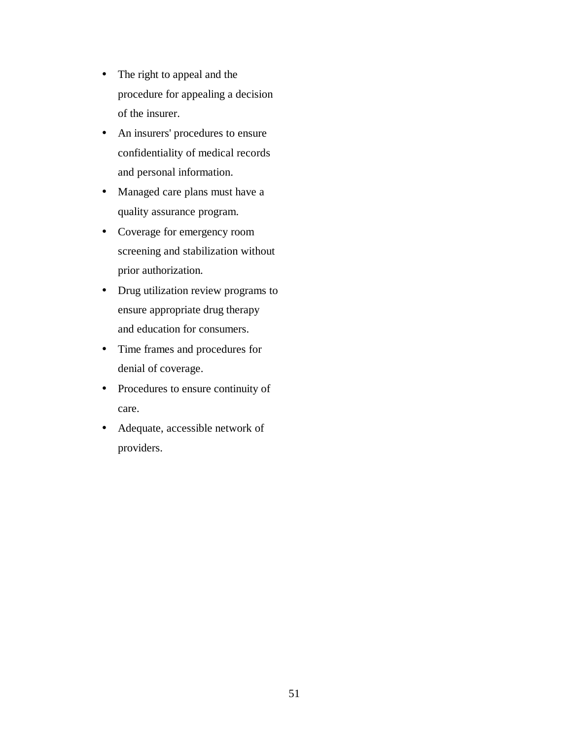- The right to appeal and the procedure for appealing a decision of the insurer.
- An insurers' procedures to ensure confidentiality of medical records and personal information.
- Managed care plans must have a quality assurance program.
- Coverage for emergency room screening and stabilization without prior authorization.
- Drug utilization review programs to ensure appropriate drug therapy and education for consumers.
- Time frames and procedures for denial of coverage.
- Procedures to ensure continuity of care.
- Adequate, accessible network of providers.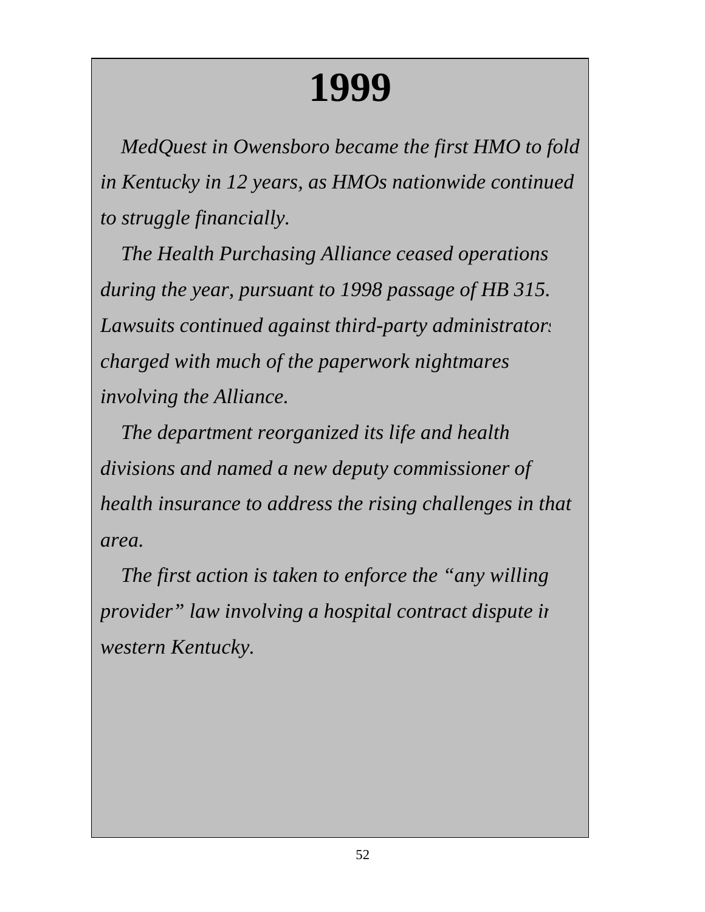# 1999

*MedQuest in Owensboro became the first HMO to fold in Kentucky in 12 years, as HMOs nationwide continued to struggle financially.*

*The Health Purchasing Alliance ceased operations during the year, pursuant to 1998 passage of HB 315. Lawsuits continued against third-party administrators charged with much of the paperwork nightmares involving the Alliance.*

*The department reorganized its life and health divisions and named a new deputy commissioner of health insurance to address the rising challenges in that area.*

*The first action is taken to enforce the "any willing provider" law involving a hospital contract dispute in western Kentucky.*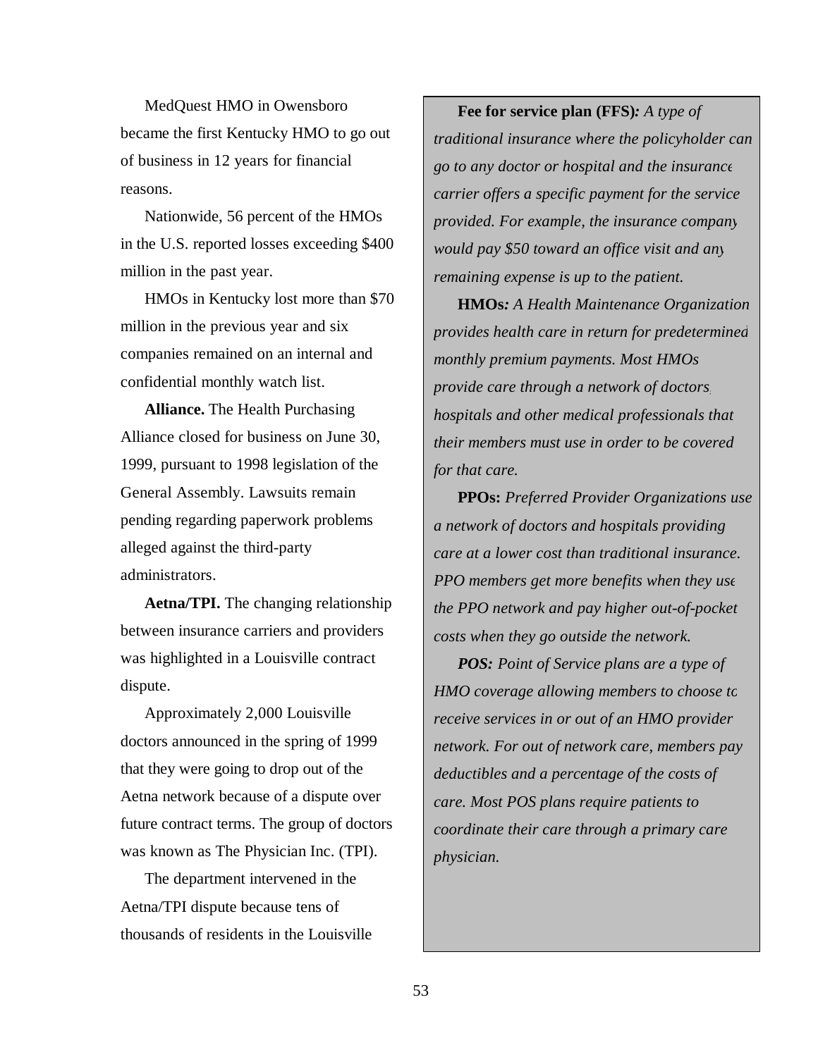MedQuest HMO in Owensboro became the first Kentucky HMO to go out of business in 12 years for financial reasons.

Nationwide, 56 percent of the HMOs in the U.S. reported losses exceeding $400 million in the past year.

HMOs in Kentucky lost more than $70 million in the previous year and six companies remained on an internal and confidential monthly watch list.

**Alliance.** The Health Purchasing Alliance closed for business on June 30, 1999, pursuant to 1998 legislation of the General Assembly. Lawsuits remain pending regarding paperwork problems alleged against the third-party administrators.

**Aetna/TPI.** The changing relationship between insurance carriers and providers was highlighted in a Louisville contract dispute.

Approximately 2,000 Louisville doctors announced in the spring of 1999 that they were going to drop out of the Aetna network because of a dispute over future contract terms. The group of doctors was known as The Physician Inc. (TPI).

The department intervened in the Aetna/TPI dispute because tens of thousands of residents in the Louisville

**Fee for service plan (FFS)***: A type of traditional insurance where the policyholder can go to any doctor or hospital and the insurance carrier offers a specific payment for the service provided. For example, the insurance company would pay $50 toward an office visit and any remaining expense is up to the patient.*

**HMOs***: A Health Maintenance Organization provides health care in return for predetermined monthly premium payments. Most HMOs provide care through a network of doctors, hospitals and other medical professionals that their members must use in order to be covered for that care.*

**PPOs:** *Preferred Provider Organizations use a network of doctors and hospitals providing care at a lower cost than traditional insurance. PPO members get more benefits when they use the PPO network and pay higher out-of-pocket costs when they go outside the network.*

***POS:*** *Point of Service plans are a type of HMO coverage allowing members to choose to receive services in or out of an HMO provider network. For out of network care, members pay deductibles and a percentage of the costs of care. Most POS plans require patients to coordinate their care through a primary care physician.*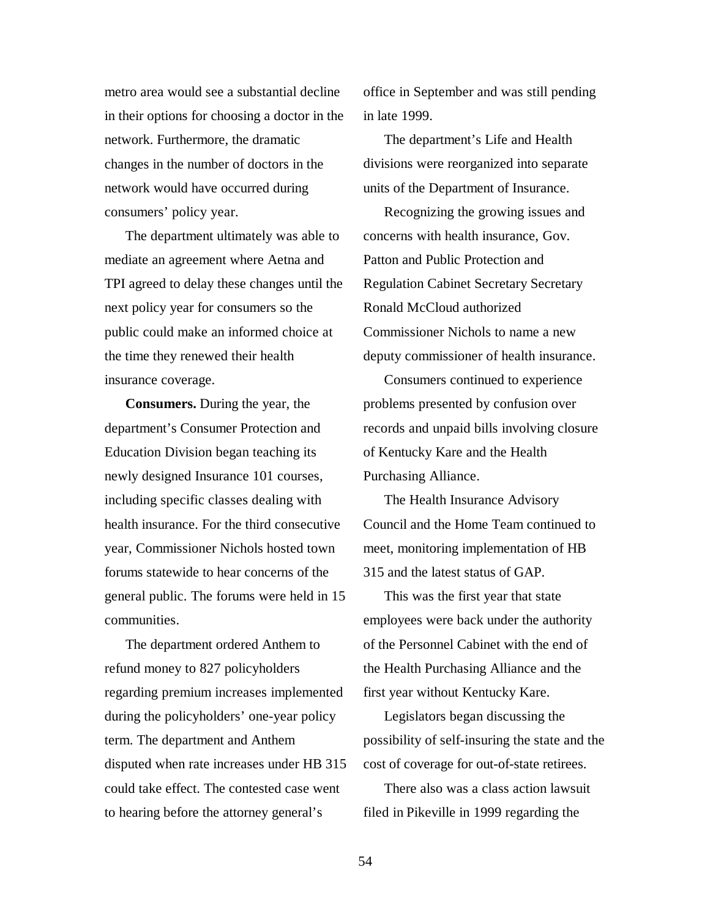metro area would see a substantial decline in their options for choosing a doctor in the network. Furthermore, the dramatic changes in the number of doctors in the network would have occurred during consumers' policy year.

The department ultimately was able to mediate an agreement where Aetna and TPI agreed to delay these changes until the next policy year for consumers so the public could make an informed choice at the time they renewed their health insurance coverage.

**Consumers.** During the year, the department's Consumer Protection and Education Division began teaching its newly designed Insurance 101 courses, including specific classes dealing with health insurance. For the third consecutive year, Commissioner Nichols hosted town forums statewide to hear concerns of the general public. The forums were held in 15 communities.

The department ordered Anthem to refund money to 827 policyholders regarding premium increases implemented during the policyholders' one-year policy term. The department and Anthem disputed when rate increases under HB 315 could take effect. The contested case went to hearing before the attorney general's office in September and was still pending in late 1999.

The department's Life and Health divisions were reorganized into separate units of the Department of Insurance.

Recognizing the growing issues and concerns with health insurance, Gov. Patton and Public Protection and Regulation Cabinet Secretary Secretary Ronald McCloud authorized Commissioner Nichols to name a new deputy commissioner of health insurance.

Consumers continued to experience problems presented by confusion over records and unpaid bills involving closure of Kentucky Kare and the Health Purchasing Alliance.

The Health Insurance Advisory Council and the Home Team continued to meet, monitoring implementation of HB 315 and the latest status of GAP.

This was the first year that state employees were back under the authority of the Personnel Cabinet with the end of the Health Purchasing Alliance and the first year without Kentucky Kare.

Legislators began discussing the possibility of self-insuring the state and the cost of coverage for out-of-state retirees.

There also was a class action lawsuit filed in Pikeville in 1999 regarding the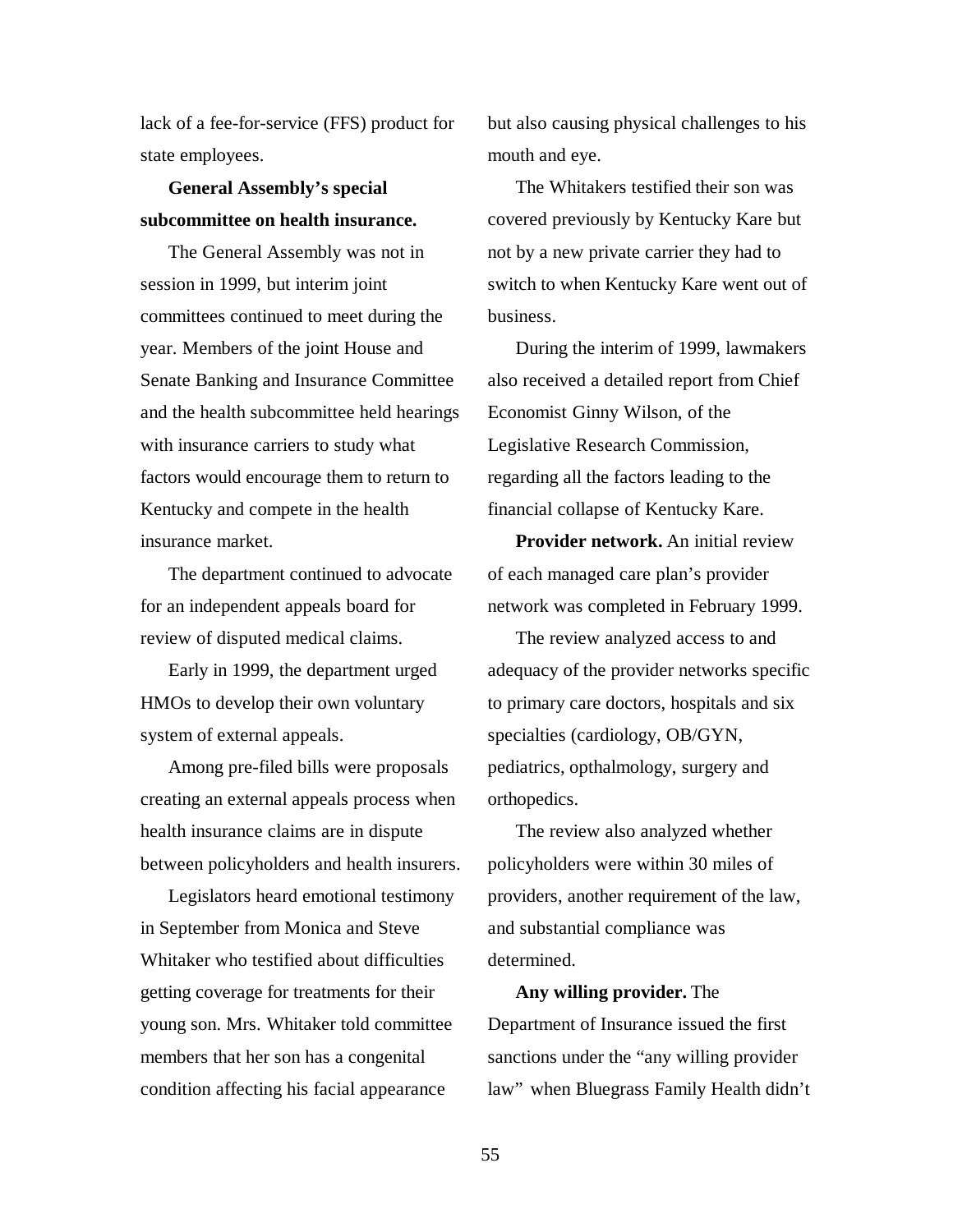lack of a fee-for-service (FFS) product for state employees.

**General Assembly's special subcommittee on health insurance.**

The General Assembly was not in session in 1999, but interim joint committees continued to meet during the year. Members of the joint House and Senate Banking and Insurance Committee and the health subcommittee held hearings with insurance carriers to study what factors would encourage them to return to Kentucky and compete in the health insurance market.

The department continued to advocate for an independent appeals board for review of disputed medical claims.

Early in 1999, the department urged HMOs to develop their own voluntary system of external appeals.

Among pre-filed bills were proposals creating an external appeals process when health insurance claims are in dispute between policyholders and health insurers.

Legislators heard emotional testimony in September from Monica and Steve Whitaker who testified about difficulties getting coverage for treatments for their young son. Mrs. Whitaker told committee members that her son has a congenital condition affecting his facial appearance but also causing physical challenges to his mouth and eye.

The Whitakers testified their son was covered previously by Kentucky Kare but not by a new private carrier they had to switch to when Kentucky Kare went out of business.

During the interim of 1999, lawmakers also received a detailed report from Chief Economist Ginny Wilson, of the Legislative Research Commission, regarding all the factors leading to the financial collapse of Kentucky Kare.

**Provider network.** An initial review of each managed care plan's provider network was completed in February 1999.

The review analyzed access to and adequacy of the provider networks specific to primary care doctors, hospitals and six specialties (cardiology, OB/GYN, pediatrics, opthalmology, surgery and orthopedics.

The review also analyzed whether policyholders were within 30 miles of providers, another requirement of the law, and substantial compliance was determined.

**Any willing provider.** The Department of Insurance issued the first sanctions under the "any willing provider law" when Bluegrass Family Health didn't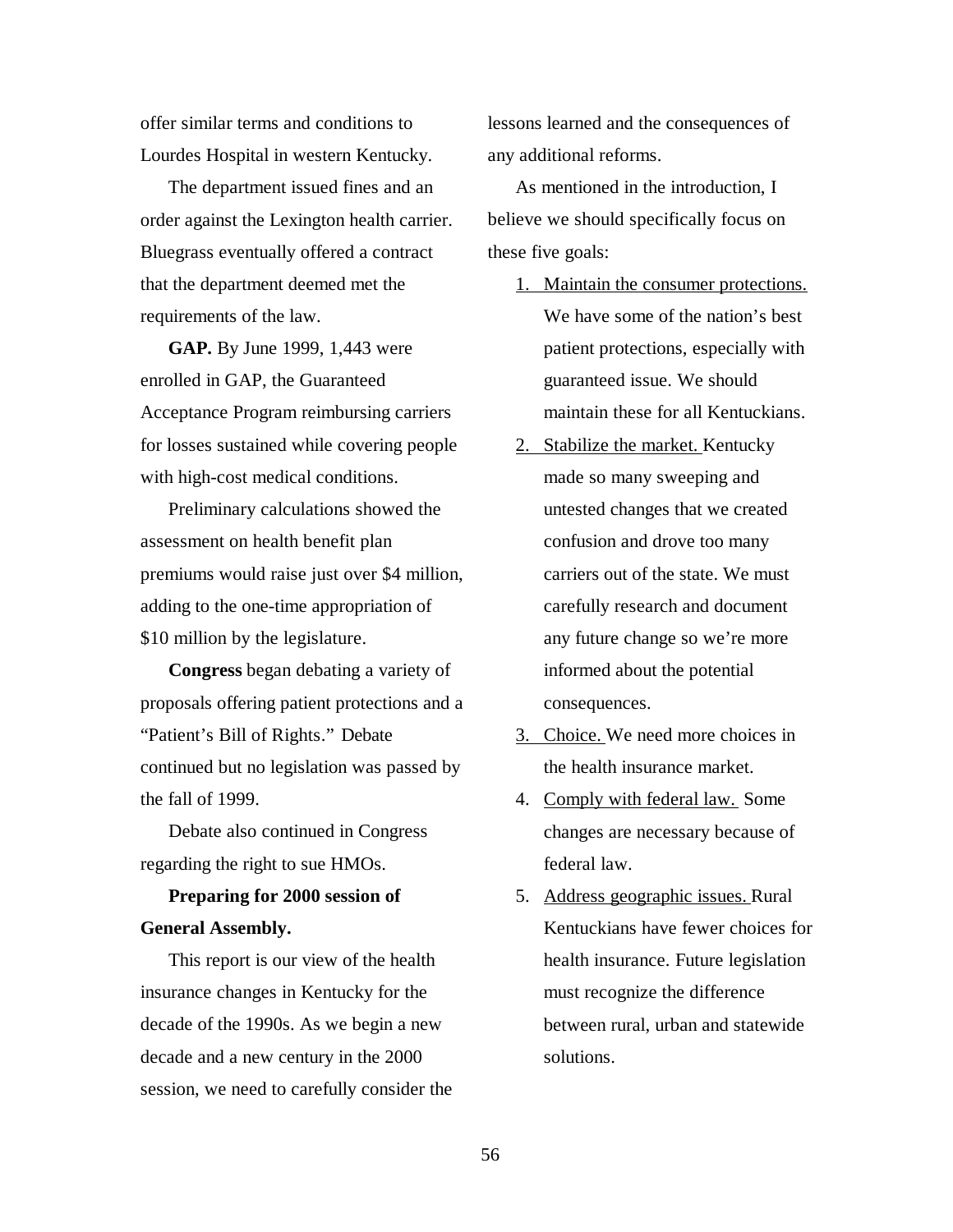offer similar terms and conditions to Lourdes Hospital in western Kentucky.

The department issued fines and an order against the Lexington health carrier. Bluegrass eventually offered a contract that the department deemed met the requirements of the law.

**GAP.** By June 1999, 1,443 were enrolled in GAP, the Guaranteed Acceptance Program reimbursing carriers for losses sustained while covering people with high-cost medical conditions.

Preliminary calculations showed the assessment on health benefit plan premiums would raise just over $4 million, adding to the one-time appropriation of $10 million by the legislature.

**Congress** began debating a variety of proposals offering patient protections and a "Patient's Bill of Rights." Debate continued but no legislation was passed by the fall of 1999.

Debate also continued in Congress regarding the right to sue HMOs.

**Preparing for 2000 session of General Assembly.**

This report is our view of the health insurance changes in Kentucky for the decade of the 1990s. As we begin a new decade and a new century in the 2000 session, we need to carefully consider the lessons learned and the consequences of any additional reforms.

As mentioned in the introduction, I believe we should specifically focus on these five goals:

1. Maintain the consumer protections. We have some of the nation's best patient protections, especially with guaranteed issue. We should maintain these for all Kentuckians.
2. Stabilize the market. Kentucky made so many sweeping and untested changes that we created confusion and drove too many carriers out of the state. We must carefully research and document any future change so we're more informed about the potential consequences.
3. Choice. We need more choices in the health insurance market.
4. Comply with federal law. Some changes are necessary because of federal law.
5. Address geographic issues. Rural Kentuckians have fewer choices for health insurance. Future legislation must recognize the difference between rural, urban and statewide solutions.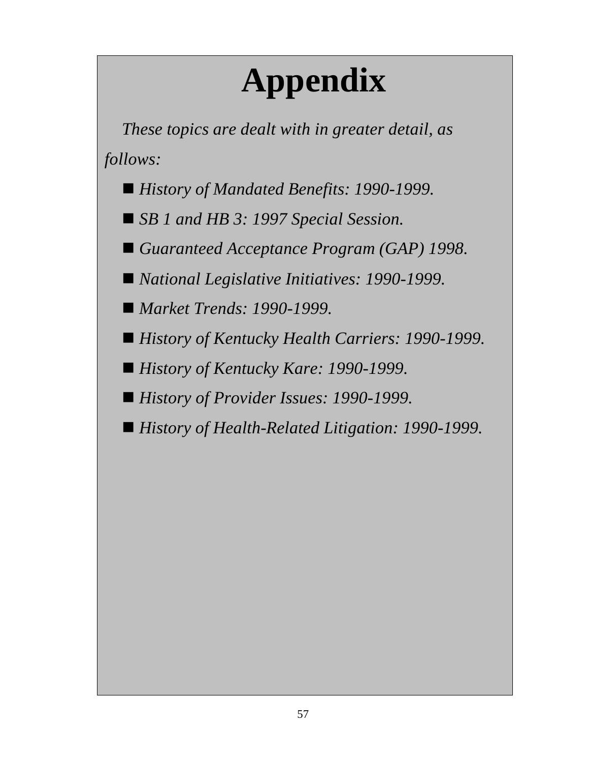# Appendix

*These topics are dealt with in greater detail, as follows:*

- *History of Mandated Benefits: 1990-1999.*
- *SB 1 and HB 3: 1997 Special Session.*
- *Guaranteed Acceptance Program (GAP) 1998.*
- *National Legislative Initiatives: 1990-1999.*
- *Market Trends: 1990-1999.*
- *History of Kentucky Health Carriers: 1990-1999.*
- *History of Kentucky Kare: 1990-1999.*
- *History of Provider Issues: 1990-1999.*
- *History of Health-Related Litigation: 1990-1999.*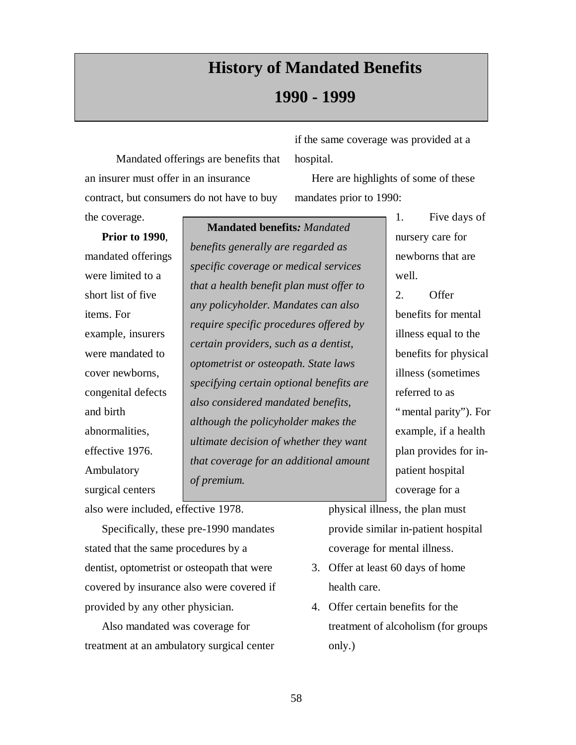# History of Mandated Benefits

# 1990 - 1999

Mandated offerings are benefits that an insurer must offer in an insurance contract, but consumers do not have to buy the coverage.

**Prior to 1990**, mandated offerings were limited to a short list of five items. For example, insurers were mandated to cover newborns, congenital defects and birth abnormalities, effective 1976. Ambulatory surgical centers also were included, effective 1978.

> **Mandated benefits:** *Mandated benefits generally are regarded as specific coverage or medical services that a health benefit plan must offer to any policyholder. Mandates can also require specific procedures offered by certain providers, such as a dentist, optometrist or osteopath. State laws specifying certain optional benefits are also considered mandated benefits, although the policyholder makes the ultimate decision of whether they want that coverage for an additional amount of premium.*

Specifically, these pre-1990 mandates stated that the same procedures by a dentist, optometrist or osteopath that were covered by insurance also were covered if provided by any other physician.

Also mandated was coverage for treatment at an ambulatory surgical center if the same coverage was provided at a hospital.

Here are highlights of some of these mandates prior to 1990:

1. Five days of nursery care for newborns that are well.
2. Offer benefits for mental illness equal to the benefits for physical illness (sometimes referred to as "mental parity"). For example, if a health plan provides for in-patient hospital coverage for a physical illness, the plan must provide similar in-patient hospital coverage for mental illness.
3. Offer at least 60 days of home health care.
4. Offer certain benefits for the treatment of alcoholism (for groups only.)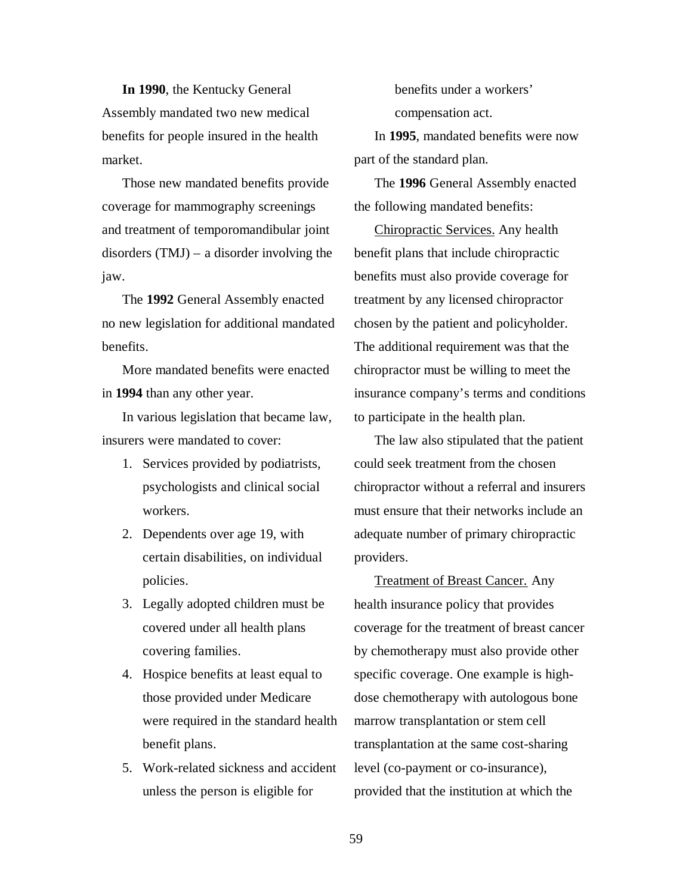**In 1990**, the Kentucky General Assembly mandated two new medical benefits for people insured in the health market.

Those new mandated benefits provide coverage for mammography screenings and treatment of temporomandibular joint disorders (TMJ) – a disorder involving the jaw.

The **1992** General Assembly enacted no new legislation for additional mandated benefits.

More mandated benefits were enacted in **1994** than any other year.

In various legislation that became law, insurers were mandated to cover:

1. Services provided by podiatrists, psychologists and clinical social workers.
2. Dependents over age 19, with certain disabilities, on individual policies.
3. Legally adopted children must be covered under all health plans covering families.
4. Hospice benefits at least equal to those provided under Medicare were required in the standard health benefit plans.
5. Work-related sickness and accident unless the person is eligible for benefits under a workers' compensation act.

In **1995**, mandated benefits were now part of the standard plan.

The **1996** General Assembly enacted the following mandated benefits:

<u>Chiropractic Services.</u> Any health benefit plans that include chiropractic benefits must also provide coverage for treatment by any licensed chiropractor chosen by the patient and policyholder. The additional requirement was that the chiropractor must be willing to meet the insurance company's terms and conditions to participate in the health plan.

The law also stipulated that the patient could seek treatment from the chosen chiropractor without a referral and insurers must ensure that their networks include an adequate number of primary chiropractic providers.

<u>Treatment of Breast Cancer.</u> Any health insurance policy that provides coverage for the treatment of breast cancer by chemotherapy must also provide other specific coverage. One example is high-dose chemotherapy with autologous bone marrow transplantation or stem cell transplantation at the same cost-sharing level (co-payment or co-insurance), provided that the institution at which the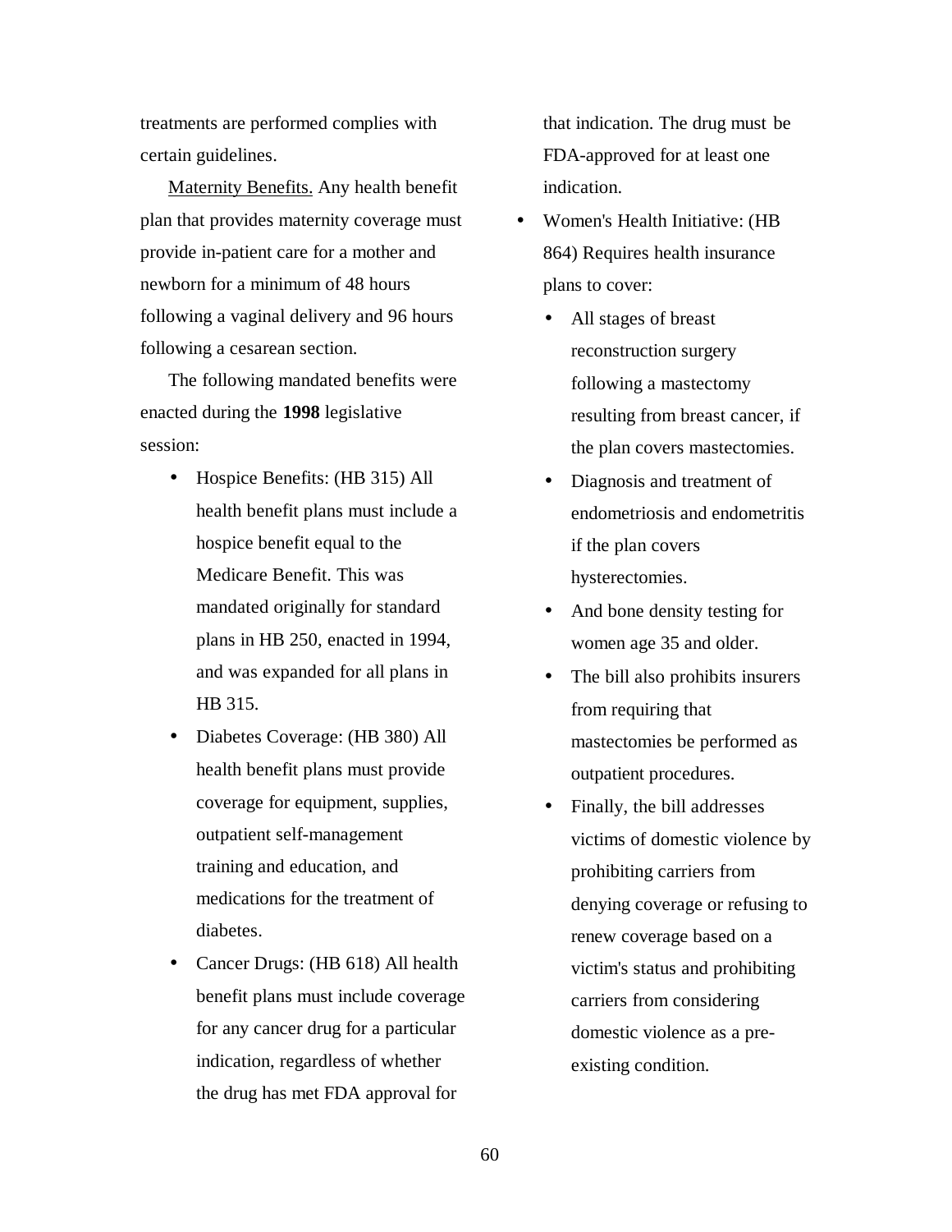treatments are performed complies with certain guidelines.

<u>Maternity Benefits.</u> Any health benefit plan that provides maternity coverage must provide in-patient care for a mother and newborn for a minimum of 48 hours following a vaginal delivery and 96 hours following a cesarean section.

The following mandated benefits were enacted during the **1998** legislative session:

- Hospice Benefits: (HB 315) All health benefit plans must include a hospice benefit equal to the Medicare Benefit. This was mandated originally for standard plans in HB 250, enacted in 1994, and was expanded for all plans in HB 315.
- Diabetes Coverage: (HB 380) All health benefit plans must provide coverage for equipment, supplies, outpatient self-management training and education, and medications for the treatment of diabetes.
- Cancer Drugs: (HB 618) All health benefit plans must include coverage for any cancer drug for a particular indication, regardless of whether the drug has met FDA approval for that indication. The drug must be FDA-approved for at least one indication.
- Women's Health Initiative: (HB 864) Requires health insurance plans to cover:
  - All stages of breast reconstruction surgery following a mastectomy resulting from breast cancer, if the plan covers mastectomies.
  - Diagnosis and treatment of endometriosis and endometritis if the plan covers hysterectomies.
  - And bone density testing for women age 35 and older.
  - The bill also prohibits insurers from requiring that mastectomies be performed as outpatient procedures.
  - Finally, the bill addresses victims of domestic violence by prohibiting carriers from denying coverage or refusing to renew coverage based on a victim's status and prohibiting carriers from considering domestic violence as a pre-existing condition.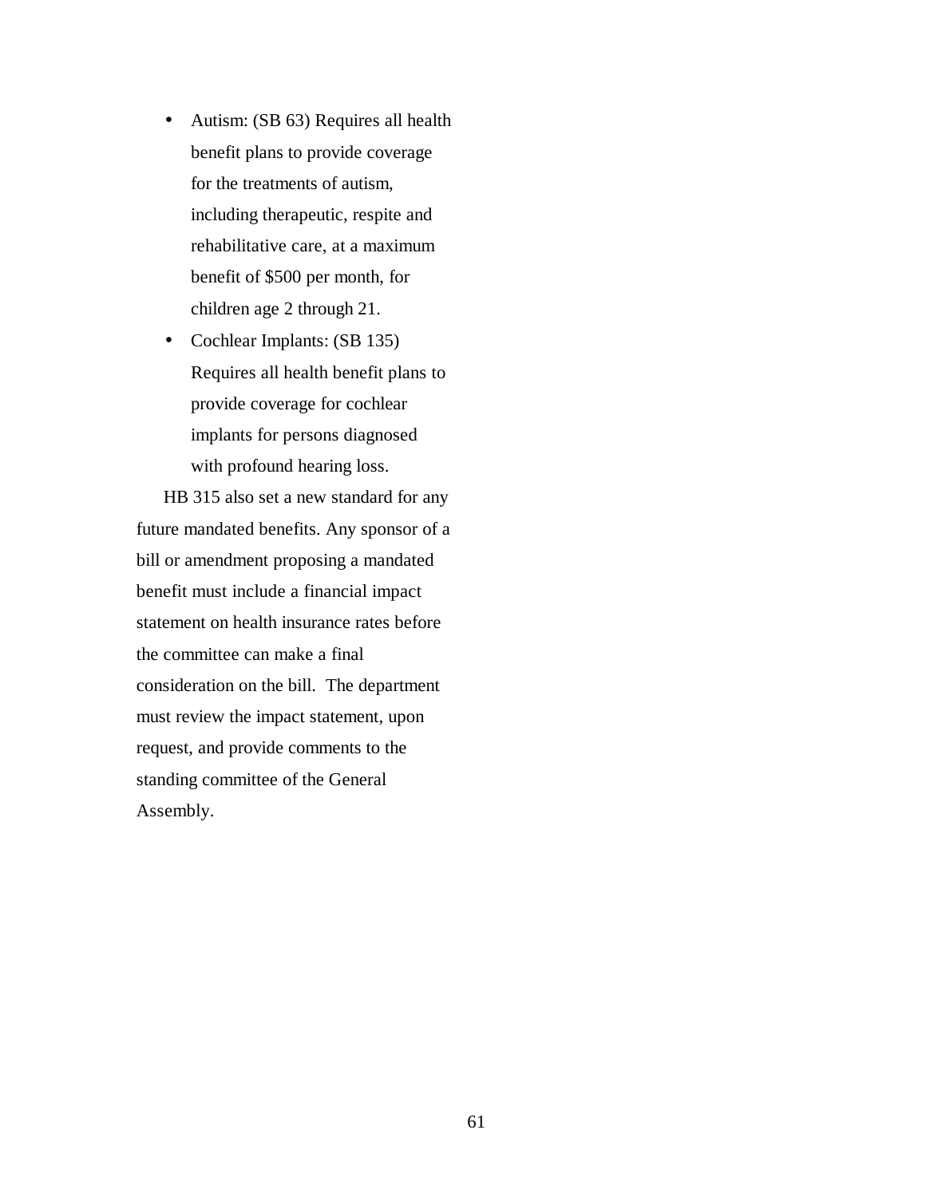- Autism: (SB 63) Requires all health benefit plans to provide coverage for the treatments of autism, including therapeutic, respite and rehabilitative care, at a maximum benefit of $500 per month, for children age 2 through 21.
- Cochlear Implants: (SB 135) Requires all health benefit plans to provide coverage for cochlear implants for persons diagnosed with profound hearing loss.

HB 315 also set a new standard for any future mandated benefits. Any sponsor of a bill or amendment proposing a mandated benefit must include a financial impact statement on health insurance rates before the committee can make a final consideration on the bill. The department must review the impact statement, upon request, and provide comments to the standing committee of the General Assembly.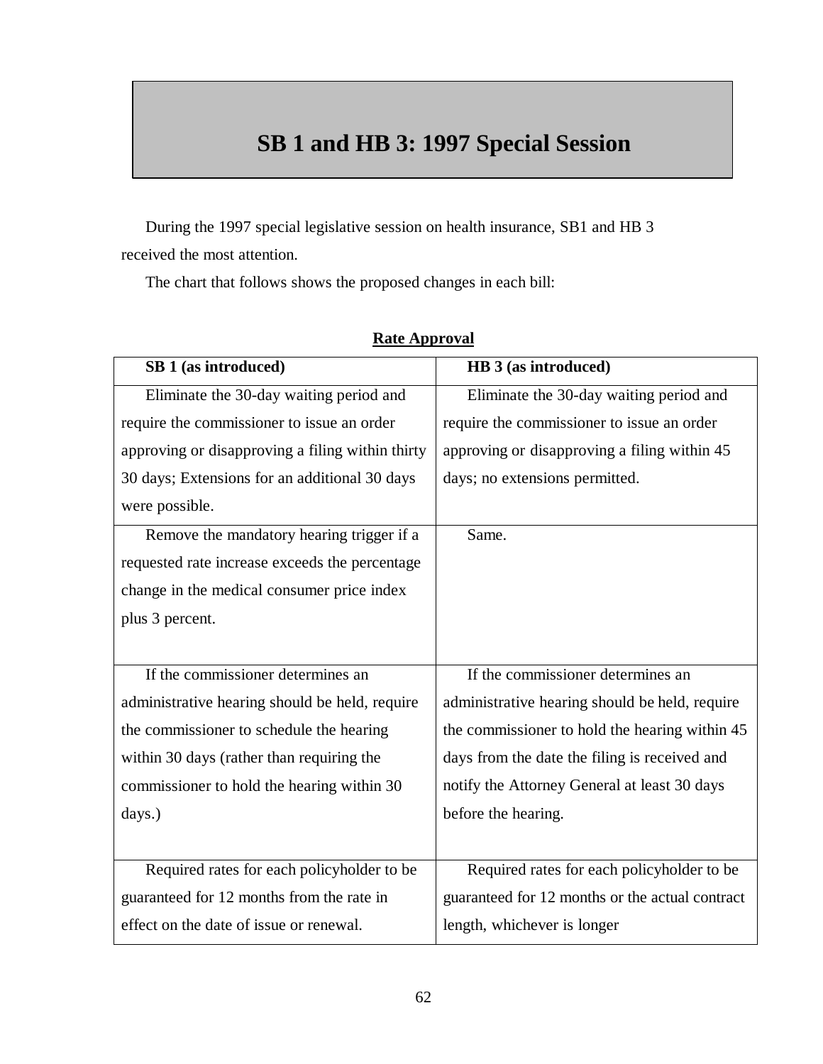# SB 1 and HB 3: 1997 Special Session

During the 1997 special legislative session on health insurance, SB1 and HB 3 received the most attention.

The chart that follows shows the proposed changes in each bill:

**Rate Approval**

| SB 1 (as introduced) | HB 3 (as introduced) |
|---|---|
| Eliminate the 30-day waiting period and require the commissioner to issue an order approving or disapproving a filing within thirty 30 days; Extensions for an additional 30 days were possible. | Eliminate the 30-day waiting period and require the commissioner to issue an order approving or disapproving a filing within 45 days; no extensions permitted. |
| Remove the mandatory hearing trigger if a requested rate increase exceeds the percentage change in the medical consumer price index plus 3 percent. | Same. |
| If the commissioner determines an administrative hearing should be held, require the commissioner to schedule the hearing within 30 days (rather than requiring the commissioner to hold the hearing within 30 days.) | If the commissioner determines an administrative hearing should be held, require the commissioner to hold the hearing within 45 days from the date the filing is received and notify the Attorney General at least 30 days before the hearing. |
| Required rates for each policyholder to be guaranteed for 12 months from the rate in effect on the date of issue or renewal. | Required rates for each policyholder to be guaranteed for 12 months or the actual contract length, whichever is longer |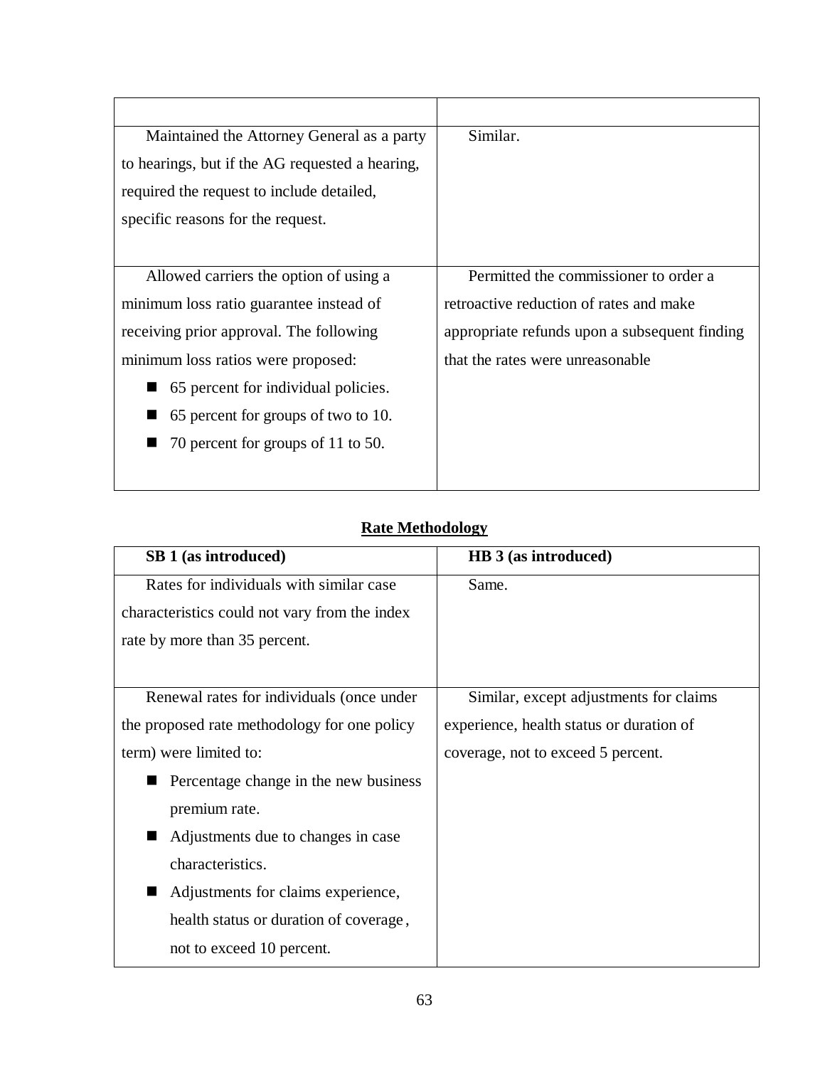| | |
|---|---|
| Maintained the Attorney General as a party to hearings, but if the AG requested a hearing, required the request to include detailed, specific reasons for the request. | Similar. |
| Allowed carriers the option of using a minimum loss ratio guarantee instead of receiving prior approval. The following minimum loss ratios were proposed:<br>■ 65 percent for individual policies.<br>■ 65 percent for groups of two to 10.<br>■ 70 percent for groups of 11 to 50. | Permitted the commissioner to order a retroactive reduction of rates and make appropriate refunds upon a subsequent finding that the rates were unreasonable |

**Rate Methodology**

| SB 1 (as introduced) | HB 3 (as introduced) |
|---|---|
| Rates for individuals with similar case characteristics could not vary from the index rate by more than 35 percent. | Same. |
| Renewal rates for individuals (once under the proposed rate methodology for one policy term) were limited to:<br>■ Percentage change in the new business premium rate.<br>■ Adjustments due to changes in case characteristics.<br>■ Adjustments for claims experience, health status or duration of coverage, not to exceed 10 percent. | Similar, except adjustments for claims experience, health status or duration of coverage, not to exceed 5 percent. |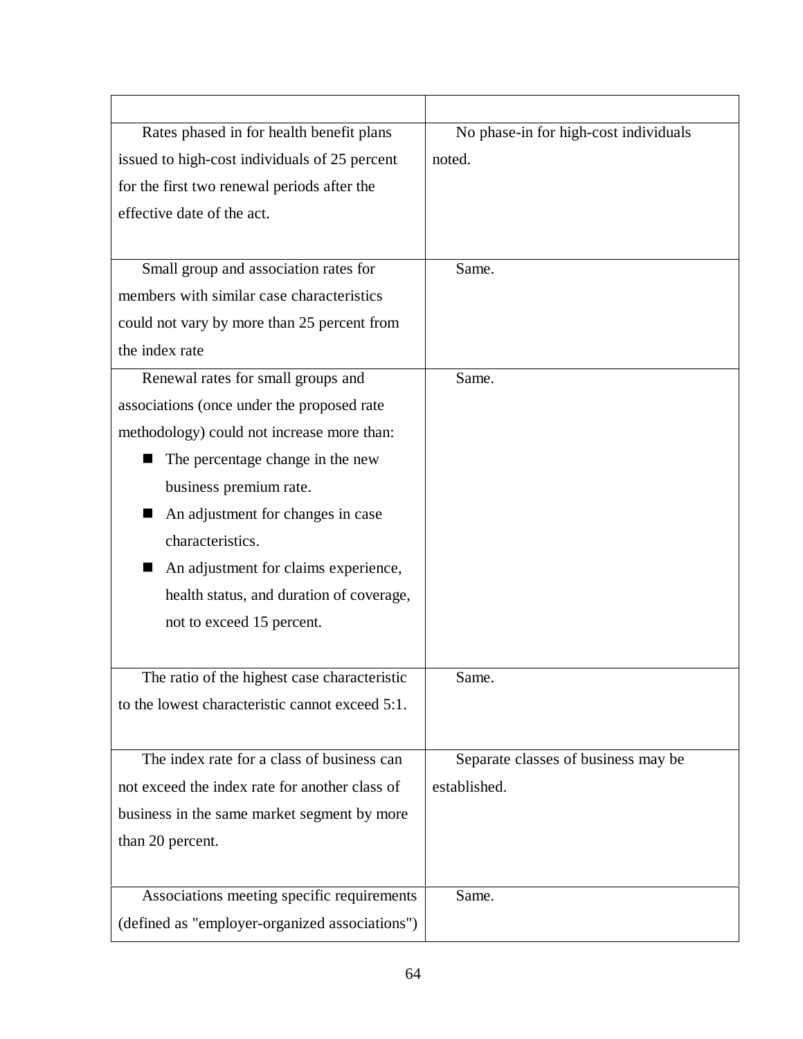| | |
|---|---|
| Rates phased in for health benefit plans issued to high-cost individuals of 25 percent for the first two renewal periods after the effective date of the act. | No phase-in for high-cost individuals noted. |
| Small group and association rates for members with similar case characteristics could not vary by more than 25 percent from the index rate | Same. |
| Renewal rates for small groups and associations (once under the proposed rate methodology) could not increase more than: <br>■ The percentage change in the new business premium rate. <br>■ An adjustment for changes in case characteristics. <br>■ An adjustment for claims experience, health status, and duration of coverage, not to exceed 15 percent. | Same. |
| The ratio of the highest case characteristic to the lowest characteristic cannot exceed 5:1. | Same. |
| The index rate for a class of business can not exceed the index rate for another class of business in the same market segment by more than 20 percent. | Separate classes of business may be established. |
| Associations meeting specific requirements (defined as "employer-organized associations") | Same. |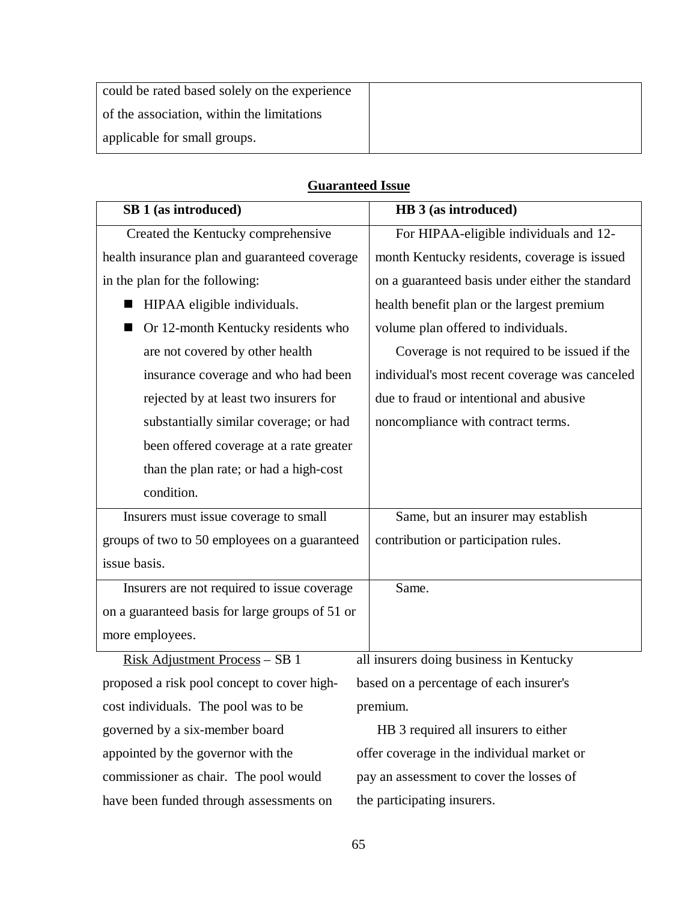| | |
|---|---|
| could be rated based solely on the experience of the association, within the limitations applicable for small groups. | |

**Guaranteed Issue**

| SB 1 (as introduced) | HB 3 (as introduced) |
|---|---|
| Created the Kentucky comprehensive health insurance plan and guaranteed coverage in the plan for the following:<br>■ HIPAA eligible individuals.<br>■ Or 12-month Kentucky residents who are not covered by other health insurance coverage and who had been rejected by at least two insurers for substantially similar coverage; or had been offered coverage at a rate greater than the plan rate; or had a high-cost condition. | For HIPAA-eligible individuals and 12-month Kentucky residents, coverage is issued on a guaranteed basis under either the standard health benefit plan or the largest premium volume plan offered to individuals.<br>Coverage is not required to be issued if the individual's most recent coverage was canceled due to fraud or intentional and abusive noncompliance with contract terms. |
| Insurers must issue coverage to small groups of two to 50 employees on a guaranteed issue basis. | Same, but an insurer may establish contribution or participation rules. |
| Insurers are not required to issue coverage on a guaranteed basis for large groups of 51 or more employees. | Same. |

Risk Adjustment Process – SB 1 proposed a risk pool concept to cover high-cost individuals. The pool was to be governed by a six-member board appointed by the governor with the commissioner as chair. The pool would have been funded through assessments on all insurers doing business in Kentucky based on a percentage of each insurer's premium.

HB 3 required all insurers to either offer coverage in the individual market or pay an assessment to cover the losses of the participating insurers.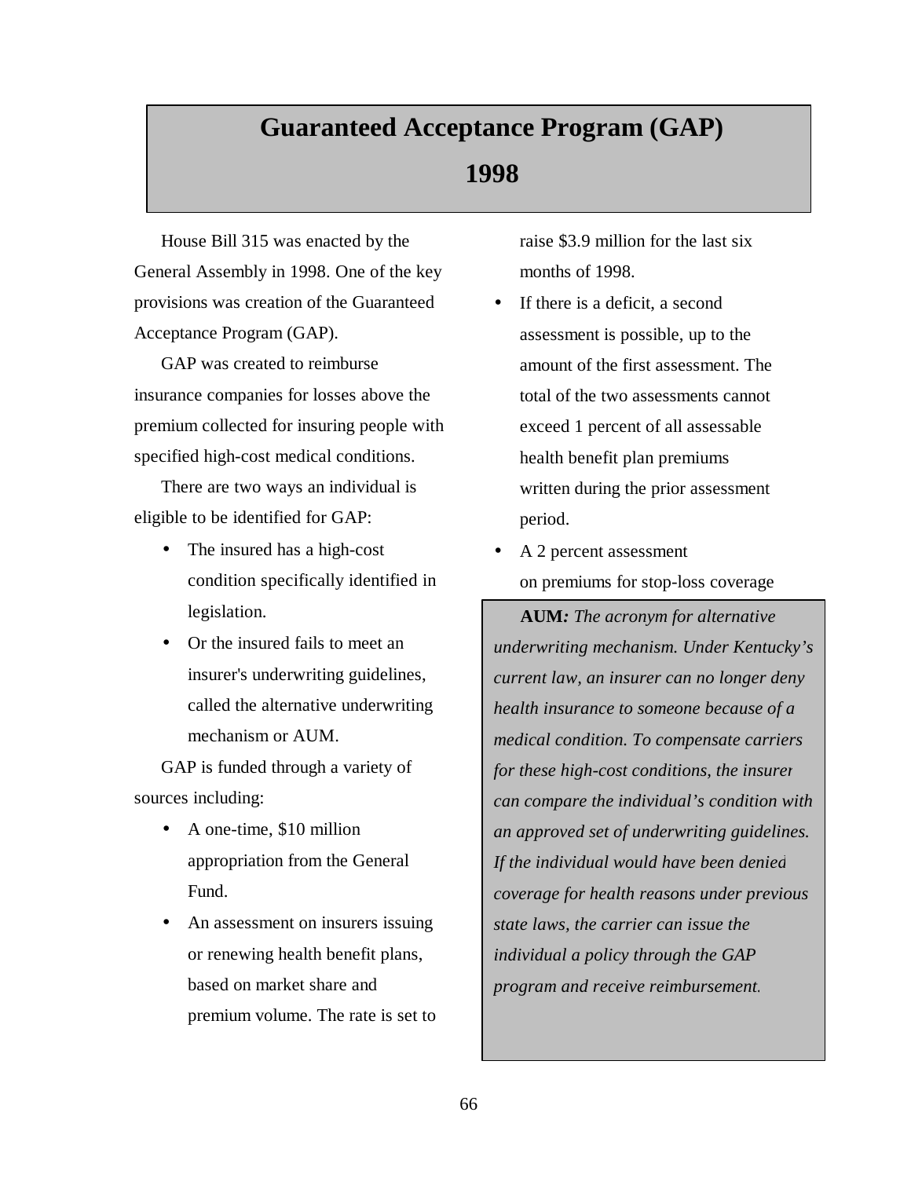# Guaranteed Acceptance Program (GAP)

# 1998

House Bill 315 was enacted by the General Assembly in 1998. One of the key provisions was creation of the Guaranteed Acceptance Program (GAP).

GAP was created to reimburse insurance companies for losses above the premium collected for insuring people with specified high-cost medical conditions.

There are two ways an individual is eligible to be identified for GAP:

- The insured has a high-cost condition specifically identified in legislation.
- Or the insured fails to meet an insurer's underwriting guidelines, called the alternative underwriting mechanism or AUM.

GAP is funded through a variety of sources including:

- A one-time, $10 million appropriation from the General Fund.
- An assessment on insurers issuing or renewing health benefit plans, based on market share and premium volume. The rate is set to raise $3.9 million for the last six months of 1998.
- If there is a deficit, a second assessment is possible, up to the amount of the first assessment. The total of the two assessments cannot exceed 1 percent of all assessable health benefit plan premiums written during the prior assessment period.
- A 2 percent assessment on premiums for stop-loss coverage

**AUM***: The acronym for alternative underwriting mechanism. Under Kentucky's current law, an insurer can no longer deny health insurance to someone because of a medical condition. To compensate carriers for these high-cost conditions, the insurer can compare the individual's condition with an approved set of underwriting guidelines. If the individual would have been denied coverage for health reasons under previous state laws, the carrier can issue the individual a policy through the GAP program and receive reimbursement.*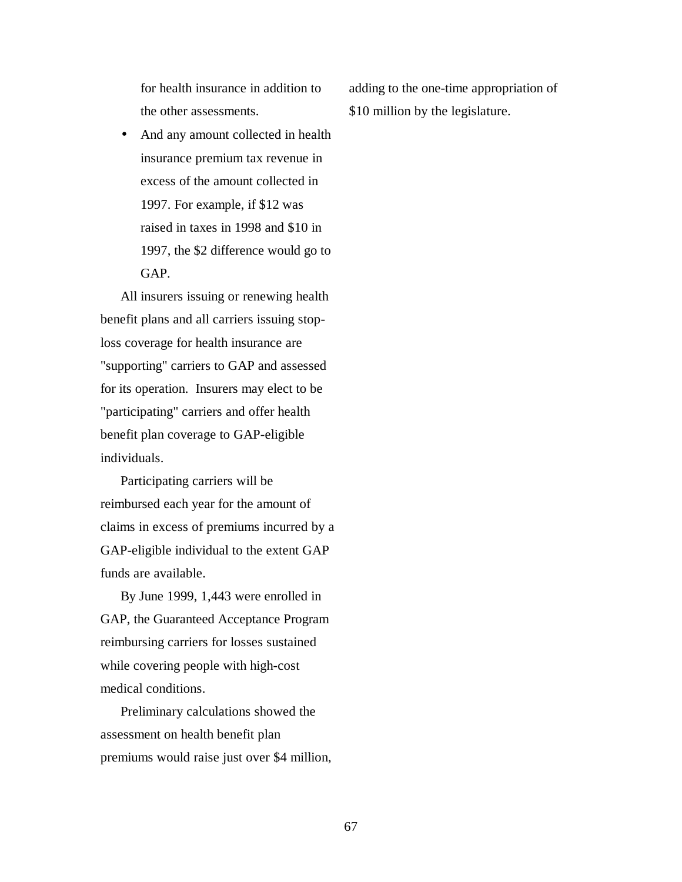for health insurance in addition to the other assessments.

- And any amount collected in health insurance premium tax revenue in excess of the amount collected in 1997. For example, if $12 was raised in taxes in 1998 and $10 in 1997, the $2 difference would go to GAP.

All insurers issuing or renewing health benefit plans and all carriers issuing stop-loss coverage for health insurance are "supporting" carriers to GAP and assessed for its operation. Insurers may elect to be "participating" carriers and offer health benefit plan coverage to GAP-eligible individuals.

Participating carriers will be reimbursed each year for the amount of claims in excess of premiums incurred by a GAP-eligible individual to the extent GAP funds are available.

By June 1999, 1,443 were enrolled in GAP, the Guaranteed Acceptance Program reimbursing carriers for losses sustained while covering people with high-cost medical conditions.

Preliminary calculations showed the assessment on health benefit plan premiums would raise just over $4 million, adding to the one-time appropriation of $10 million by the legislature.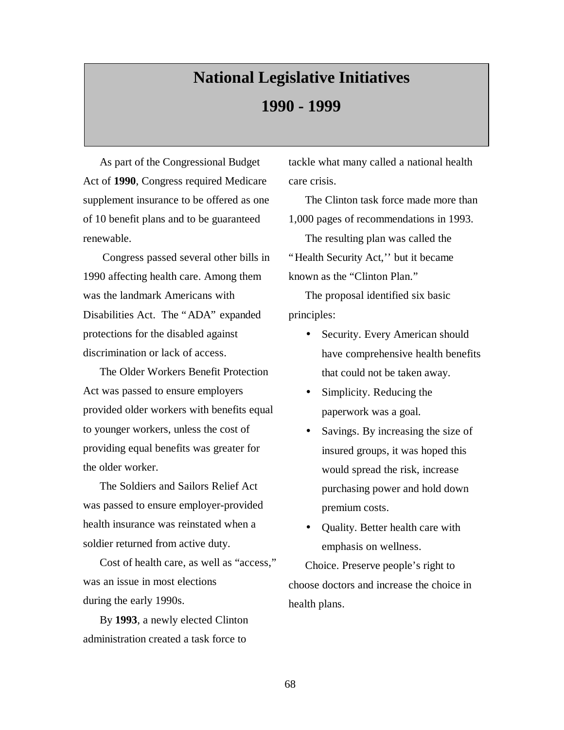# National Legislative Initiatives

# 1990 - 1999

As part of the Congressional Budget Act of **1990**, Congress required Medicare supplement insurance to be offered as one of 10 benefit plans and to be guaranteed renewable.

Congress passed several other bills in 1990 affecting health care. Among them was the landmark Americans with Disabilities Act. The "ADA" expanded protections for the disabled against discrimination or lack of access.

The Older Workers Benefit Protection Act was passed to ensure employers provided older workers with benefits equal to younger workers, unless the cost of providing equal benefits was greater for the older worker.

The Soldiers and Sailors Relief Act was passed to ensure employer-provided health insurance was reinstated when a soldier returned from active duty.

Cost of health care, as well as "access," was an issue in most elections during the early 1990s.

By **1993**, a newly elected Clinton administration created a task force to tackle what many called a national health care crisis.

The Clinton task force made more than 1,000 pages of recommendations in 1993.

The resulting plan was called the "Health Security Act,'' but it became known as the "Clinton Plan."

The proposal identified six basic principles:

- Security. Every American should have comprehensive health benefits that could not be taken away.
- Simplicity. Reducing the paperwork was a goal.
- Savings. By increasing the size of insured groups, it was hoped this would spread the risk, increase purchasing power and hold down premium costs.
- Quality. Better health care with emphasis on wellness.

Choice. Preserve people's right to choose doctors and increase the choice in health plans.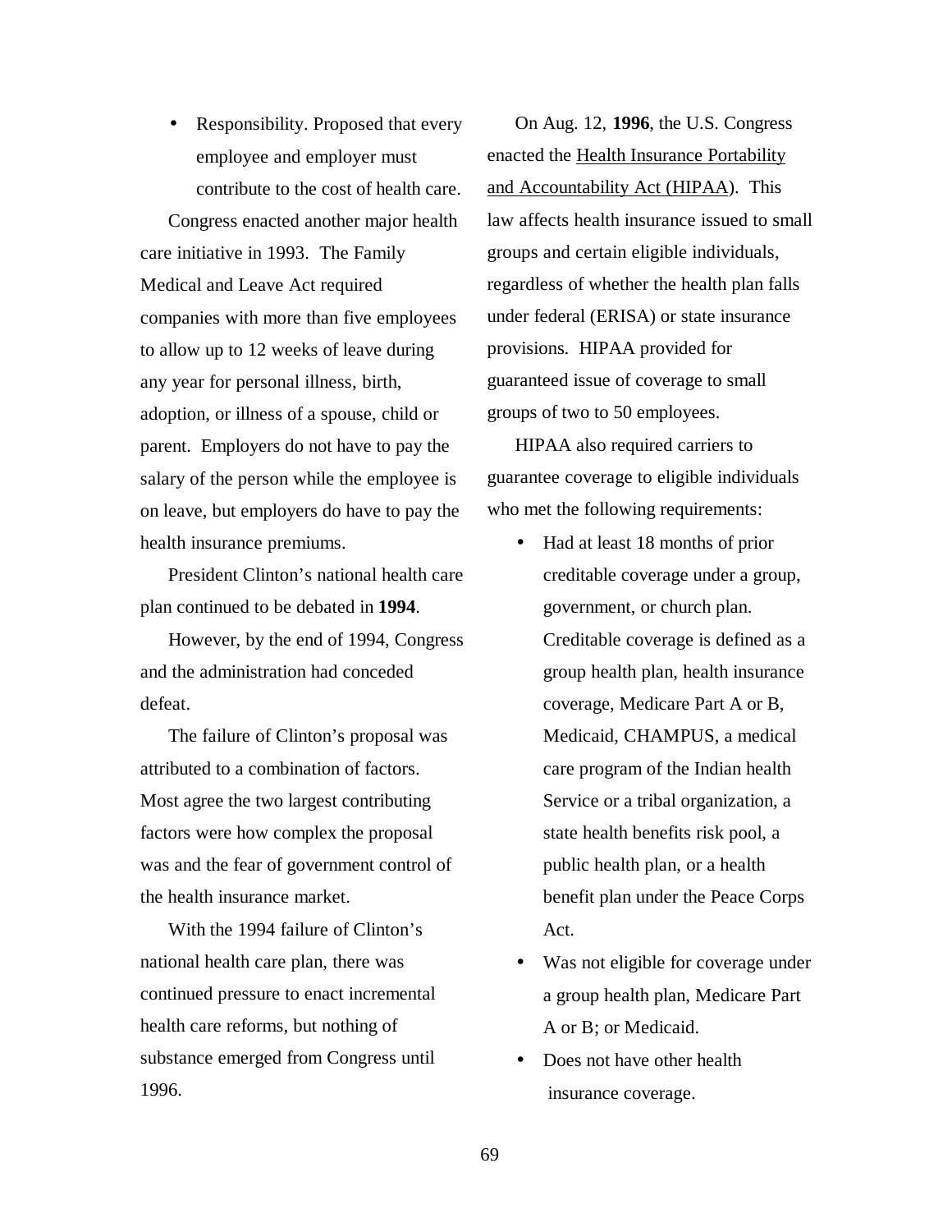- Responsibility. Proposed that every employee and employer must contribute to the cost of health care.

Congress enacted another major health care initiative in 1993. The Family Medical and Leave Act required companies with more than five employees to allow up to 12 weeks of leave during any year for personal illness, birth, adoption, or illness of a spouse, child or parent. Employers do not have to pay the salary of the person while the employee is on leave, but employers do have to pay the health insurance premiums.

President Clinton's national health care plan continued to be debated in **1994**.

However, by the end of 1994, Congress and the administration had conceded defeat.

The failure of Clinton's proposal was attributed to a combination of factors. Most agree the two largest contributing factors were how complex the proposal was and the fear of government control of the health insurance market.

With the 1994 failure of Clinton's national health care plan, there was continued pressure to enact incremental health care reforms, but nothing of substance emerged from Congress until 1996.

On Aug. 12, **1996**, the U.S. Congress enacted the Health Insurance Portability and Accountability Act (HIPAA). This law affects health insurance issued to small groups and certain eligible individuals, regardless of whether the health plan falls under federal (ERISA) or state insurance provisions. HIPAA provided for guaranteed issue of coverage to small groups of two to 50 employees.

HIPAA also required carriers to guarantee coverage to eligible individuals who met the following requirements:

- Had at least 18 months of prior creditable coverage under a group, government, or church plan. Creditable coverage is defined as a group health plan, health insurance coverage, Medicare Part A or B, Medicaid, CHAMPUS, a medical care program of the Indian health Service or a tribal organization, a state health benefits risk pool, a public health plan, or a health benefit plan under the Peace Corps Act.
- Was not eligible for coverage under a group health plan, Medicare Part A or B; or Medicaid.
- Does not have other health insurance coverage.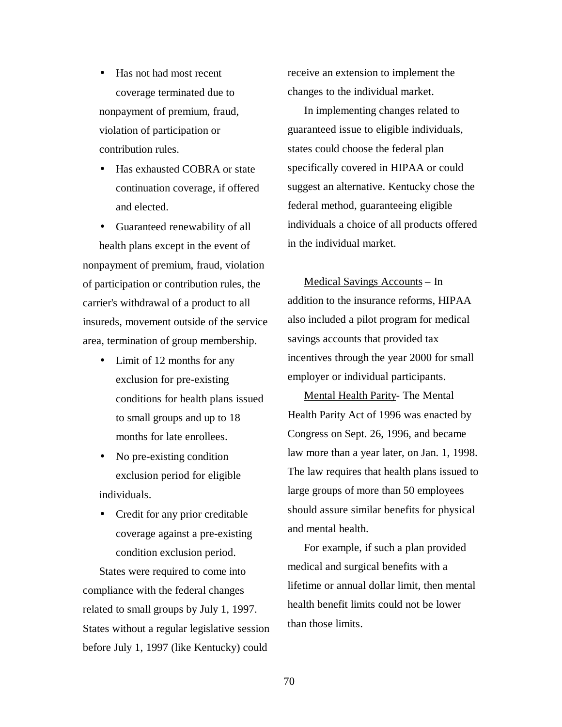- Has not had most recent coverage terminated due to nonpayment of premium, fraud, violation of participation or contribution rules.
- Has exhausted COBRA or state continuation coverage, if offered and elected.
- Guaranteed renewability of all health plans except in the event of nonpayment of premium, fraud, violation of participation or contribution rules, the carrier's withdrawal of a product to all insureds, movement outside of the service area, termination of group membership.
- Limit of 12 months for any exclusion for pre-existing conditions for health plans issued to small groups and up to 18 months for late enrollees.
- No pre-existing condition exclusion period for eligible individuals.
- Credit for any prior creditable coverage against a pre-existing condition exclusion period.

States were required to come into compliance with the federal changes related to small groups by July 1, 1997. States without a regular legislative session before July 1, 1997 (like Kentucky) could receive an extension to implement the changes to the individual market.

In implementing changes related to guaranteed issue to eligible individuals, states could choose the federal plan specifically covered in HIPAA or could suggest an alternative. Kentucky chose the federal method, guaranteeing eligible individuals a choice of all products offered in the individual market.

<u>Medical Savings Accounts</u> – In addition to the insurance reforms, HIPAA also included a pilot program for medical savings accounts that provided tax incentives through the year 2000 for small employer or individual participants.

<u>Mental Health Parity</u>- The Mental Health Parity Act of 1996 was enacted by Congress on Sept. 26, 1996, and became law more than a year later, on Jan. 1, 1998. The law requires that health plans issued to large groups of more than 50 employees should assure similar benefits for physical and mental health.

For example, if such a plan provided medical and surgical benefits with a lifetime or annual dollar limit, then mental health benefit limits could not be lower than those limits.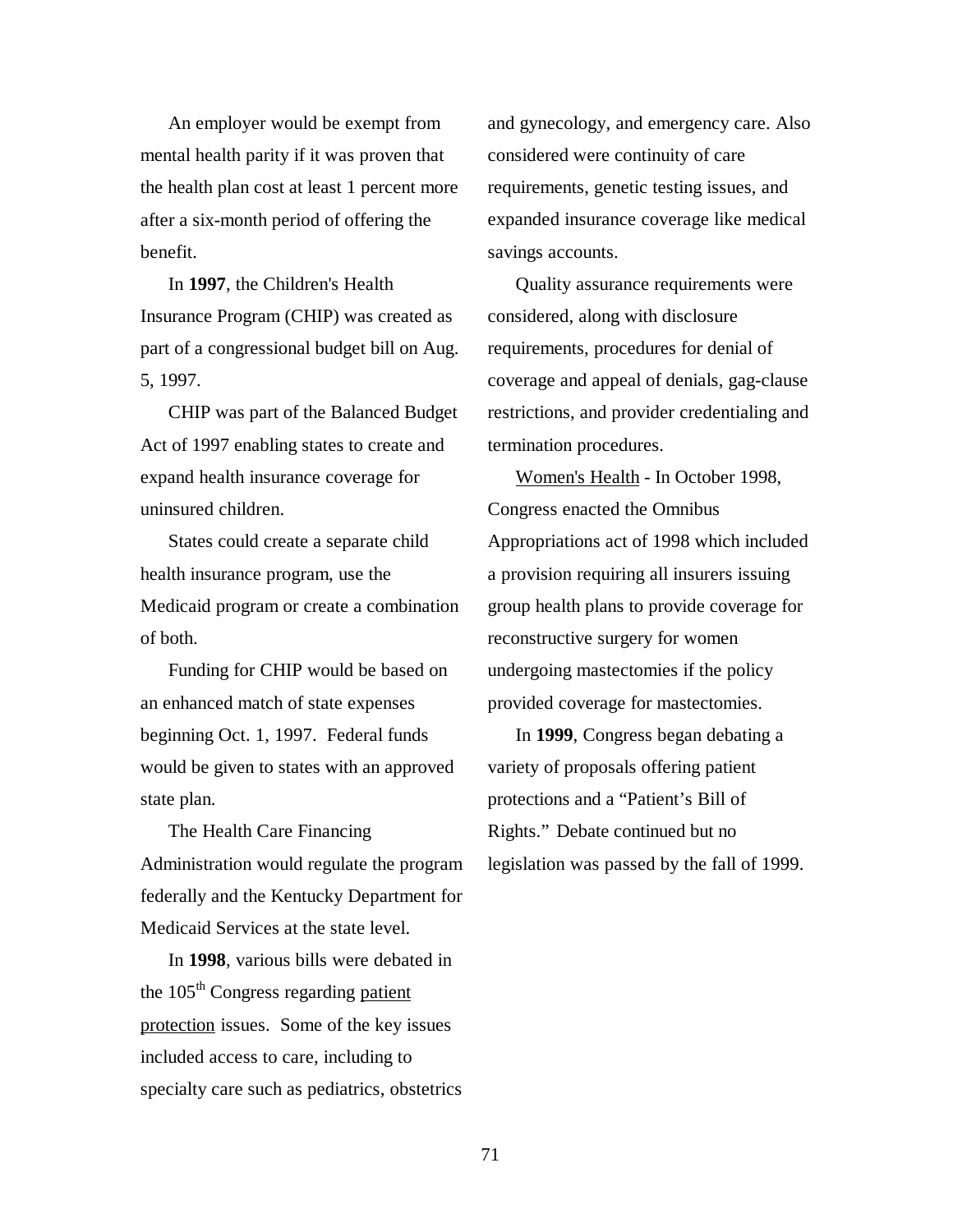An employer would be exempt from mental health parity if it was proven that the health plan cost at least 1 percent more after a six-month period of offering the benefit.

In **1997**, the Children's Health Insurance Program (CHIP) was created as part of a congressional budget bill on Aug. 5, 1997.

CHIP was part of the Balanced Budget Act of 1997 enabling states to create and expand health insurance coverage for uninsured children.

States could create a separate child health insurance program, use the Medicaid program or create a combination of both.

Funding for CHIP would be based on an enhanced match of state expenses beginning Oct. 1, 1997. Federal funds would be given to states with an approved state plan.

The Health Care Financing Administration would regulate the program federally and the Kentucky Department for Medicaid Services at the state level.

In **1998**, various bills were debated in the 105th Congress regarding patient protection issues. Some of the key issues included access to care, including to specialty care such as pediatrics, obstetrics and gynecology, and emergency care. Also considered were continuity of care requirements, genetic testing issues, and expanded insurance coverage like medical savings accounts.

Quality assurance requirements were considered, along with disclosure requirements, procedures for denial of coverage and appeal of denials, gag-clause restrictions, and provider credentialing and termination procedures.

Women's Health - In October 1998, Congress enacted the Omnibus Appropriations act of 1998 which included a provision requiring all insurers issuing group health plans to provide coverage for reconstructive surgery for women undergoing mastectomies if the policy provided coverage for mastectomies.

In **1999**, Congress began debating a variety of proposals offering patient protections and a "Patient's Bill of Rights." Debate continued but no legislation was passed by the fall of 1999.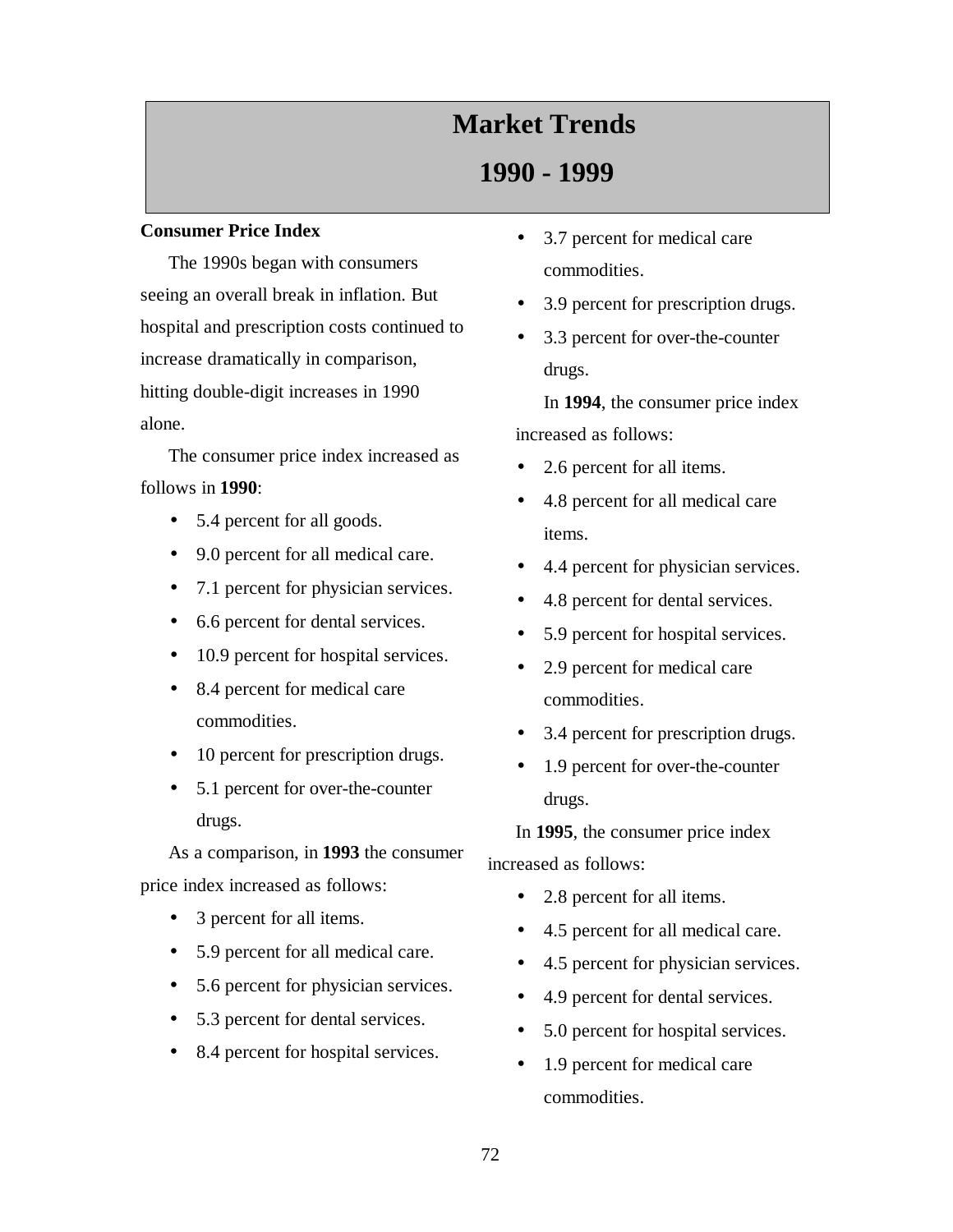# Market Trends

# 1990 - 1999

**Consumer Price Index**

The 1990s began with consumers seeing an overall break in inflation. But hospital and prescription costs continued to increase dramatically in comparison, hitting double-digit increases in 1990 alone.

The consumer price index increased as follows in **1990**:

- 5.4 percent for all goods.
- 9.0 percent for all medical care.
- 7.1 percent for physician services.
- 6.6 percent for dental services.
- 10.9 percent for hospital services.
- 8.4 percent for medical care commodities.
- 10 percent for prescription drugs.
- 5.1 percent for over-the-counter drugs.

As a comparison, in **1993** the consumer price index increased as follows:

- 3 percent for all items.
- 5.9 percent for all medical care.
- 5.6 percent for physician services.
- 5.3 percent for dental services.
- 8.4 percent for hospital services.
- 3.7 percent for medical care commodities.
- 3.9 percent for prescription drugs.
- 3.3 percent for over-the-counter drugs.

In **1994**, the consumer price index increased as follows:

- 2.6 percent for all items.
- 4.8 percent for all medical care items.
- 4.4 percent for physician services.
- 4.8 percent for dental services.
- 5.9 percent for hospital services.
- 2.9 percent for medical care commodities.
- 3.4 percent for prescription drugs.
- 1.9 percent for over-the-counter drugs.

In **1995**, the consumer price index increased as follows:

- 2.8 percent for all items.
- 4.5 percent for all medical care.
- 4.5 percent for physician services.
- 4.9 percent for dental services.
- 5.0 percent for hospital services.
- 1.9 percent for medical care commodities.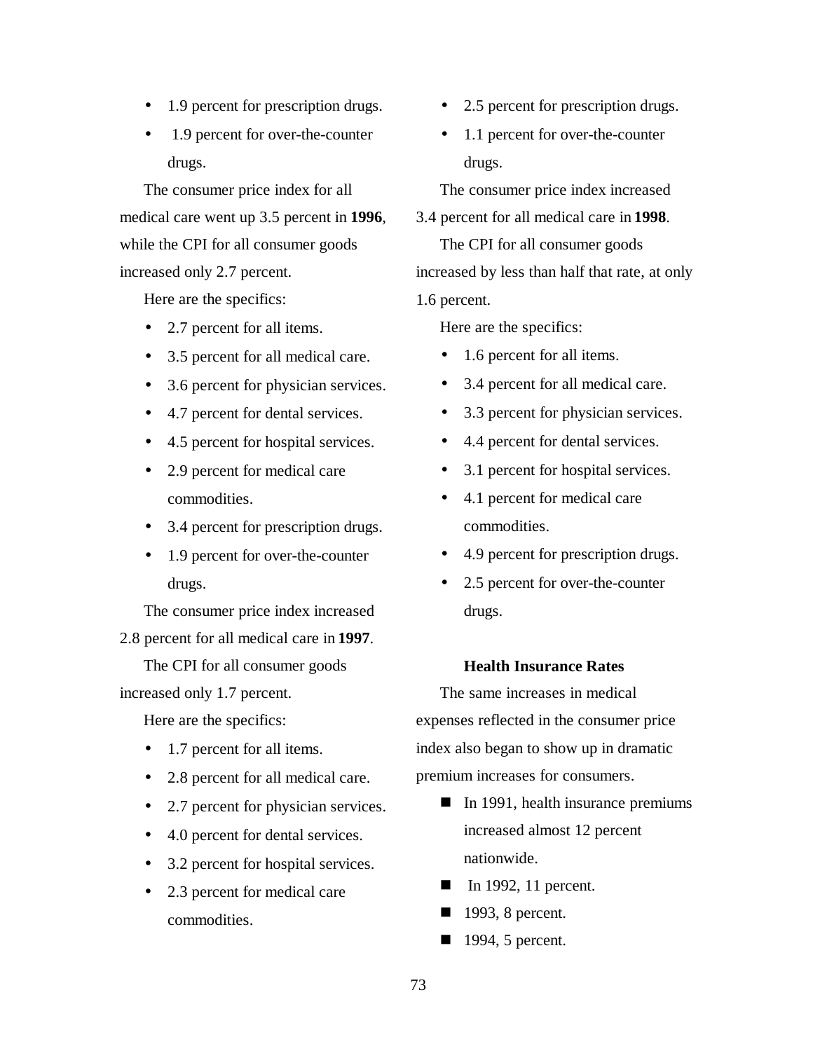- 1.9 percent for prescription drugs.
- 1.9 percent for over-the-counter drugs.

The consumer price index for all medical care went up 3.5 percent in **1996**, while the CPI for all consumer goods increased only 2.7 percent.

Here are the specifics:

- 2.7 percent for all items.
- 3.5 percent for all medical care.
- 3.6 percent for physician services.
- 4.7 percent for dental services.
- 4.5 percent for hospital services.
- 2.9 percent for medical care commodities.
- 3.4 percent for prescription drugs.
- 1.9 percent for over-the-counter drugs.

The consumer price index increased 2.8 percent for all medical care in **1997**.

The CPI for all consumer goods increased only 1.7 percent.

Here are the specifics:

- 1.7 percent for all items.
- 2.8 percent for all medical care.
- 2.7 percent for physician services.
- 4.0 percent for dental services.
- 3.2 percent for hospital services.
- 2.3 percent for medical care commodities.
- 2.5 percent for prescription drugs.
- 1.1 percent for over-the-counter drugs.

The consumer price index increased 3.4 percent for all medical care in **1998**.

The CPI for all consumer goods increased by less than half that rate, at only 1.6 percent.

Here are the specifics:

- 1.6 percent for all items.
- 3.4 percent for all medical care.
- 3.3 percent for physician services.
- 4.4 percent for dental services.
- 3.1 percent for hospital services.
- 4.1 percent for medical care commodities.
- 4.9 percent for prescription drugs.
- 2.5 percent for over-the-counter drugs.

### Health Insurance Rates

The same increases in medical expenses reflected in the consumer price index also began to show up in dramatic premium increases for consumers.

- In 1991, health insurance premiums increased almost 12 percent nationwide.
- In 1992, 11 percent.
- 1993, 8 percent.
- 1994, 5 percent.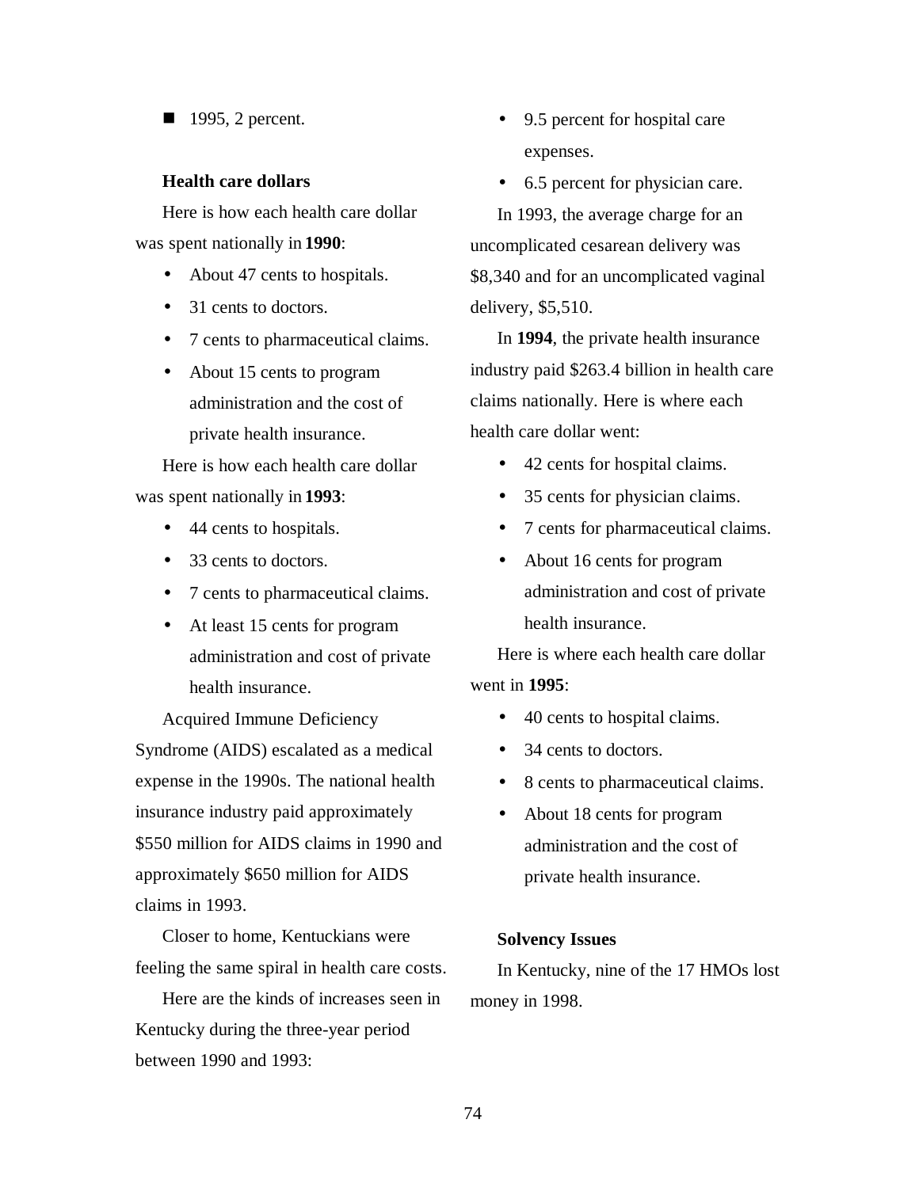- 1995, 2 percent.

**Health care dollars**

Here is how each health care dollar was spent nationally in **1990**:

- About 47 cents to hospitals.
- 31 cents to doctors.
- 7 cents to pharmaceutical claims.
- About 15 cents to program administration and the cost of private health insurance.

Here is how each health care dollar was spent nationally in **1993**:

- 44 cents to hospitals.
- 33 cents to doctors.
- 7 cents to pharmaceutical claims.
- At least 15 cents for program administration and cost of private health insurance.

Acquired Immune Deficiency Syndrome (AIDS) escalated as a medical expense in the 1990s. The national health insurance industry paid approximately $550 million for AIDS claims in 1990 and approximately $650 million for AIDS claims in 1993.

Closer to home, Kentuckians were feeling the same spiral in health care costs.

Here are the kinds of increases seen in Kentucky during the three-year period between 1990 and 1993:

- 9.5 percent for hospital care expenses.
- 6.5 percent for physician care.

In 1993, the average charge for an uncomplicated cesarean delivery was $8,340 and for an uncomplicated vaginal delivery, $5,510.

In **1994**, the private health insurance industry paid $263.4 billion in health care claims nationally. Here is where each health care dollar went:

- 42 cents for hospital claims.
- 35 cents for physician claims.
- 7 cents for pharmaceutical claims.
- About 16 cents for program administration and cost of private health insurance.

Here is where each health care dollar went in **1995**:

- 40 cents to hospital claims.
- 34 cents to doctors.
- 8 cents to pharmaceutical claims.
- About 18 cents for program administration and the cost of private health insurance.

**Solvency Issues**

In Kentucky, nine of the 17 HMOs lost money in 1998.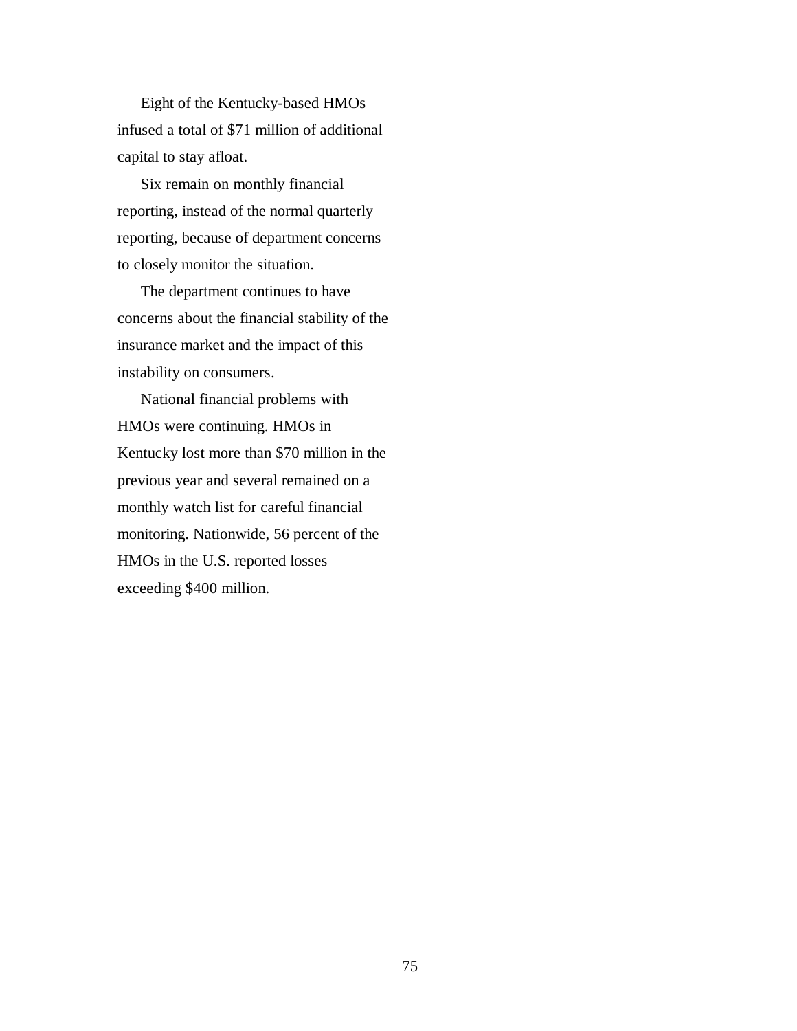Eight of the Kentucky-based HMOs infused a total of $71 million of additional capital to stay afloat.

Six remain on monthly financial reporting, instead of the normal quarterly reporting, because of department concerns to closely monitor the situation.

The department continues to have concerns about the financial stability of the insurance market and the impact of this instability on consumers.

National financial problems with HMOs were continuing. HMOs in Kentucky lost more than $70 million in the previous year and several remained on a monthly watch list for careful financial monitoring. Nationwide, 56 percent of the HMOs in the U.S. reported losses exceeding $400 million.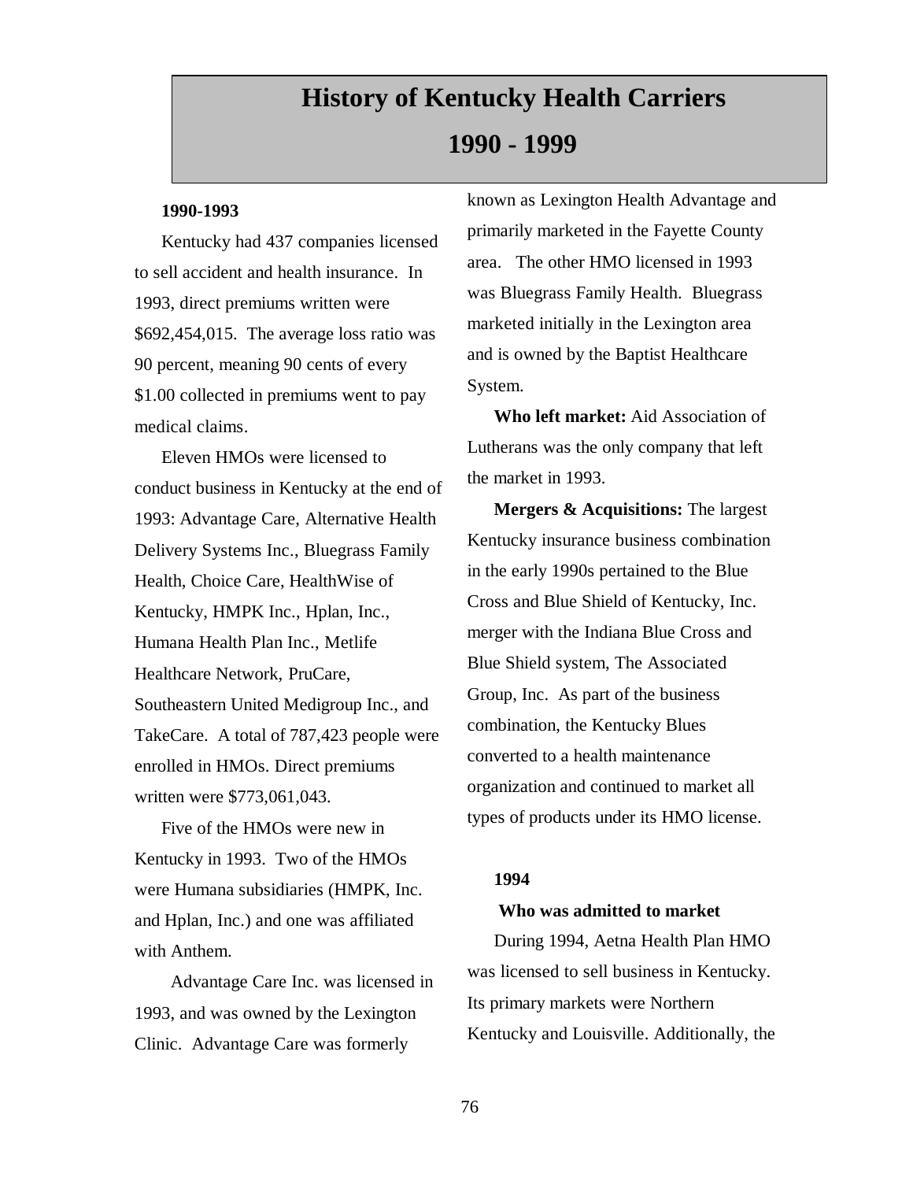# History of Kentucky Health Carriers

# 1990 - 1999

**1990-1993**

Kentucky had 437 companies licensed to sell accident and health insurance. In 1993, direct premiums written were $692,454,015. The average loss ratio was 90 percent, meaning 90 cents of every $1.00 collected in premiums went to pay medical claims.

Eleven HMOs were licensed to conduct business in Kentucky at the end of 1993: Advantage Care, Alternative Health Delivery Systems Inc., Bluegrass Family Health, Choice Care, HealthWise of Kentucky, HMPK Inc., Hplan, Inc., Humana Health Plan Inc., Metlife Healthcare Network, PruCare, Southeastern United Medigroup Inc., and TakeCare. A total of 787,423 people were enrolled in HMOs. Direct premiums written were $773,061,043.

Five of the HMOs were new in Kentucky in 1993. Two of the HMOs were Humana subsidiaries (HMPK, Inc. and Hplan, Inc.) and one was affiliated with Anthem.

Advantage Care Inc. was licensed in 1993, and was owned by the Lexington Clinic. Advantage Care was formerly known as Lexington Health Advantage and primarily marketed in the Fayette County area. The other HMO licensed in 1993 was Bluegrass Family Health. Bluegrass marketed initially in the Lexington area and is owned by the Baptist Healthcare System.

**Who left market:** Aid Association of Lutherans was the only company that left the market in 1993.

**Mergers & Acquisitions:** The largest Kentucky insurance business combination in the early 1990s pertained to the Blue Cross and Blue Shield of Kentucky, Inc. merger with the Indiana Blue Cross and Blue Shield system, The Associated Group, Inc. As part of the business combination, the Kentucky Blues converted to a health maintenance organization and continued to market all types of products under its HMO license.

**1994**

**Who was admitted to market**

During 1994, Aetna Health Plan HMO was licensed to sell business in Kentucky. Its primary markets were Northern Kentucky and Louisville. Additionally, the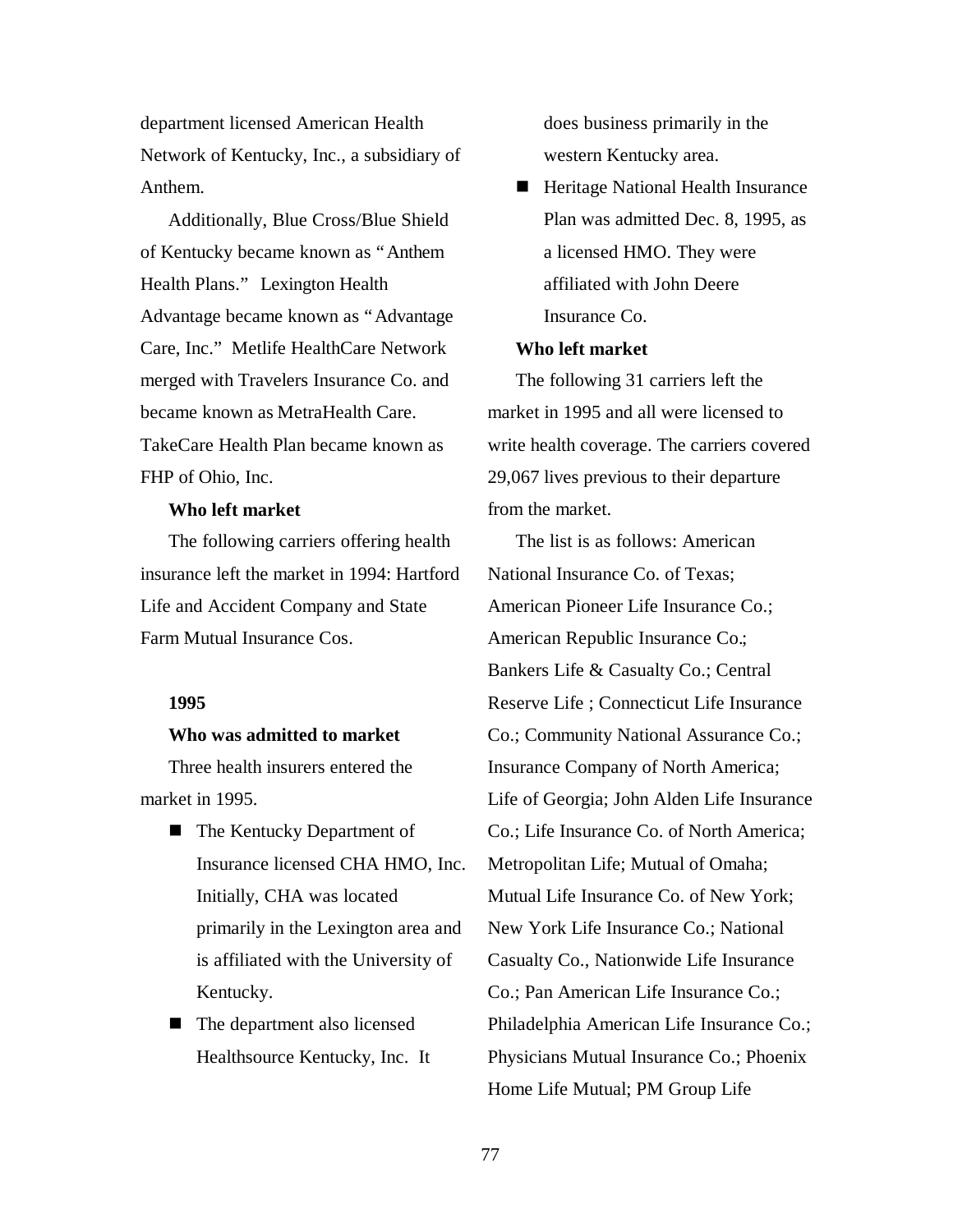department licensed American Health Network of Kentucky, Inc., a subsidiary of Anthem.

Additionally, Blue Cross/Blue Shield of Kentucky became known as "Anthem Health Plans." Lexington Health Advantage became known as "Advantage Care, Inc." Metlife HealthCare Network merged with Travelers Insurance Co. and became known as MetraHealth Care. TakeCare Health Plan became known as FHP of Ohio, Inc.

**Who left market**

The following carriers offering health insurance left the market in 1994: Hartford Life and Accident Company and State Farm Mutual Insurance Cos.

**1995**

**Who was admitted to market**

Three health insurers entered the market in 1995.

- The Kentucky Department of Insurance licensed CHA HMO, Inc. Initially, CHA was located primarily in the Lexington area and is affiliated with the University of Kentucky.
- The department also licensed Healthsource Kentucky, Inc. It does business primarily in the western Kentucky area.
- Heritage National Health Insurance Plan was admitted Dec. 8, 1995, as a licensed HMO. They were affiliated with John Deere Insurance Co.

**Who left market**

The following 31 carriers left the market in 1995 and all were licensed to write health coverage. The carriers covered 29,067 lives previous to their departure from the market.

The list is as follows: American National Insurance Co. of Texas; American Pioneer Life Insurance Co.; American Republic Insurance Co.; Bankers Life & Casualty Co.; Central Reserve Life ; Connecticut Life Insurance Co.; Community National Assurance Co.; Insurance Company of North America; Life of Georgia; John Alden Life Insurance Co.; Life Insurance Co. of North America; Metropolitan Life; Mutual of Omaha; Mutual Life Insurance Co. of New York; New York Life Insurance Co.; National Casualty Co., Nationwide Life Insurance Co.; Pan American Life Insurance Co.; Philadelphia American Life Insurance Co.; Physicians Mutual Insurance Co.; Phoenix Home Life Mutual; PM Group Life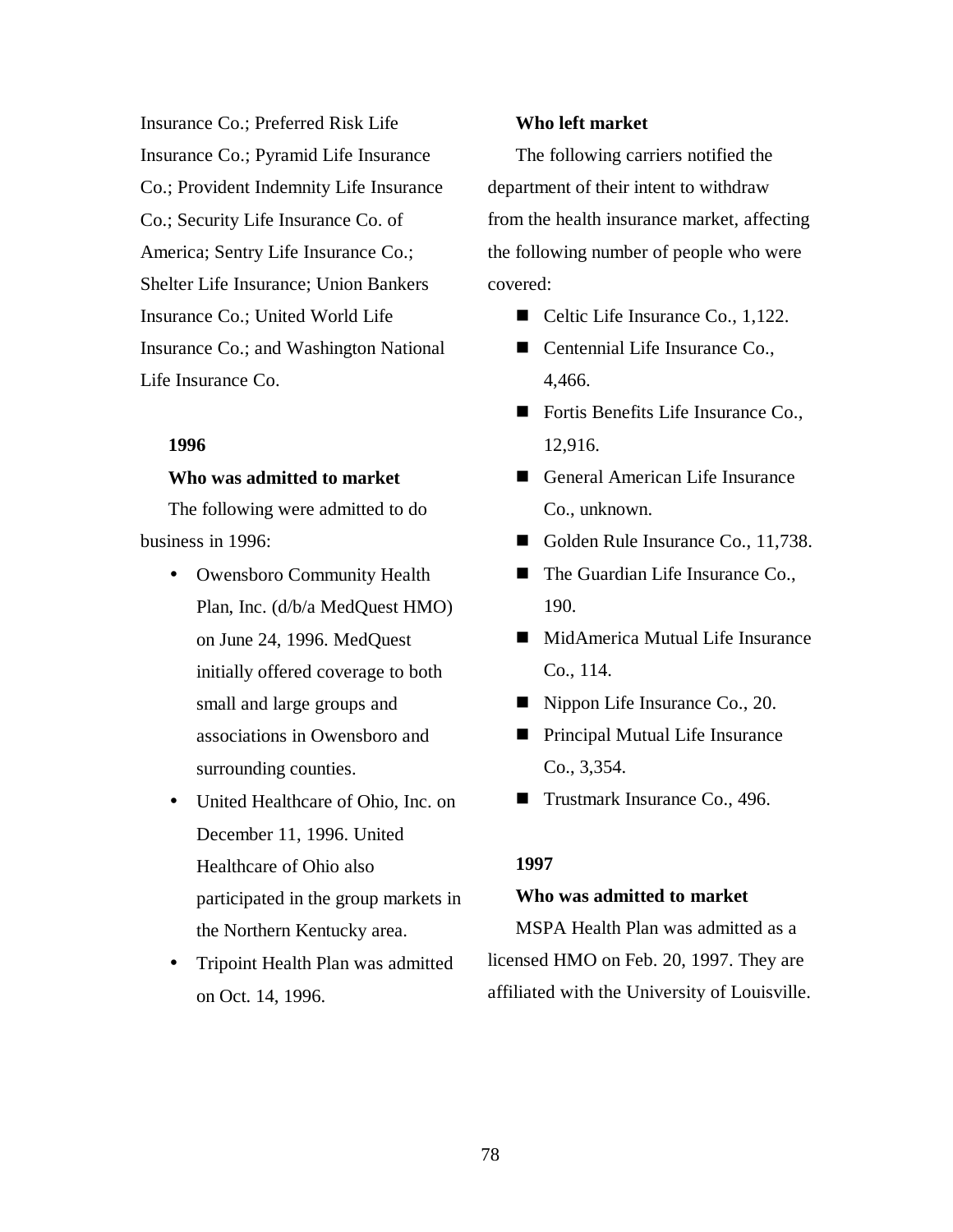Insurance Co.; Preferred Risk Life Insurance Co.; Pyramid Life Insurance Co.; Provident Indemnity Life Insurance Co.; Security Life Insurance Co. of America; Sentry Life Insurance Co.; Shelter Life Insurance; Union Bankers Insurance Co.; United World Life Insurance Co.; and Washington National Life Insurance Co.

**1996**

**Who was admitted to market**

The following were admitted to do business in 1996:

- Owensboro Community Health Plan, Inc. (d/b/a MedQuest HMO) on June 24, 1996. MedQuest initially offered coverage to both small and large groups and associations in Owensboro and surrounding counties.
- United Healthcare of Ohio, Inc. on December 11, 1996. United Healthcare of Ohio also participated in the group markets in the Northern Kentucky area.
- Tripoint Health Plan was admitted on Oct. 14, 1996.

**Who left market**

The following carriers notified the department of their intent to withdraw from the health insurance market, affecting the following number of people who were covered:

- Celtic Life Insurance Co., 1,122.
- Centennial Life Insurance Co., 4,466.
- Fortis Benefits Life Insurance Co., 12,916.
- General American Life Insurance Co., unknown.
- Golden Rule Insurance Co., 11,738.
- The Guardian Life Insurance Co., 190.
- MidAmerica Mutual Life Insurance Co., 114.
- Nippon Life Insurance Co., 20.
- Principal Mutual Life Insurance Co., 3,354.
- Trustmark Insurance Co., 496.

**1997**

**Who was admitted to market**

MSPA Health Plan was admitted as a licensed HMO on Feb. 20, 1997. They are affiliated with the University of Louisville.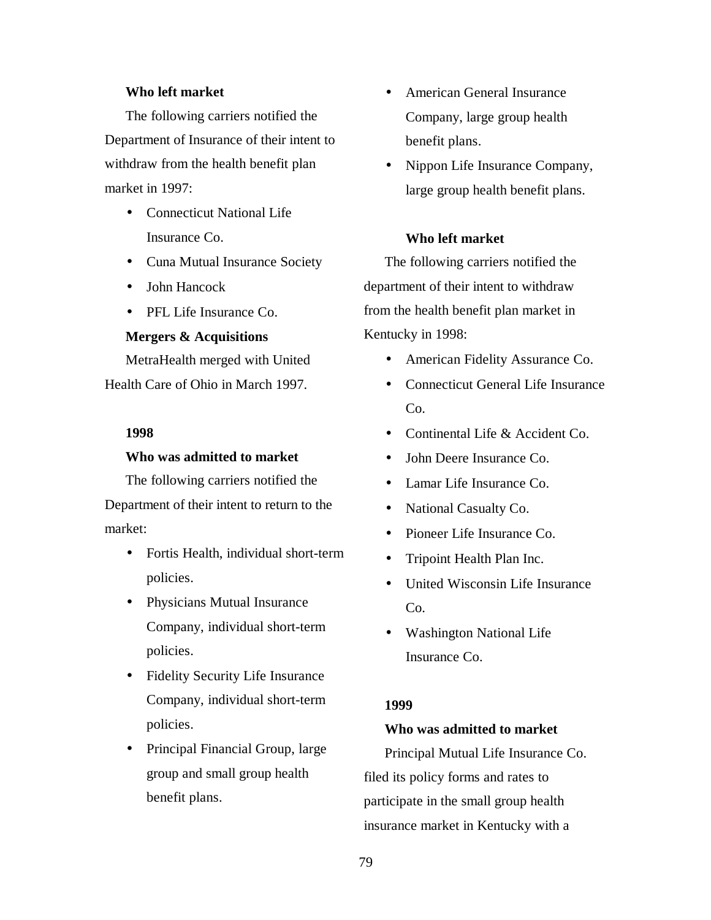**Who left market**

The following carriers notified the Department of Insurance of their intent to withdraw from the health benefit plan market in 1997:

- Connecticut National Life Insurance Co.
- Cuna Mutual Insurance Society
- John Hancock
- PFL Life Insurance Co.

**Mergers & Acquisitions**

MetraHealth merged with United Health Care of Ohio in March 1997.

**1998**

**Who was admitted to market**

The following carriers notified the Department of their intent to return to the market:

- Fortis Health, individual short-term policies.
- Physicians Mutual Insurance Company, individual short-term policies.
- Fidelity Security Life Insurance Company, individual short-term policies.
- Principal Financial Group, large group and small group health benefit plans.
- American General Insurance Company, large group health benefit plans.
- Nippon Life Insurance Company, large group health benefit plans.

**Who left market**

The following carriers notified the department of their intent to withdraw from the health benefit plan market in Kentucky in 1998:

- American Fidelity Assurance Co.
- Connecticut General Life Insurance Co.
- Continental Life & Accident Co.
- John Deere Insurance Co.
- Lamar Life Insurance Co.
- National Casualty Co.
- Pioneer Life Insurance Co.
- Tripoint Health Plan Inc.
- United Wisconsin Life Insurance Co.
- Washington National Life Insurance Co.

**1999**

**Who was admitted to market**

Principal Mutual Life Insurance Co. filed its policy forms and rates to participate in the small group health insurance market in Kentucky with a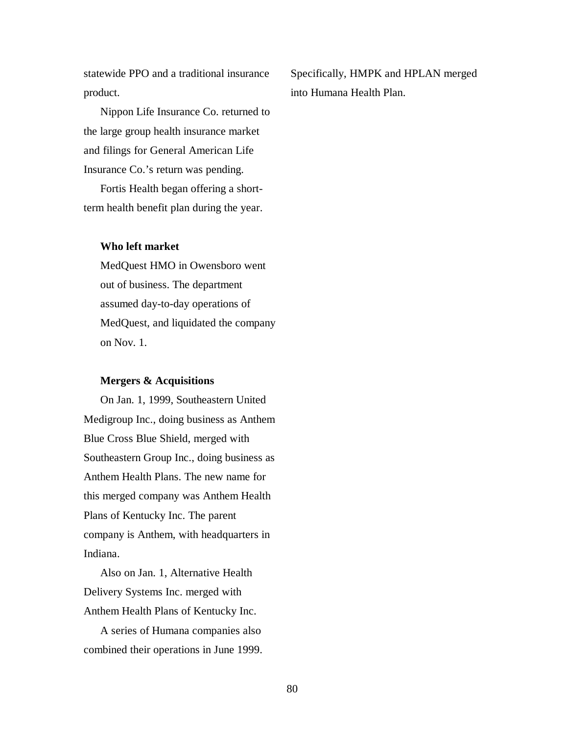statewide PPO and a traditional insurance product.

Nippon Life Insurance Co. returned to the large group health insurance market and filings for General American Life Insurance Co.'s return was pending.

Fortis Health began offering a short-term health benefit plan during the year.

**Who left market**

MedQuest HMO in Owensboro went out of business. The department assumed day-to-day operations of MedQuest, and liquidated the company on Nov. 1.

**Mergers & Acquisitions**

On Jan. 1, 1999, Southeastern United Medigroup Inc., doing business as Anthem Blue Cross Blue Shield, merged with Southeastern Group Inc., doing business as Anthem Health Plans. The new name for this merged company was Anthem Health Plans of Kentucky Inc. The parent company is Anthem, with headquarters in Indiana.

Also on Jan. 1, Alternative Health Delivery Systems Inc. merged with Anthem Health Plans of Kentucky Inc.

A series of Humana companies also combined their operations in June 1999. Specifically, HMPK and HPLAN merged into Humana Health Plan.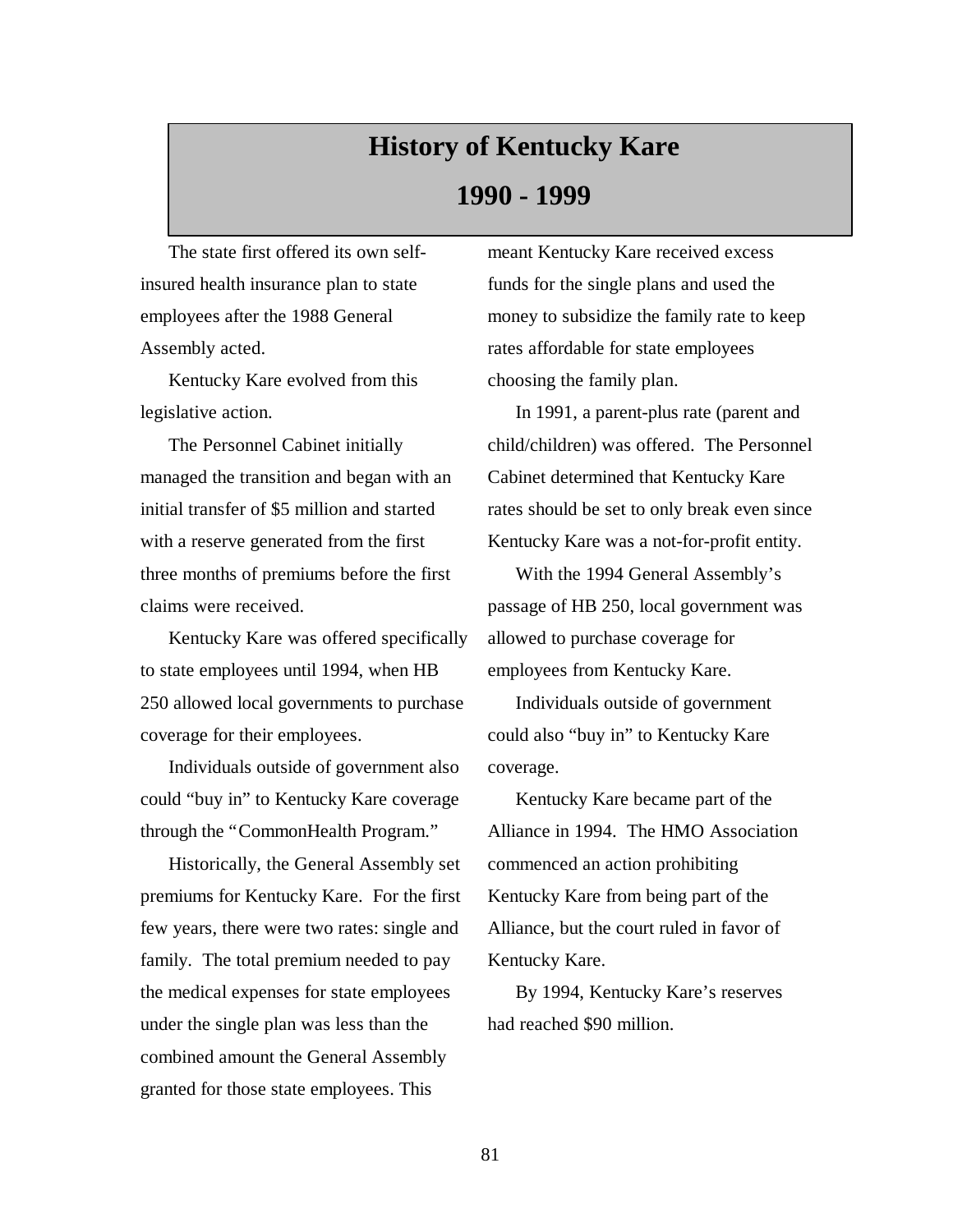# History of Kentucky Kare

## 1990 - 1999

The state first offered its own self-insured health insurance plan to state employees after the 1988 General Assembly acted.

Kentucky Kare evolved from this legislative action.

The Personnel Cabinet initially managed the transition and began with an initial transfer of $5 million and started with a reserve generated from the first three months of premiums before the first claims were received.

Kentucky Kare was offered specifically to state employees until 1994, when HB 250 allowed local governments to purchase coverage for their employees.

Individuals outside of government also could "buy in" to Kentucky Kare coverage through the "CommonHealth Program."

Historically, the General Assembly set premiums for Kentucky Kare. For the first few years, there were two rates: single and family. The total premium needed to pay the medical expenses for state employees under the single plan was less than the combined amount the General Assembly granted for those state employees. This meant Kentucky Kare received excess funds for the single plans and used the money to subsidize the family rate to keep rates affordable for state employees choosing the family plan.

In 1991, a parent-plus rate (parent and child/children) was offered. The Personnel Cabinet determined that Kentucky Kare rates should be set to only break even since Kentucky Kare was a not-for-profit entity.

With the 1994 General Assembly's passage of HB 250, local government was allowed to purchase coverage for employees from Kentucky Kare.

Individuals outside of government could also "buy in" to Kentucky Kare coverage.

Kentucky Kare became part of the Alliance in 1994. The HMO Association commenced an action prohibiting Kentucky Kare from being part of the Alliance, but the court ruled in favor of Kentucky Kare.

By 1994, Kentucky Kare's reserves had reached $90 million.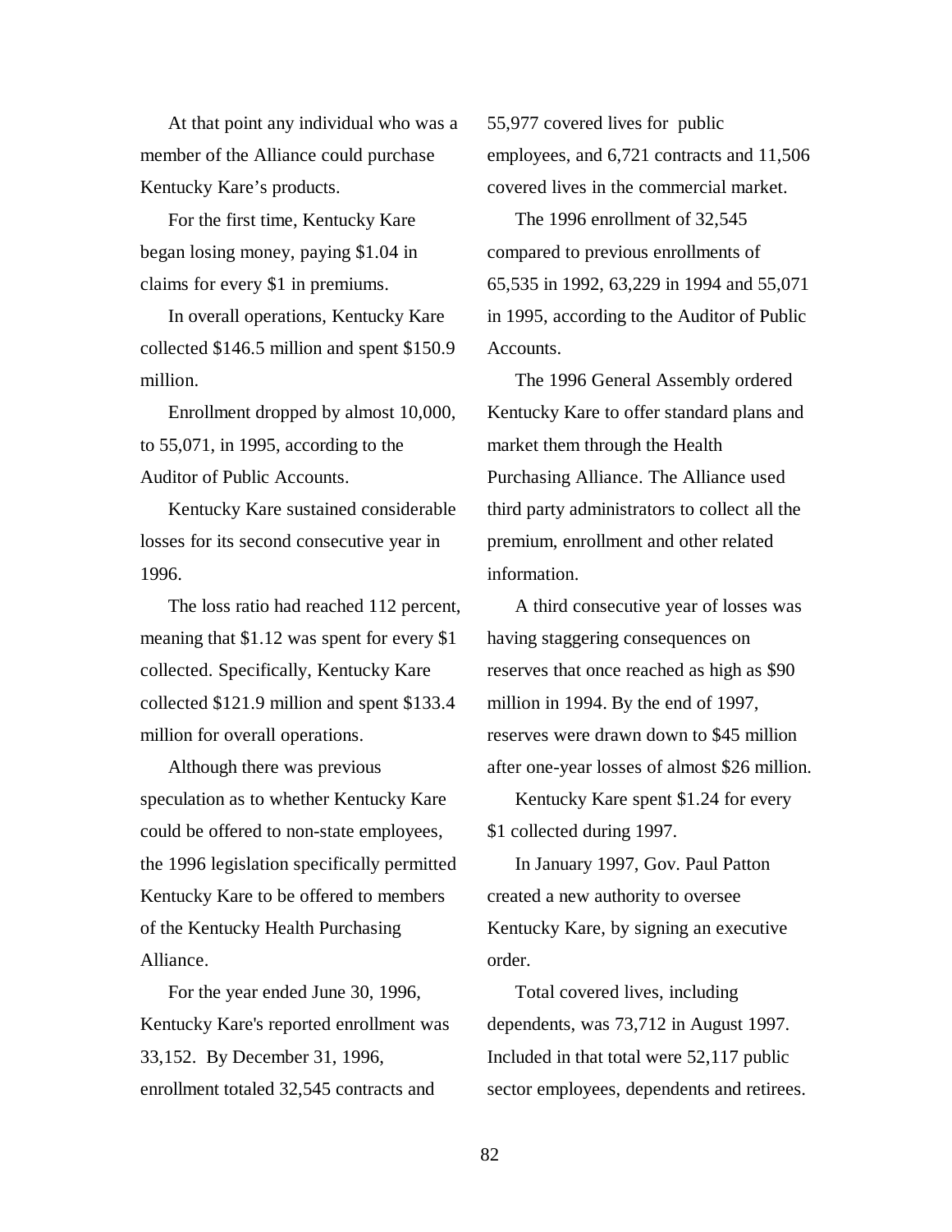At that point any individual who was a member of the Alliance could purchase Kentucky Kare's products.

For the first time, Kentucky Kare began losing money, paying $1.04 in claims for every $1 in premiums.

In overall operations, Kentucky Kare collected $146.5 million and spent $150.9 million.

Enrollment dropped by almost 10,000, to 55,071, in 1995, according to the Auditor of Public Accounts.

Kentucky Kare sustained considerable losses for its second consecutive year in 1996.

The loss ratio had reached 112 percent, meaning that $1.12 was spent for every $1 collected. Specifically, Kentucky Kare collected $121.9 million and spent $133.4 million for overall operations.

Although there was previous speculation as to whether Kentucky Kare could be offered to non-state employees, the 1996 legislation specifically permitted Kentucky Kare to be offered to members of the Kentucky Health Purchasing Alliance.

For the year ended June 30, 1996, Kentucky Kare's reported enrollment was 33,152. By December 31, 1996, enrollment totaled 32,545 contracts and 55,977 covered lives for public employees, and 6,721 contracts and 11,506 covered lives in the commercial market.

The 1996 enrollment of 32,545 compared to previous enrollments of 65,535 in 1992, 63,229 in 1994 and 55,071 in 1995, according to the Auditor of Public Accounts.

The 1996 General Assembly ordered Kentucky Kare to offer standard plans and market them through the Health Purchasing Alliance. The Alliance used third party administrators to collect all the premium, enrollment and other related information.

A third consecutive year of losses was having staggering consequences on reserves that once reached as high as $90 million in 1994. By the end of 1997, reserves were drawn down to $45 million after one-year losses of almost $26 million.

Kentucky Kare spent $1.24 for every $1 collected during 1997.

In January 1997, Gov. Paul Patton created a new authority to oversee Kentucky Kare, by signing an executive order.

Total covered lives, including dependents, was 73,712 in August 1997. Included in that total were 52,117 public sector employees, dependents and retirees.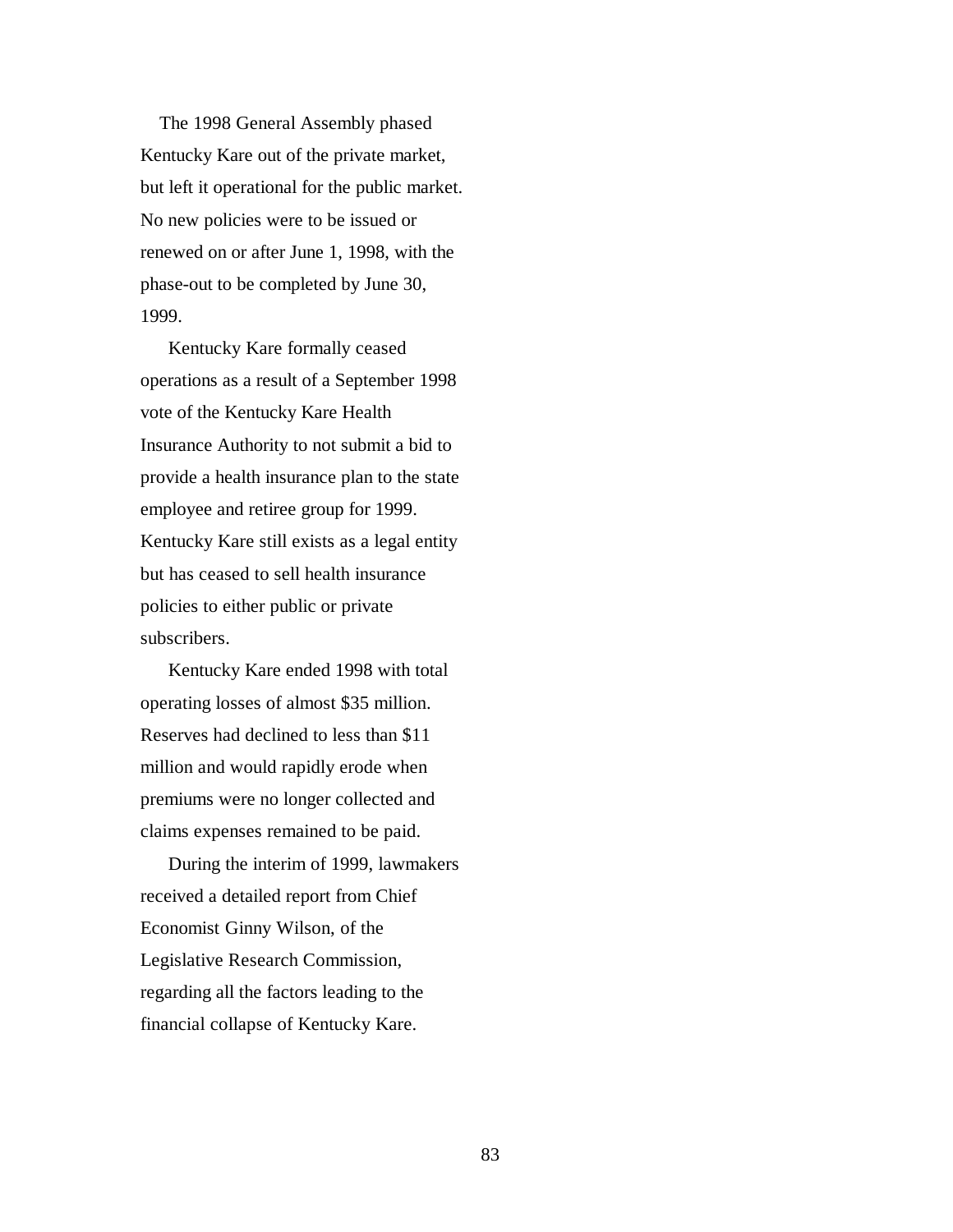The 1998 General Assembly phased Kentucky Kare out of the private market, but left it operational for the public market. No new policies were to be issued or renewed on or after June 1, 1998, with the phase-out to be completed by June 30, 1999.

Kentucky Kare formally ceased operations as a result of a September 1998 vote of the Kentucky Kare Health Insurance Authority to not submit a bid to provide a health insurance plan to the state employee and retiree group for 1999. Kentucky Kare still exists as a legal entity but has ceased to sell health insurance policies to either public or private subscribers.

Kentucky Kare ended 1998 with total operating losses of almost $35 million. Reserves had declined to less than $11 million and would rapidly erode when premiums were no longer collected and claims expenses remained to be paid.

During the interim of 1999, lawmakers received a detailed report from Chief Economist Ginny Wilson, of the Legislative Research Commission, regarding all the factors leading to the financial collapse of Kentucky Kare.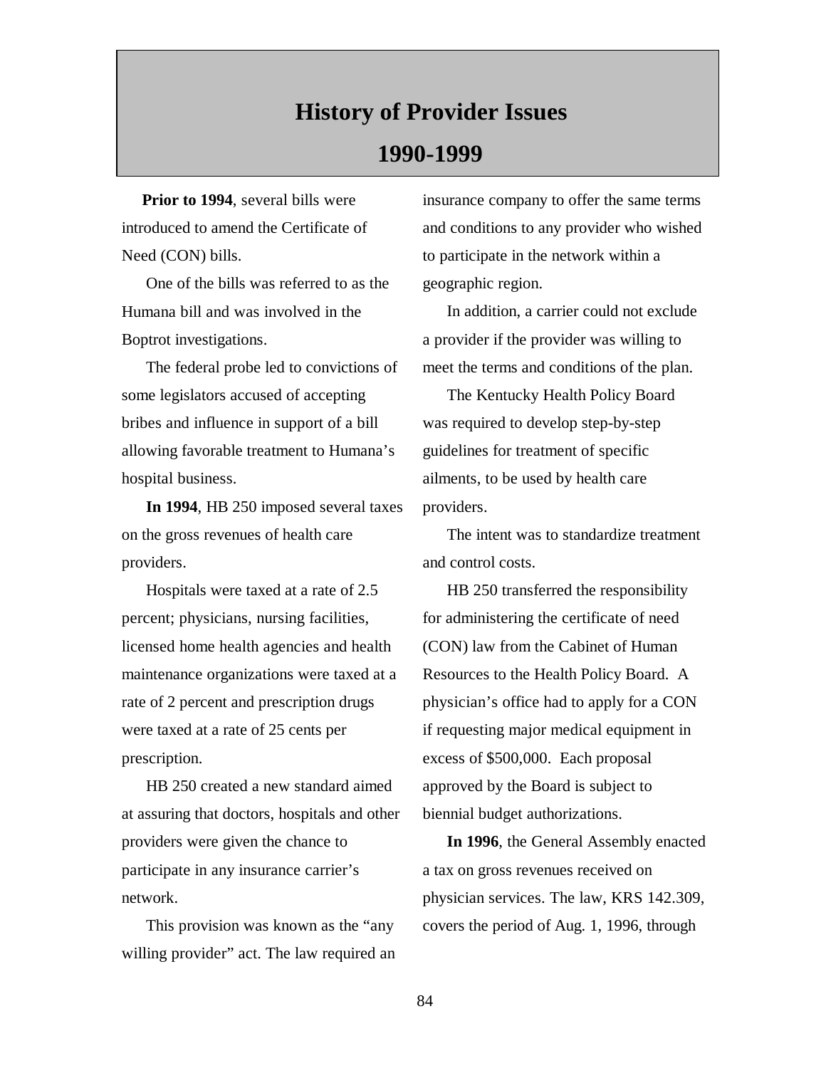# History of Provider Issues

# 1990-1999

**Prior to 1994**, several bills were introduced to amend the Certificate of Need (CON) bills.

One of the bills was referred to as the Humana bill and was involved in the Boptrot investigations.

The federal probe led to convictions of some legislators accused of accepting bribes and influence in support of a bill allowing favorable treatment to Humana's hospital business.

**In 1994**, HB 250 imposed several taxes on the gross revenues of health care providers.

Hospitals were taxed at a rate of 2.5 percent; physicians, nursing facilities, licensed home health agencies and health maintenance organizations were taxed at a rate of 2 percent and prescription drugs were taxed at a rate of 25 cents per prescription.

HB 250 created a new standard aimed at assuring that doctors, hospitals and other providers were given the chance to participate in any insurance carrier's network.

This provision was known as the "any willing provider" act. The law required an insurance company to offer the same terms and conditions to any provider who wished to participate in the network within a geographic region.

In addition, a carrier could not exclude a provider if the provider was willing to meet the terms and conditions of the plan.

The Kentucky Health Policy Board was required to develop step-by-step guidelines for treatment of specific ailments, to be used by health care providers.

The intent was to standardize treatment and control costs.

HB 250 transferred the responsibility for administering the certificate of need (CON) law from the Cabinet of Human Resources to the Health Policy Board. A physician's office had to apply for a CON if requesting major medical equipment in excess of $500,000. Each proposal approved by the Board is subject to biennial budget authorizations.

**In 1996**, the General Assembly enacted a tax on gross revenues received on physician services. The law, KRS 142.309, covers the period of Aug. 1, 1996, through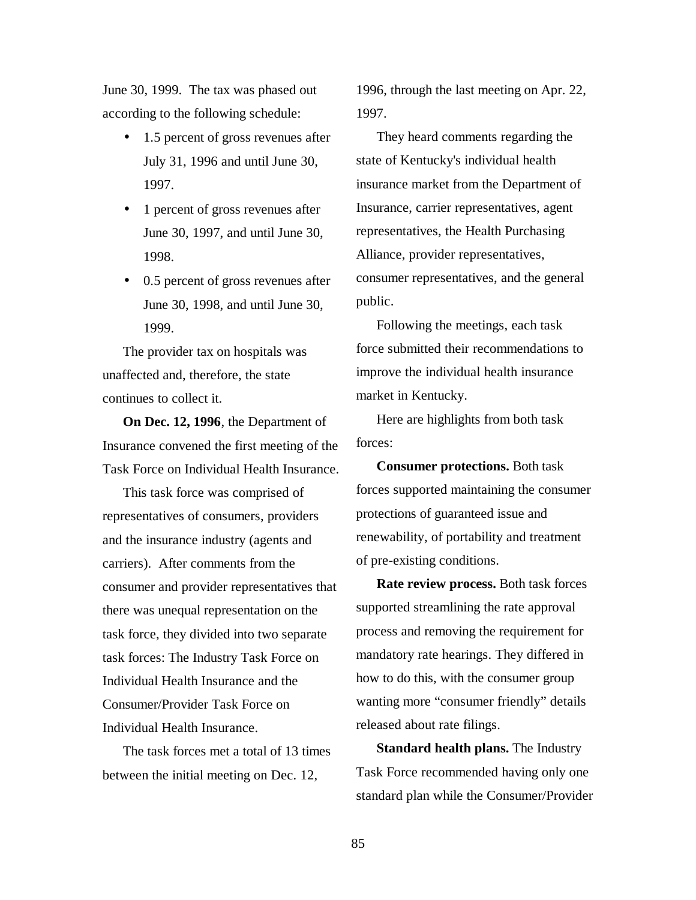June 30, 1999. The tax was phased out according to the following schedule:

- 1.5 percent of gross revenues after July 31, 1996 and until June 30, 1997.
- 1 percent of gross revenues after June 30, 1997, and until June 30, 1998.
- 0.5 percent of gross revenues after June 30, 1998, and until June 30, 1999.

The provider tax on hospitals was unaffected and, therefore, the state continues to collect it.

**On Dec. 12, 1996**, the Department of Insurance convened the first meeting of the Task Force on Individual Health Insurance.

This task force was comprised of representatives of consumers, providers and the insurance industry (agents and carriers). After comments from the consumer and provider representatives that there was unequal representation on the task force, they divided into two separate task forces: The Industry Task Force on Individual Health Insurance and the Consumer/Provider Task Force on Individual Health Insurance.

The task forces met a total of 13 times between the initial meeting on Dec. 12, 1996, through the last meeting on Apr. 22, 1997.

They heard comments regarding the state of Kentucky's individual health insurance market from the Department of Insurance, carrier representatives, agent representatives, the Health Purchasing Alliance, provider representatives, consumer representatives, and the general public.

Following the meetings, each task force submitted their recommendations to improve the individual health insurance market in Kentucky.

Here are highlights from both task forces:

**Consumer protections.** Both task forces supported maintaining the consumer protections of guaranteed issue and renewability, of portability and treatment of pre-existing conditions.

**Rate review process.** Both task forces supported streamlining the rate approval process and removing the requirement for mandatory rate hearings. They differed in how to do this, with the consumer group wanting more "consumer friendly" details released about rate filings.

**Standard health plans.** The Industry Task Force recommended having only one standard plan while the Consumer/Provider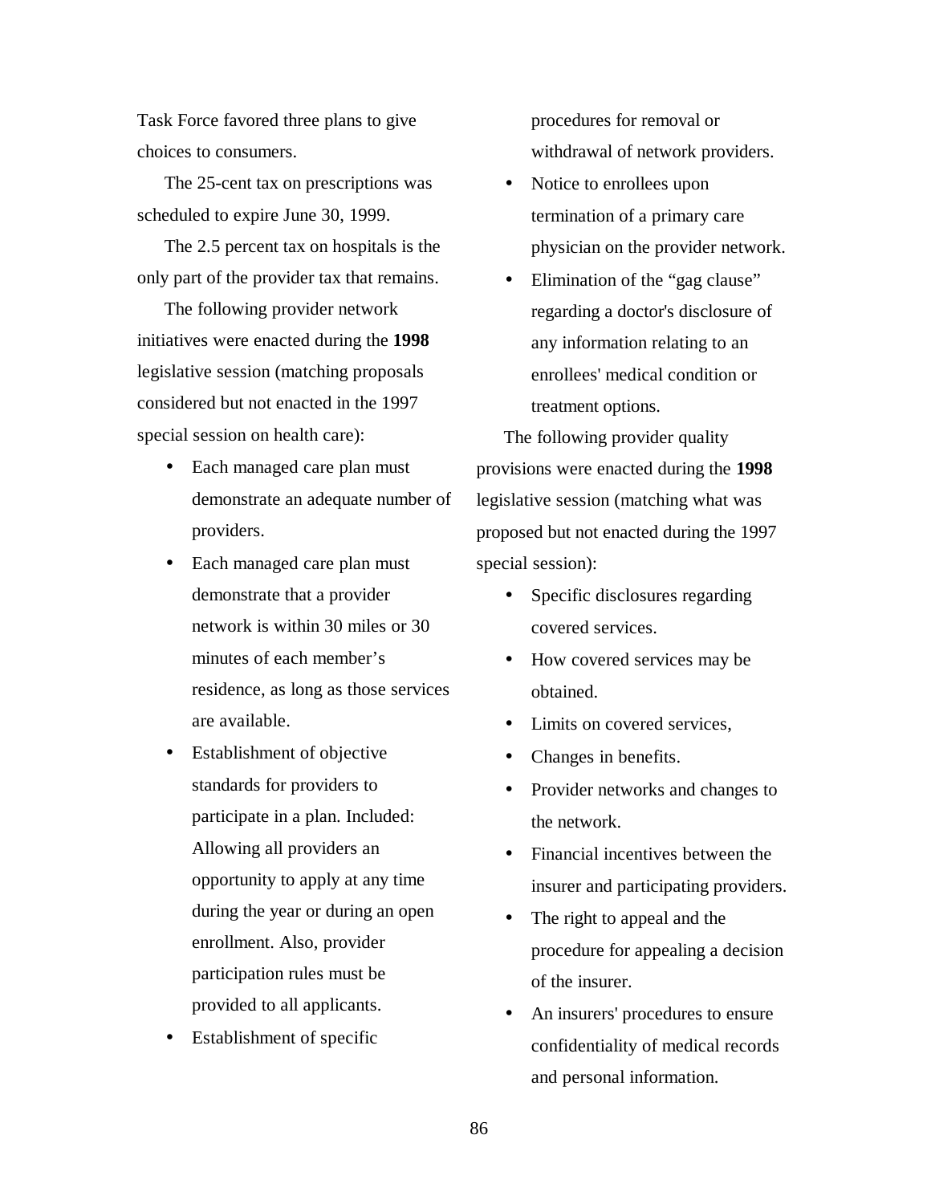Task Force favored three plans to give choices to consumers.

The 25-cent tax on prescriptions was scheduled to expire June 30, 1999.

The 2.5 percent tax on hospitals is the only part of the provider tax that remains.

The following provider network initiatives were enacted during the **1998** legislative session (matching proposals considered but not enacted in the 1997 special session on health care):

- Each managed care plan must demonstrate an adequate number of providers.
- Each managed care plan must demonstrate that a provider network is within 30 miles or 30 minutes of each member's residence, as long as those services are available.
- Establishment of objective standards for providers to participate in a plan. Included: Allowing all providers an opportunity to apply at any time during the year or during an open enrollment. Also, provider participation rules must be provided to all applicants.
- Establishment of specific procedures for removal or withdrawal of network providers.
- Notice to enrollees upon termination of a primary care physician on the provider network.
- Elimination of the "gag clause" regarding a doctor's disclosure of any information relating to an enrollees' medical condition or treatment options.

The following provider quality provisions were enacted during the **1998** legislative session (matching what was proposed but not enacted during the 1997 special session):

- Specific disclosures regarding covered services.
- How covered services may be obtained.
- Limits on covered services,
- Changes in benefits.
- Provider networks and changes to the network.
- Financial incentives between the insurer and participating providers.
- The right to appeal and the procedure for appealing a decision of the insurer.
- An insurers' procedures to ensure confidentiality of medical records and personal information.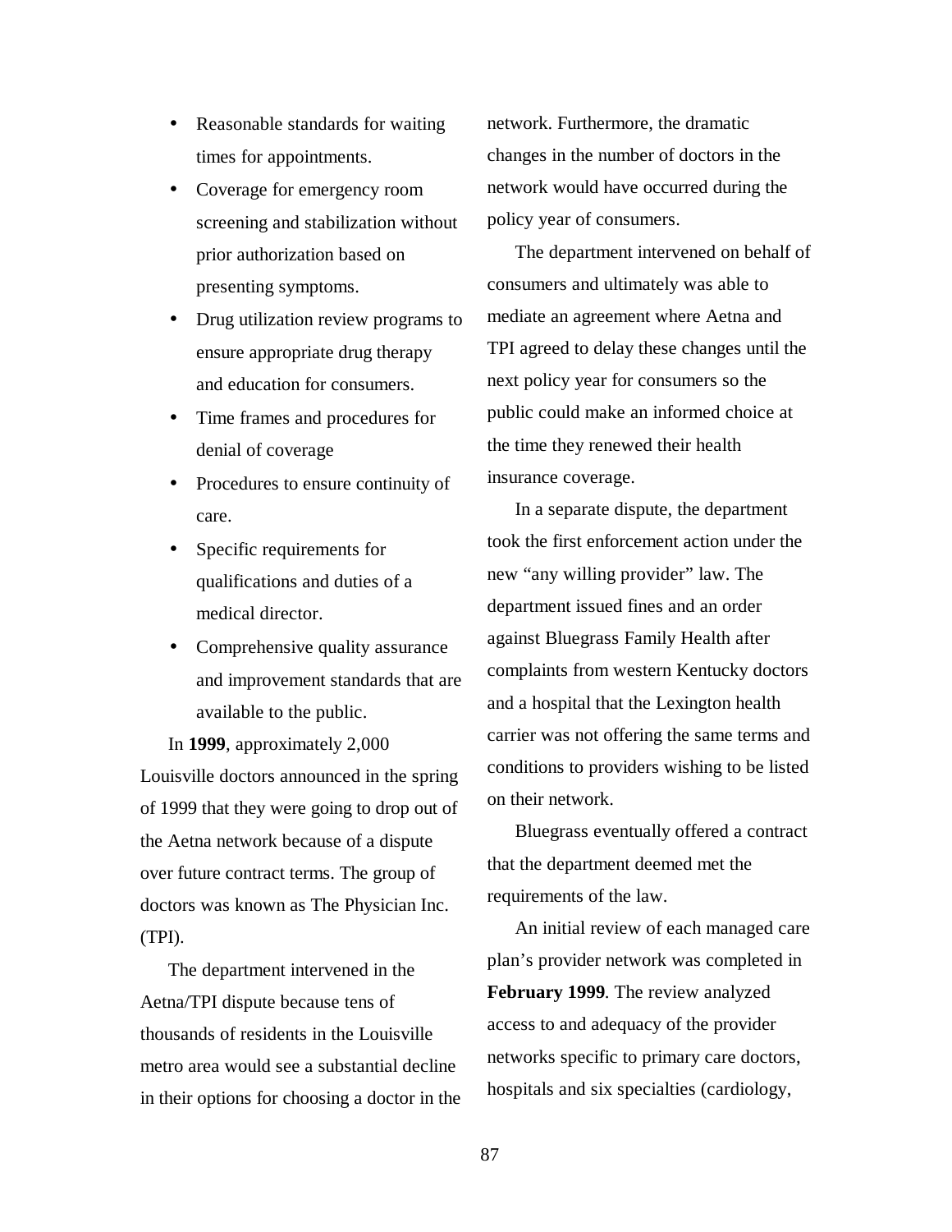- Reasonable standards for waiting times for appointments.
- Coverage for emergency room screening and stabilization without prior authorization based on presenting symptoms.
- Drug utilization review programs to ensure appropriate drug therapy and education for consumers.
- Time frames and procedures for denial of coverage
- Procedures to ensure continuity of care.
- Specific requirements for qualifications and duties of a medical director.
- Comprehensive quality assurance and improvement standards that are available to the public.

In **1999**, approximately 2,000 Louisville doctors announced in the spring of 1999 that they were going to drop out of the Aetna network because of a dispute over future contract terms. The group of doctors was known as The Physician Inc. (TPI).

The department intervened in the Aetna/TPI dispute because tens of thousands of residents in the Louisville metro area would see a substantial decline in their options for choosing a doctor in the network. Furthermore, the dramatic changes in the number of doctors in the network would have occurred during the policy year of consumers.

The department intervened on behalf of consumers and ultimately was able to mediate an agreement where Aetna and TPI agreed to delay these changes until the next policy year for consumers so the public could make an informed choice at the time they renewed their health insurance coverage.

In a separate dispute, the department took the first enforcement action under the new “any willing provider” law. The department issued fines and an order against Bluegrass Family Health after complaints from western Kentucky doctors and a hospital that the Lexington health carrier was not offering the same terms and conditions to providers wishing to be listed on their network.

Bluegrass eventually offered a contract that the department deemed met the requirements of the law.

An initial review of each managed care plan’s provider network was completed in **February 1999**. The review analyzed access to and adequacy of the provider networks specific to primary care doctors, hospitals and six specialties (cardiology,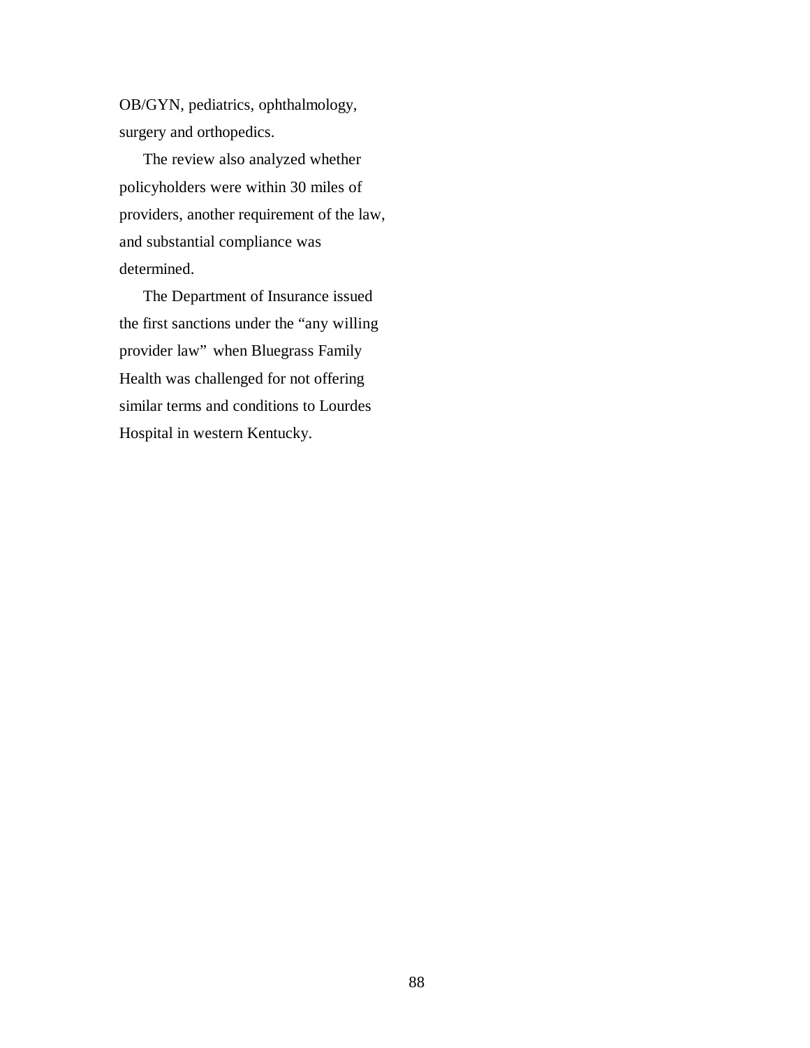OB/GYN, pediatrics, ophthalmology, surgery and orthopedics.

The review also analyzed whether policyholders were within 30 miles of providers, another requirement of the law, and substantial compliance was determined.

The Department of Insurance issued the first sanctions under the "any willing provider law" when Bluegrass Family Health was challenged for not offering similar terms and conditions to Lourdes Hospital in western Kentucky.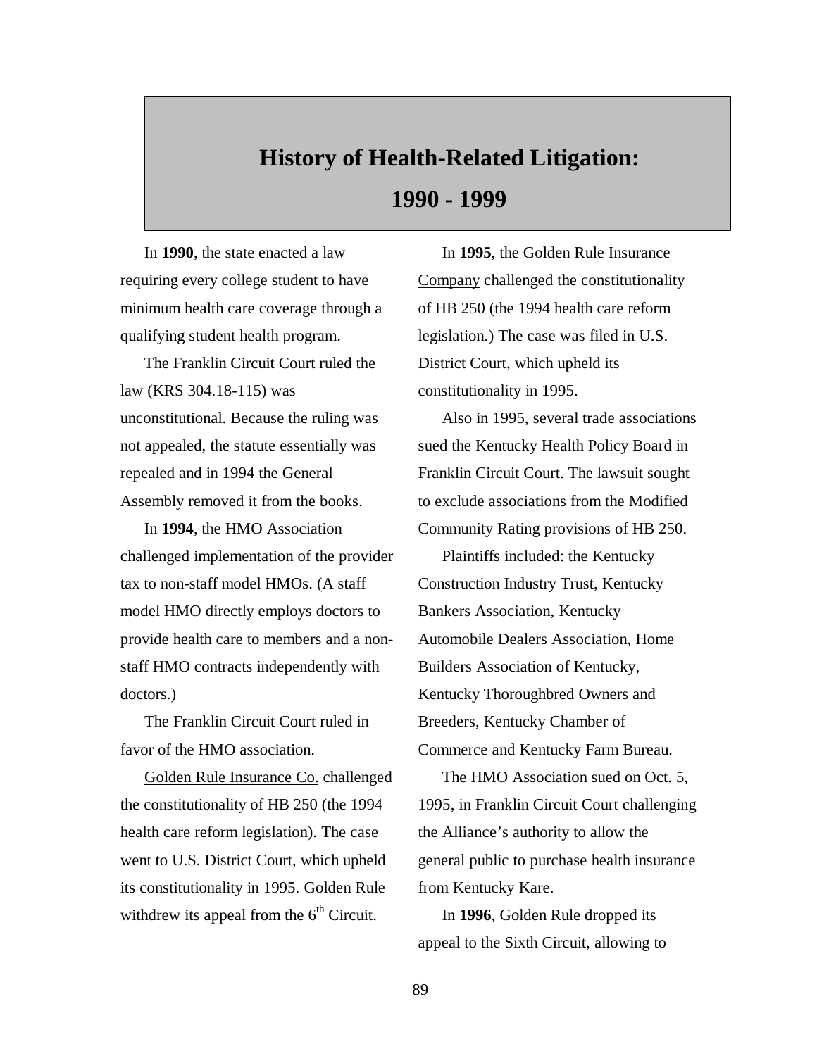# History of Health-Related Litigation: 1990 - 1999

In **1990**, the state enacted a law requiring every college student to have minimum health care coverage through a qualifying student health program.

The Franklin Circuit Court ruled the law (KRS 304.18-115) was unconstitutional. Because the ruling was not appealed, the statute essentially was repealed and in 1994 the General Assembly removed it from the books.

In **1994**, <u>the HMO Association</u> challenged implementation of the provider tax to non-staff model HMOs. (A staff model HMO directly employs doctors to provide health care to members and a non-staff HMO contracts independently with doctors.)

The Franklin Circuit Court ruled in favor of the HMO association.

<u>Golden Rule Insurance Co.</u> challenged the constitutionality of HB 250 (the 1994 health care reform legislation). The case went to U.S. District Court, which upheld its constitutionality in 1995. Golden Rule withdrew its appeal from the 6th Circuit.

In **1995**<u>, the Golden Rule Insurance Company</u> challenged the constitutionality of HB 250 (the 1994 health care reform legislation.) The case was filed in U.S. District Court, which upheld its constitutionality in 1995.

Also in 1995, several trade associations sued the Kentucky Health Policy Board in Franklin Circuit Court. The lawsuit sought to exclude associations from the Modified Community Rating provisions of HB 250.

Plaintiffs included: the Kentucky Construction Industry Trust, Kentucky Bankers Association, Kentucky Automobile Dealers Association, Home Builders Association of Kentucky, Kentucky Thoroughbred Owners and Breeders, Kentucky Chamber of Commerce and Kentucky Farm Bureau.

The HMO Association sued on Oct. 5, 1995, in Franklin Circuit Court challenging the Alliance's authority to allow the general public to purchase health insurance from Kentucky Kare.

In **1996**, Golden Rule dropped its appeal to the Sixth Circuit, allowing to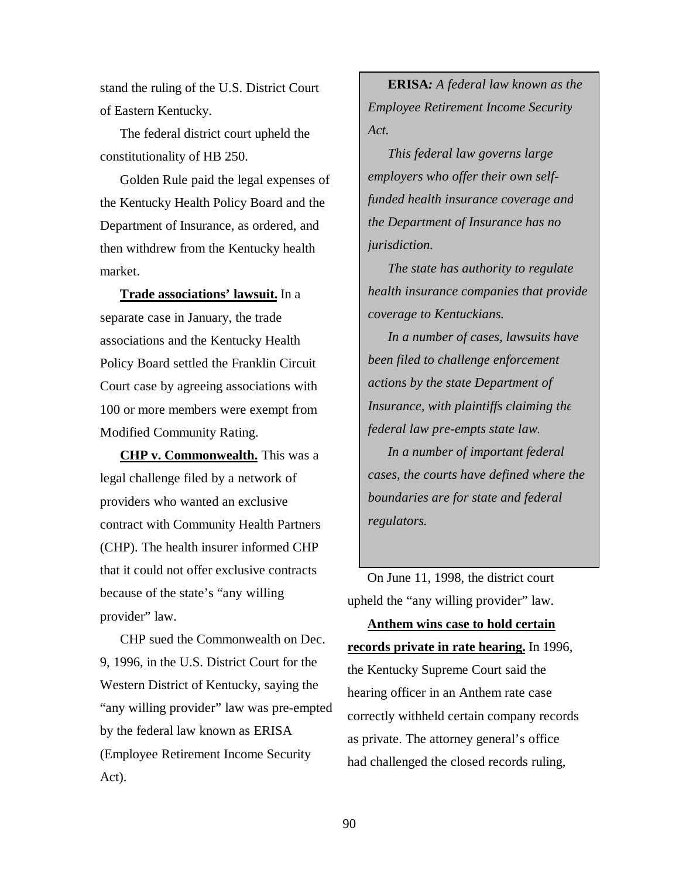stand the ruling of the U.S. District Court of Eastern Kentucky.

The federal district court upheld the constitutionality of HB 250.

Golden Rule paid the legal expenses of the Kentucky Health Policy Board and the Department of Insurance, as ordered, and then withdrew from the Kentucky health market.

**Trade associations' lawsuit.** In a separate case in January, the trade associations and the Kentucky Health Policy Board settled the Franklin Circuit Court case by agreeing associations with 100 or more members were exempt from Modified Community Rating.

**CHP v. Commonwealth.** This was a legal challenge filed by a network of providers who wanted an exclusive contract with Community Health Partners (CHP). The health insurer informed CHP that it could not offer exclusive contracts because of the state's "any willing provider" law.

CHP sued the Commonwealth on Dec. 9, 1996, in the U.S. District Court for the Western District of Kentucky, saying the "any willing provider" law was pre-empted by the federal law known as ERISA (Employee Retirement Income Security Act).

> **ERISA***: A federal law known as the Employee Retirement Income Security Act.*
>
> *This federal law governs large employers who offer their own self-funded health insurance coverage and the Department of Insurance has no jurisdiction.*
>
> *The state has authority to regulate health insurance companies that provide coverage to Kentuckians.*
>
> *In a number of cases, lawsuits have been filed to challenge enforcement actions by the state Department of Insurance, with plaintiffs claiming the federal law pre-empts state law.*
>
> *In a number of important federal cases, the courts have defined where the boundaries are for state and federal regulators.*

On June 11, 1998, the district court upheld the "any willing provider" law.

**Anthem wins case to hold certain records private in rate hearing.** In 1996, the Kentucky Supreme Court said the hearing officer in an Anthem rate case correctly withheld certain company records as private. The attorney general's office had challenged the closed records ruling,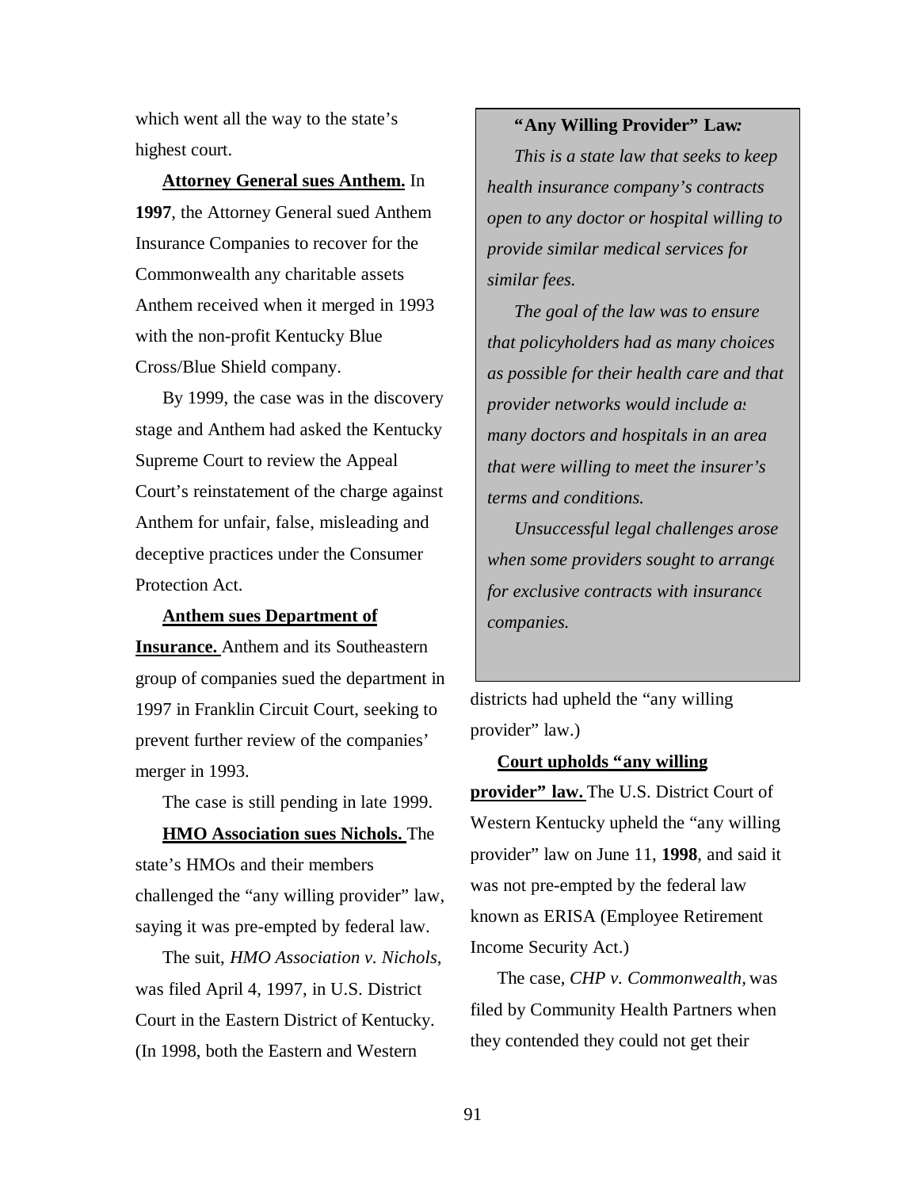which went all the way to the state's highest court.

**Attorney General sues Anthem.** In **1997**, the Attorney General sued Anthem Insurance Companies to recover for the Commonwealth any charitable assets Anthem received when it merged in 1993 with the non-profit Kentucky Blue Cross/Blue Shield company.

By 1999, the case was in the discovery stage and Anthem had asked the Kentucky Supreme Court to review the Appeal Court's reinstatement of the charge against Anthem for unfair, false, misleading and deceptive practices under the Consumer Protection Act.

**Anthem sues Department of Insurance.** Anthem and its Southeastern group of companies sued the department in 1997 in Franklin Circuit Court, seeking to prevent further review of the companies' merger in 1993.

The case is still pending in late 1999.

**HMO Association sues Nichols.** The state's HMOs and their members challenged the "any willing provider" law, saying it was pre-empted by federal law.

The suit, *HMO Association v. Nichols*, was filed April 4, 1997, in U.S. District Court in the Eastern District of Kentucky. (In 1998, both the Eastern and Western districts had upheld the "any willing provider" law.)

> **"Any Willing Provider" Law:**
>
> *This is a state law that seeks to keep health insurance company's contracts open to any doctor or hospital willing to provide similar medical services for similar fees.*
>
> *The goal of the law was to ensure that policyholders had as many choices as possible for their health care and that provider networks would include as many doctors and hospitals in an area that were willing to meet the insurer's terms and conditions.*
>
> *Unsuccessful legal challenges arose when some providers sought to arrange for exclusive contracts with insurance companies.*

**Court upholds "any willing provider" law.** The U.S. District Court of Western Kentucky upheld the "any willing provider" law on June 11, **1998**, and said it was not pre-empted by the federal law known as ERISA (Employee Retirement Income Security Act.)

The case, *CHP v. Commonwealth*, was filed by Community Health Partners when they contended they could not get their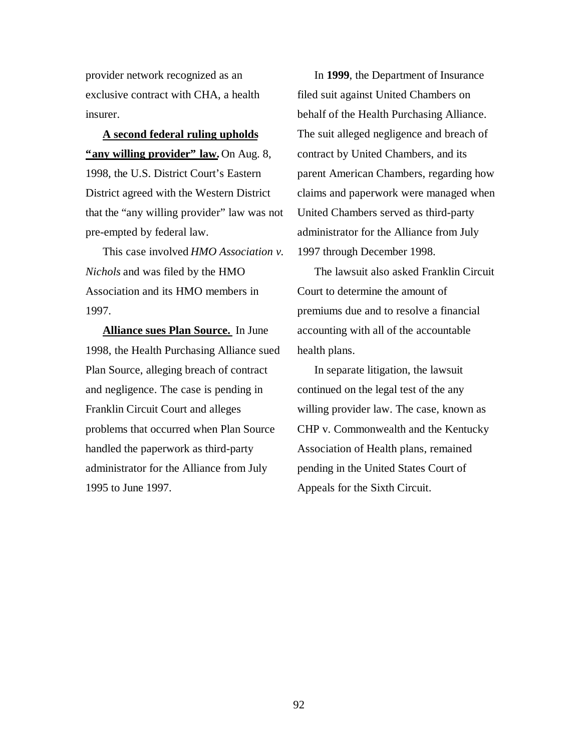provider network recognized as an exclusive contract with CHA, a health insurer.

**A second federal ruling upholds "any willing provider" law.** On Aug. 8, 1998, the U.S. District Court's Eastern District agreed with the Western District that the "any willing provider" law was not pre-empted by federal law.

This case involved *HMO Association v. Nichols* and was filed by the HMO Association and its HMO members in 1997.

**Alliance sues Plan Source.** In June 1998, the Health Purchasing Alliance sued Plan Source, alleging breach of contract and negligence. The case is pending in Franklin Circuit Court and alleges problems that occurred when Plan Source handled the paperwork as third-party administrator for the Alliance from July 1995 to June 1997.

In **1999**, the Department of Insurance filed suit against United Chambers on behalf of the Health Purchasing Alliance. The suit alleged negligence and breach of contract by United Chambers, and its parent American Chambers, regarding how claims and paperwork were managed when United Chambers served as third-party administrator for the Alliance from July 1997 through December 1998.

The lawsuit also asked Franklin Circuit Court to determine the amount of premiums due and to resolve a financial accounting with all of the accountable health plans.

In separate litigation, the lawsuit continued on the legal test of the any willing provider law. The case, known as CHP v. Commonwealth and the Kentucky Association of Health plans, remained pending in the United States Court of Appeals for the Sixth Circuit.